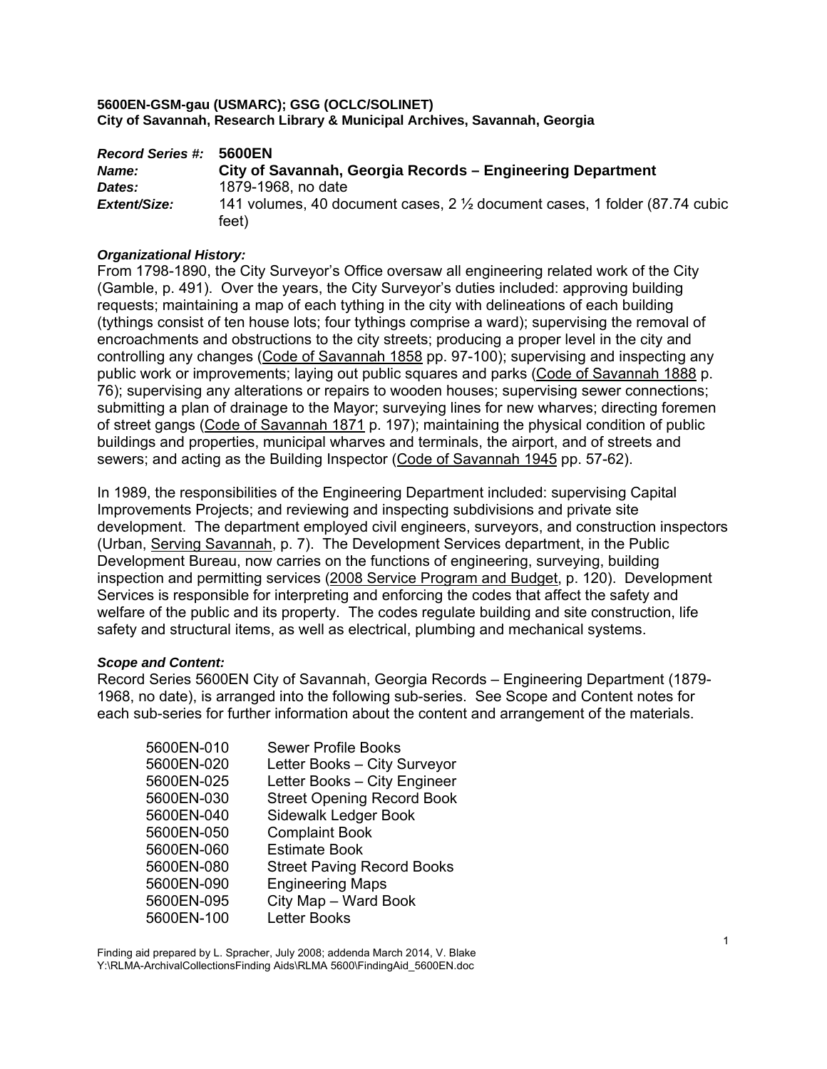**5600EN-GSM-gau (USMARC); GSG (OCLC/SOLINET)**
**City of Savannah, Research Library & Municipal Archives, Savannah, Georgia**

| | |
|---|---|
| ***Record Series #:*** | **5600EN** |
| ***Name:*** | **City of Savannah, Georgia Records – Engineering Department** |
| ***Dates:*** | 1879-1968, no date |
| ***Extent/Size:*** | 141 volumes, 40 document cases, 2 ½ document cases, 1 folder (87.74 cubic feet) |

***Organizational History:***
From 1798-1890, the City Surveyor's Office oversaw all engineering related work of the City (Gamble, p. 491). Over the years, the City Surveyor's duties included: approving building requests; maintaining a map of each tything in the city with delineations of each building (tythings consist of ten house lots; four tythings comprise a ward); supervising the removal of encroachments and obstructions to the city streets; producing a proper level in the city and controlling any changes (Code of Savannah 1858 pp. 97-100); supervising and inspecting any public work or improvements; laying out public squares and parks (Code of Savannah 1888 p. 76); supervising any alterations or repairs to wooden houses; supervising sewer connections; submitting a plan of drainage to the Mayor; surveying lines for new wharves; directing foremen of street gangs (Code of Savannah 1871 p. 197); maintaining the physical condition of public buildings and properties, municipal wharves and terminals, the airport, and of streets and sewers; and acting as the Building Inspector (Code of Savannah 1945 pp. 57-62).

In 1989, the responsibilities of the Engineering Department included: supervising Capital Improvements Projects; and reviewing and inspecting subdivisions and private site development. The department employed civil engineers, surveyors, and construction inspectors (Urban, Serving Savannah, p. 7). The Development Services department, in the Public Development Bureau, now carries on the functions of engineering, surveying, building inspection and permitting services (2008 Service Program and Budget, p. 120). Development Services is responsible for interpreting and enforcing the codes that affect the safety and welfare of the public and its property. The codes regulate building and site construction, life safety and structural items, as well as electrical, plumbing and mechanical systems.

***Scope and Content:***
Record Series 5600EN City of Savannah, Georgia Records – Engineering Department (1879-1968, no date), is arranged into the following sub-series. See Scope and Content notes for each sub-series for further information about the content and arrangement of the materials.

| | |
|---|---|
| 5600EN-010 | Sewer Profile Books |
| 5600EN-020 | Letter Books – City Surveyor |
| 5600EN-025 | Letter Books – City Engineer |
| 5600EN-030 | Street Opening Record Book |
| 5600EN-040 | Sidewalk Ledger Book |
| 5600EN-050 | Complaint Book |
| 5600EN-060 | Estimate Book |
| 5600EN-080 | Street Paving Record Books |
| 5600EN-090 | Engineering Maps |
| 5600EN-095 | City Map – Ward Book |
| 5600EN-100 | Letter Books |

Finding aid prepared by L. Spracher, July 2008; addenda March 2014, V. Blake
Y:\RLMA-ArchivalCollectionsFinding Aids\RLMA 5600\FindingAid_5600EN.doc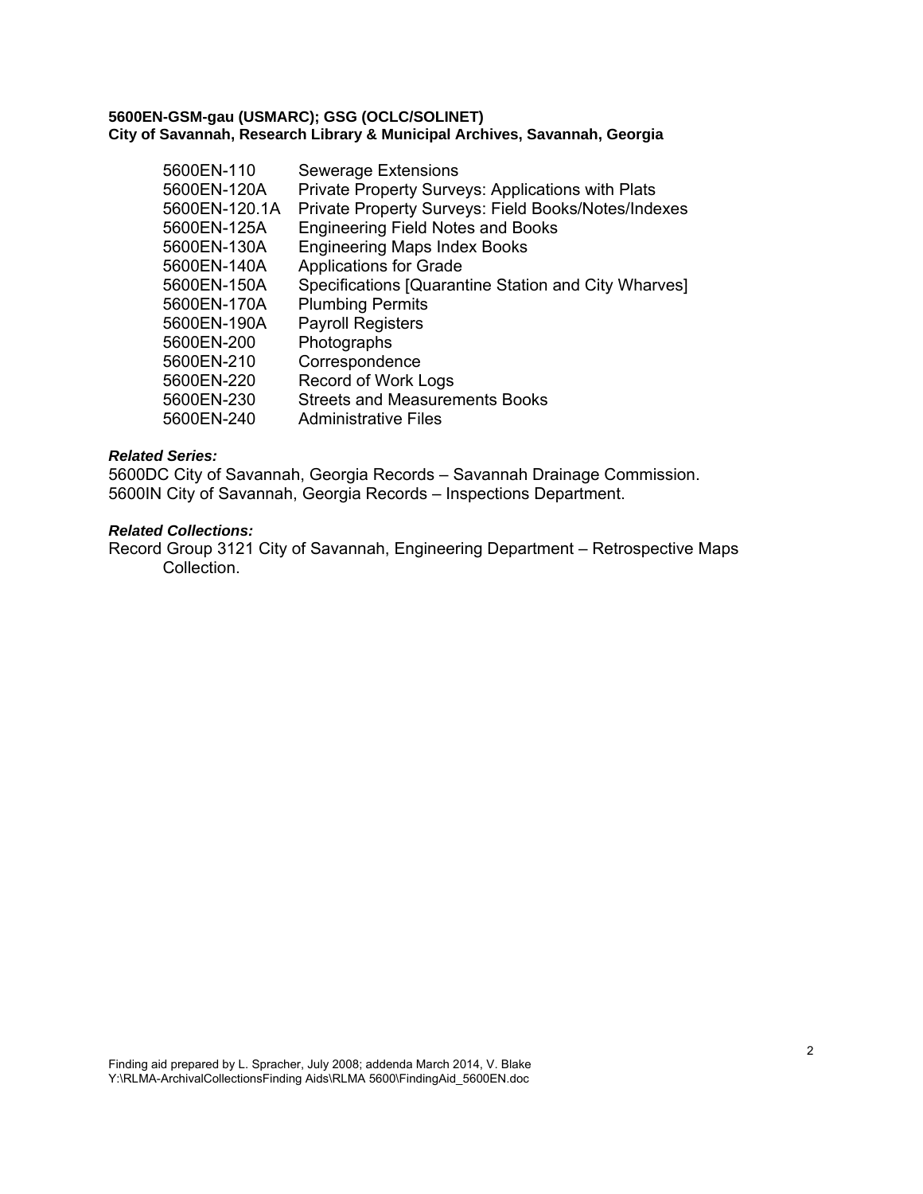**5600EN-GSM-gau (USMARC); GSG (OCLC/SOLINET)**
**City of Savannah, Research Library & Municipal Archives, Savannah, Georgia**

| | |
|---|---|
| 5600EN-110 | Sewerage Extensions |
| 5600EN-120A | Private Property Surveys: Applications with Plats |
| 5600EN-120.1A | Private Property Surveys: Field Books/Notes/Indexes |
| 5600EN-125A | Engineering Field Notes and Books |
| 5600EN-130A | Engineering Maps Index Books |
| 5600EN-140A | Applications for Grade |
| 5600EN-150A | Specifications [Quarantine Station and City Wharves] |
| 5600EN-170A | Plumbing Permits |
| 5600EN-190A | Payroll Registers |
| 5600EN-200 | Photographs |
| 5600EN-210 | Correspondence |
| 5600EN-220 | Record of Work Logs |
| 5600EN-230 | Streets and Measurements Books |
| 5600EN-240 | Administrative Files |

***Related Series:***

5600DC City of Savannah, Georgia Records – Savannah Drainage Commission.
5600IN City of Savannah, Georgia Records – Inspections Department.

***Related Collections:***

Record Group 3121 City of Savannah, Engineering Department – Retrospective Maps Collection.

Finding aid prepared by L. Spracher, July 2008; addenda March 2014, V. Blake
Y:\RLMA-ArchivalCollectionsFinding Aids\RLMA 5600\FindingAid_5600EN.doc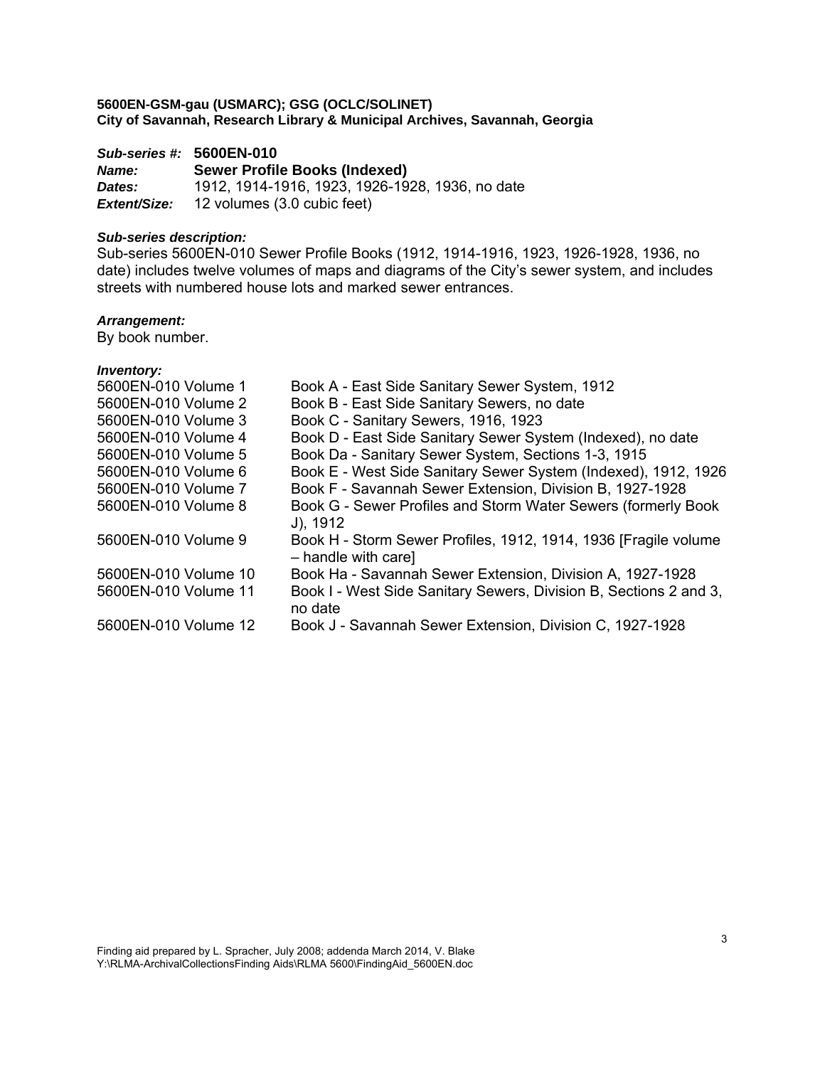**5600EN-GSM-gau (USMARC); GSG (OCLC/SOLINET)**
**City of Savannah, Research Library & Municipal Archives, Savannah, Georgia**

***Sub-series #:*** **5600EN-010**
***Name:*** **Sewer Profile Books (Indexed)**
***Dates:*** 1912, 1914-1916, 1923, 1926-1928, 1936, no date
***Extent/Size:*** 12 volumes (3.0 cubic feet)

***Sub-series description:***
Sub-series 5600EN-010 Sewer Profile Books (1912, 1914-1916, 1923, 1926-1928, 1936, no date) includes twelve volumes of maps and diagrams of the City's sewer system, and includes streets with numbered house lots and marked sewer entrances.

***Arrangement:***
By book number.

***Inventory:***

| | |
|---|---|
| 5600EN-010 Volume 1 | Book A - East Side Sanitary Sewer System, 1912 |
| 5600EN-010 Volume 2 | Book B - East Side Sanitary Sewers, no date |
| 5600EN-010 Volume 3 | Book C - Sanitary Sewers, 1916, 1923 |
| 5600EN-010 Volume 4 | Book D - East Side Sanitary Sewer System (Indexed), no date |
| 5600EN-010 Volume 5 | Book Da - Sanitary Sewer System, Sections 1-3, 1915 |
| 5600EN-010 Volume 6 | Book E - West Side Sanitary Sewer System (Indexed), 1912, 1926 |
| 5600EN-010 Volume 7 | Book F - Savannah Sewer Extension, Division B, 1927-1928 |
| 5600EN-010 Volume 8 | Book G - Sewer Profiles and Storm Water Sewers (formerly Book J), 1912 |
| 5600EN-010 Volume 9 | Book H - Storm Sewer Profiles, 1912, 1914, 1936 [Fragile volume – handle with care] |
| 5600EN-010 Volume 10 | Book Ha - Savannah Sewer Extension, Division A, 1927-1928 |
| 5600EN-010 Volume 11 | Book I - West Side Sanitary Sewers, Division B, Sections 2 and 3, no date |
| 5600EN-010 Volume 12 | Book J - Savannah Sewer Extension, Division C, 1927-1928 |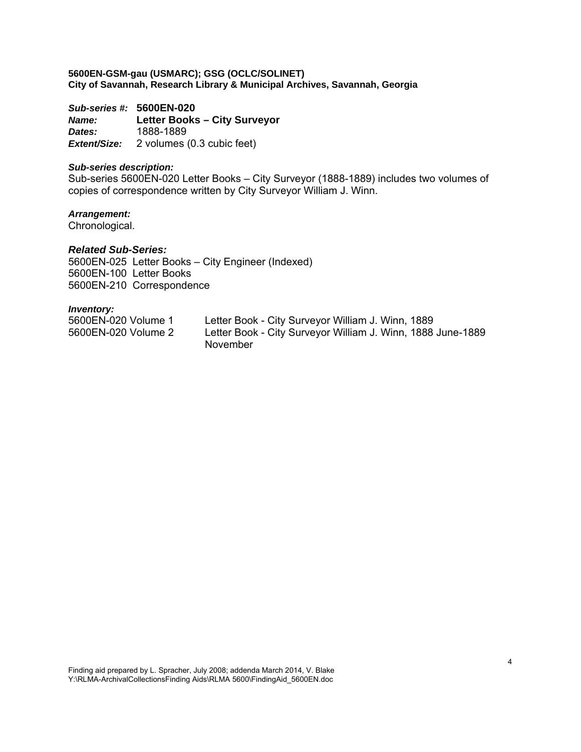**5600EN-GSM-gau (USMARC); GSG (OCLC/SOLINET)**
**City of Savannah, Research Library & Municipal Archives, Savannah, Georgia**

***Sub-series #:*** **5600EN-020**
***Name:*** **Letter Books – City Surveyor**
***Dates:*** 1888-1889
***Extent/Size:*** 2 volumes (0.3 cubic feet)

***Sub-series description:***
Sub-series 5600EN-020 Letter Books – City Surveyor (1888-1889) includes two volumes of copies of correspondence written by City Surveyor William J. Winn.

***Arrangement:***
Chronological.

***Related Sub-Series:***
5600EN-025 Letter Books – City Engineer (Indexed)
5600EN-100 Letter Books
5600EN-210 Correspondence

***Inventory:***

| | |
|---|---|
| 5600EN-020 Volume 1 | Letter Book - City Surveyor William J. Winn, 1889 |
| 5600EN-020 Volume 2 | Letter Book - City Surveyor William J. Winn, 1888 June-1889 November |

Finding aid prepared by L. Spracher, July 2008; addenda March 2014, V. Blake
Y:\RLMA-ArchivalCollectionsFinding Aids\RLMA 5600\FindingAid_5600EN.doc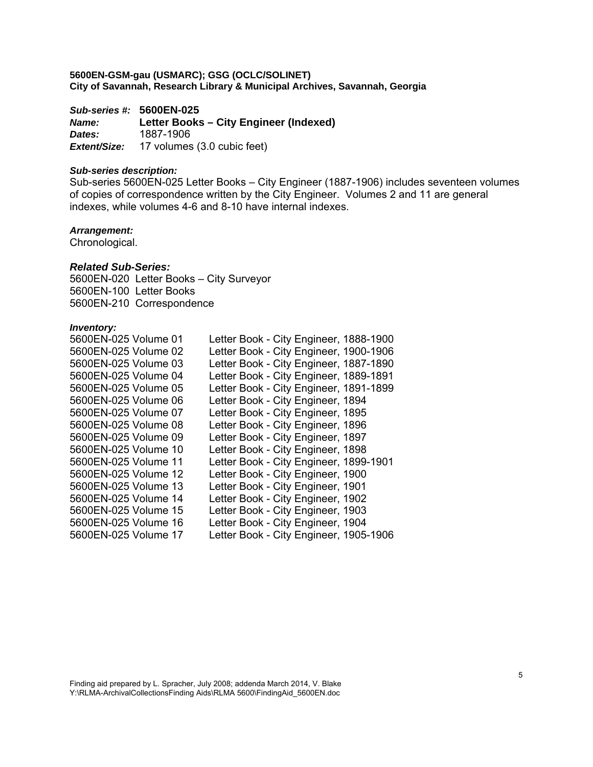**5600EN-GSM-gau (USMARC); GSG (OCLC/SOLINET)**
**City of Savannah, Research Library & Municipal Archives, Savannah, Georgia**

***Sub-series #:*** **5600EN-025**
***Name:*** **Letter Books – City Engineer (Indexed)**
***Dates:*** 1887-1906
***Extent/Size:*** 17 volumes (3.0 cubic feet)

***Sub-series description:***
Sub-series 5600EN-025 Letter Books – City Engineer (1887-1906) includes seventeen volumes of copies of correspondence written by the City Engineer. Volumes 2 and 11 are general indexes, while volumes 4-6 and 8-10 have internal indexes.

***Arrangement:***
Chronological.

***Related Sub-Series:***
5600EN-020 Letter Books – City Surveyor
5600EN-100 Letter Books
5600EN-210 Correspondence

***Inventory:***

| | |
|---|---|
| 5600EN-025 Volume 01 | Letter Book - City Engineer, 1888-1900 |
| 5600EN-025 Volume 02 | Letter Book - City Engineer, 1900-1906 |
| 5600EN-025 Volume 03 | Letter Book - City Engineer, 1887-1890 |
| 5600EN-025 Volume 04 | Letter Book - City Engineer, 1889-1891 |
| 5600EN-025 Volume 05 | Letter Book - City Engineer, 1891-1899 |
| 5600EN-025 Volume 06 | Letter Book - City Engineer, 1894 |
| 5600EN-025 Volume 07 | Letter Book - City Engineer, 1895 |
| 5600EN-025 Volume 08 | Letter Book - City Engineer, 1896 |
| 5600EN-025 Volume 09 | Letter Book - City Engineer, 1897 |
| 5600EN-025 Volume 10 | Letter Book - City Engineer, 1898 |
| 5600EN-025 Volume 11 | Letter Book - City Engineer, 1899-1901 |
| 5600EN-025 Volume 12 | Letter Book - City Engineer, 1900 |
| 5600EN-025 Volume 13 | Letter Book - City Engineer, 1901 |
| 5600EN-025 Volume 14 | Letter Book - City Engineer, 1902 |
| 5600EN-025 Volume 15 | Letter Book - City Engineer, 1903 |
| 5600EN-025 Volume 16 | Letter Book - City Engineer, 1904 |
| 5600EN-025 Volume 17 | Letter Book - City Engineer, 1905-1906 |

Finding aid prepared by L. Spracher, July 2008; addenda March 2014, V. Blake
Y:\RLMA-ArchivalCollectionsFinding Aids\RLMA 5600\FindingAid_5600EN.doc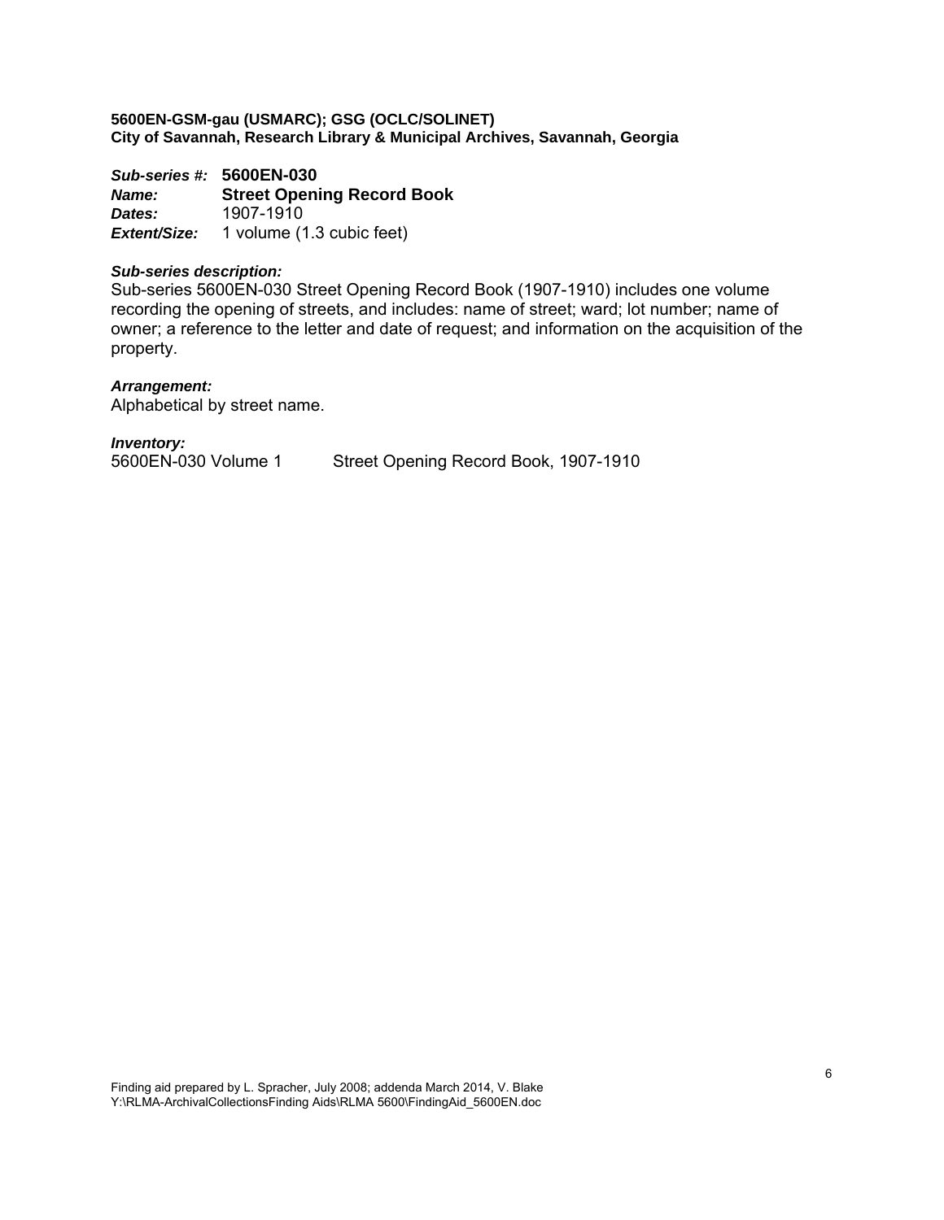**5600EN-GSM-gau (USMARC); GSG (OCLC/SOLINET)**
**City of Savannah, Research Library & Municipal Archives, Savannah, Georgia**

***Sub-series #:*** **5600EN-030**
***Name:*** **Street Opening Record Book**
***Dates:*** 1907-1910
***Extent/Size:*** 1 volume (1.3 cubic feet)

***Sub-series description:***
Sub-series 5600EN-030 Street Opening Record Book (1907-1910) includes one volume recording the opening of streets, and includes: name of street; ward; lot number; name of owner; a reference to the letter and date of request; and information on the acquisition of the property.

***Arrangement:***
Alphabetical by street name.

***Inventory:***
5600EN-030 Volume 1 Street Opening Record Book, 1907-1910

Finding aid prepared by L. Spracher, July 2008; addenda March 2014, V. Blake
Y:\RLMA-ArchivalCollectionsFinding Aids\RLMA 5600\FindingAid_5600EN.doc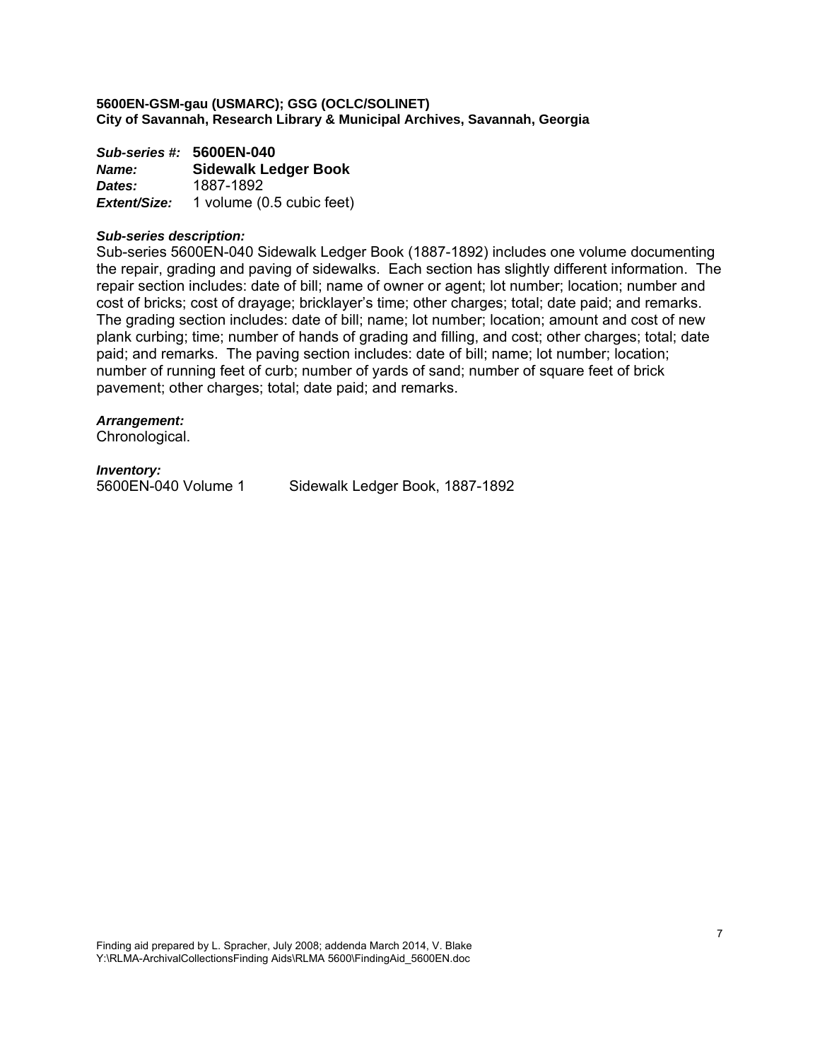**5600EN-GSM-gau (USMARC); GSG (OCLC/SOLINET)**
**City of Savannah, Research Library & Municipal Archives, Savannah, Georgia**

***Sub-series #:*** **5600EN-040**
***Name:*** **Sidewalk Ledger Book**
***Dates:*** 1887-1892
***Extent/Size:*** 1 volume (0.5 cubic feet)

***Sub-series description:***
Sub-series 5600EN-040 Sidewalk Ledger Book (1887-1892) includes one volume documenting the repair, grading and paving of sidewalks. Each section has slightly different information. The repair section includes: date of bill; name of owner or agent; lot number; location; number and cost of bricks; cost of drayage; bricklayer's time; other charges; total; date paid; and remarks. The grading section includes: date of bill; name; lot number; location; amount and cost of new plank curbing; time; number of hands of grading and filling, and cost; other charges; total; date paid; and remarks. The paving section includes: date of bill; name; lot number; location; number of running feet of curb; number of yards of sand; number of square feet of brick pavement; other charges; total; date paid; and remarks.

***Arrangement:***
Chronological.

***Inventory:***
5600EN-040 Volume 1 Sidewalk Ledger Book, 1887-1892

Finding aid prepared by L. Spracher, July 2008; addenda March 2014, V. Blake
Y:\RLMA-ArchivalCollectionsFinding Aids\RLMA 5600\FindingAid_5600EN.doc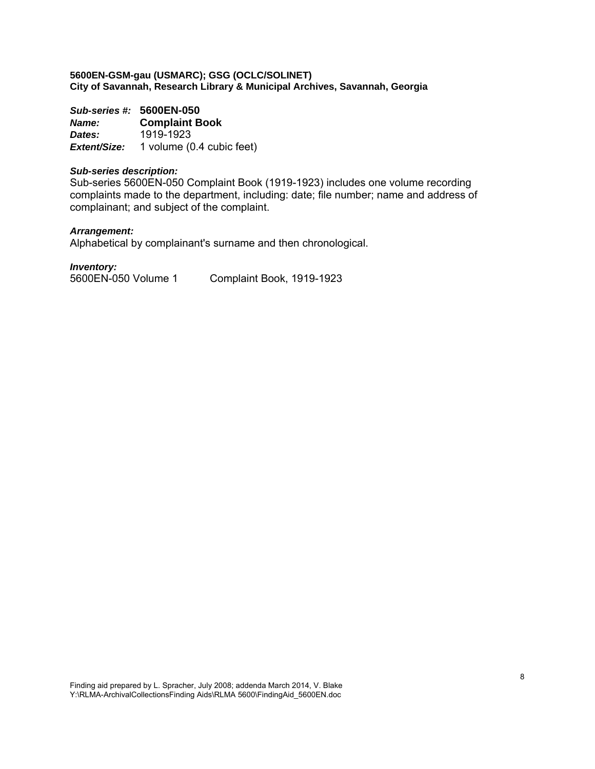**5600EN-GSM-gau (USMARC); GSG (OCLC/SOLINET)**
**City of Savannah, Research Library & Municipal Archives, Savannah, Georgia**

***Sub-series #:*** **5600EN-050**
***Name:*** **Complaint Book**
***Dates:*** 1919-1923
***Extent/Size:*** 1 volume (0.4 cubic feet)

***Sub-series description:***
Sub-series 5600EN-050 Complaint Book (1919-1923) includes one volume recording complaints made to the department, including: date; file number; name and address of complainant; and subject of the complaint.

***Arrangement:***
Alphabetical by complainant's surname and then chronological.

***Inventory:***
5600EN-050 Volume 1 Complaint Book, 1919-1923

Finding aid prepared by L. Spracher, July 2008; addenda March 2014, V. Blake
Y:\RLMA-ArchivalCollectionsFinding Aids\RLMA 5600\FindingAid_5600EN.doc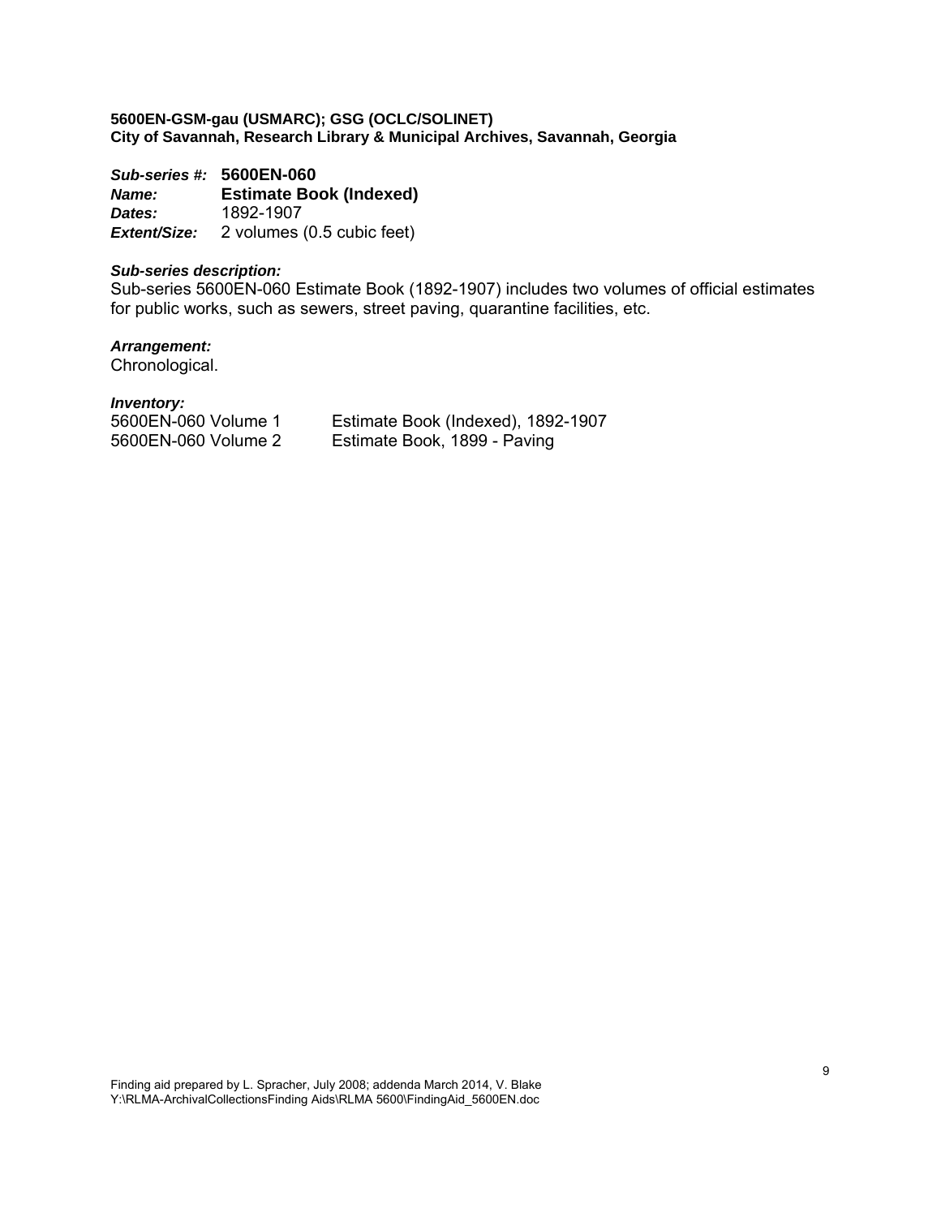**5600EN-GSM-gau (USMARC); GSG (OCLC/SOLINET)**
**City of Savannah, Research Library & Municipal Archives, Savannah, Georgia**

***Sub-series #:*** **5600EN-060**
***Name:*** **Estimate Book (Indexed)**
***Dates:*** 1892-1907
***Extent/Size:*** 2 volumes (0.5 cubic feet)

***Sub-series description:***
Sub-series 5600EN-060 Estimate Book (1892-1907) includes two volumes of official estimates for public works, such as sewers, street paving, quarantine facilities, etc.

***Arrangement:***
Chronological.

***Inventory:***

| | |
|---|---|
| 5600EN-060 Volume 1 | Estimate Book (Indexed), 1892-1907 |
| 5600EN-060 Volume 2 | Estimate Book, 1899 - Paving |

Finding aid prepared by L. Spracher, July 2008; addenda March 2014, V. Blake
Y:\RLMA-ArchivalCollectionsFinding Aids\RLMA 5600\FindingAid_5600EN.doc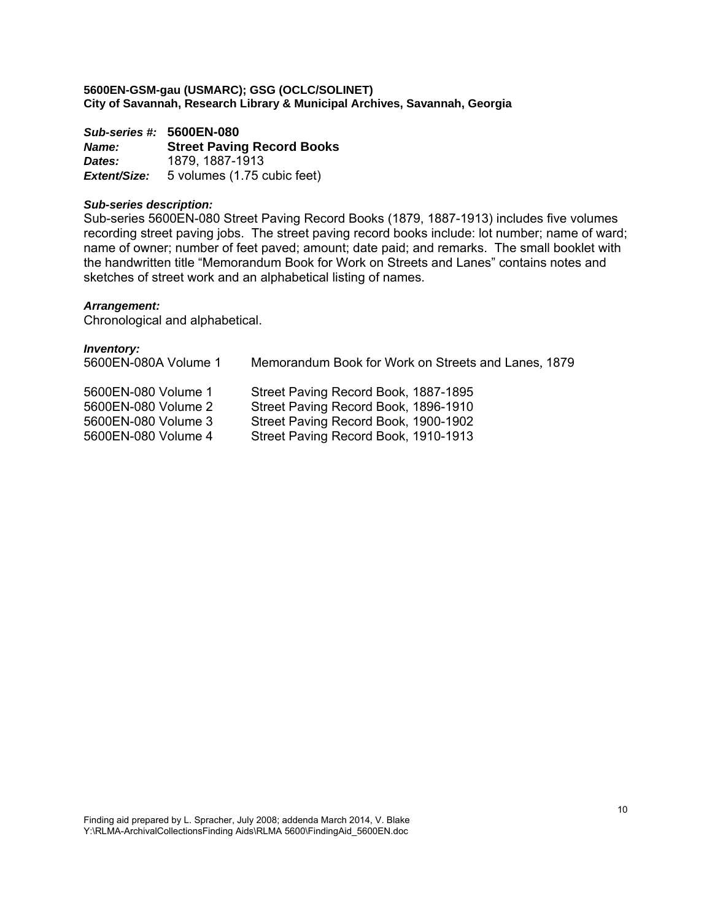**5600EN-GSM-gau (USMARC); GSG (OCLC/SOLINET)**
**City of Savannah, Research Library & Municipal Archives, Savannah, Georgia**

***Sub-series #:*** **5600EN-080**
***Name:*** **Street Paving Record Books**
***Dates:*** 1879, 1887-1913
***Extent/Size:*** 5 volumes (1.75 cubic feet)

***Sub-series description:***
Sub-series 5600EN-080 Street Paving Record Books (1879, 1887-1913) includes five volumes recording street paving jobs. The street paving record books include: lot number; name of ward; name of owner; number of feet paved; amount; date paid; and remarks. The small booklet with the handwritten title "Memorandum Book for Work on Streets and Lanes" contains notes and sketches of street work and an alphabetical listing of names.

***Arrangement:***
Chronological and alphabetical.

***Inventory:***

5600EN-080A Volume 1 — Memorandum Book for Work on Streets and Lanes, 1879

5600EN-080 Volume 1 — Street Paving Record Book, 1887-1895
5600EN-080 Volume 2 — Street Paving Record Book, 1896-1910
5600EN-080 Volume 3 — Street Paving Record Book, 1900-1902
5600EN-080 Volume 4 — Street Paving Record Book, 1910-1913

Finding aid prepared by L. Spracher, July 2008; addenda March 2014, V. Blake
Y:\RLMA-ArchivalCollectionsFinding Aids\RLMA 5600\FindingAid_5600EN.doc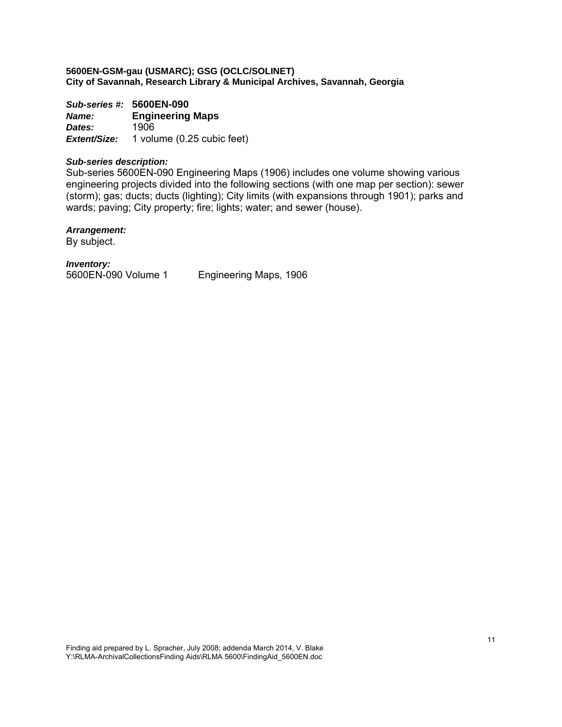**5600EN-GSM-gau (USMARC); GSG (OCLC/SOLINET)**
**City of Savannah, Research Library & Municipal Archives, Savannah, Georgia**

***Sub-series #:*** **5600EN-090**
***Name:*** **Engineering Maps**
***Dates:*** 1906
***Extent/Size:*** 1 volume (0.25 cubic feet)

***Sub-series description:***
Sub-series 5600EN-090 Engineering Maps (1906) includes one volume showing various engineering projects divided into the following sections (with one map per section): sewer (storm); gas; ducts; ducts (lighting); City limits (with expansions through 1901); parks and wards; paving; City property; fire; lights; water; and sewer (house).

***Arrangement:***
By subject.

***Inventory:***

| | |
|---|---|
| 5600EN-090 Volume 1 | Engineering Maps, 1906 |

Finding aid prepared by L. Spracher, July 2008; addenda March 2014, V. Blake
Y:\RLMA-ArchivalCollectionsFinding Aids\RLMA 5600\FindingAid_5600EN.doc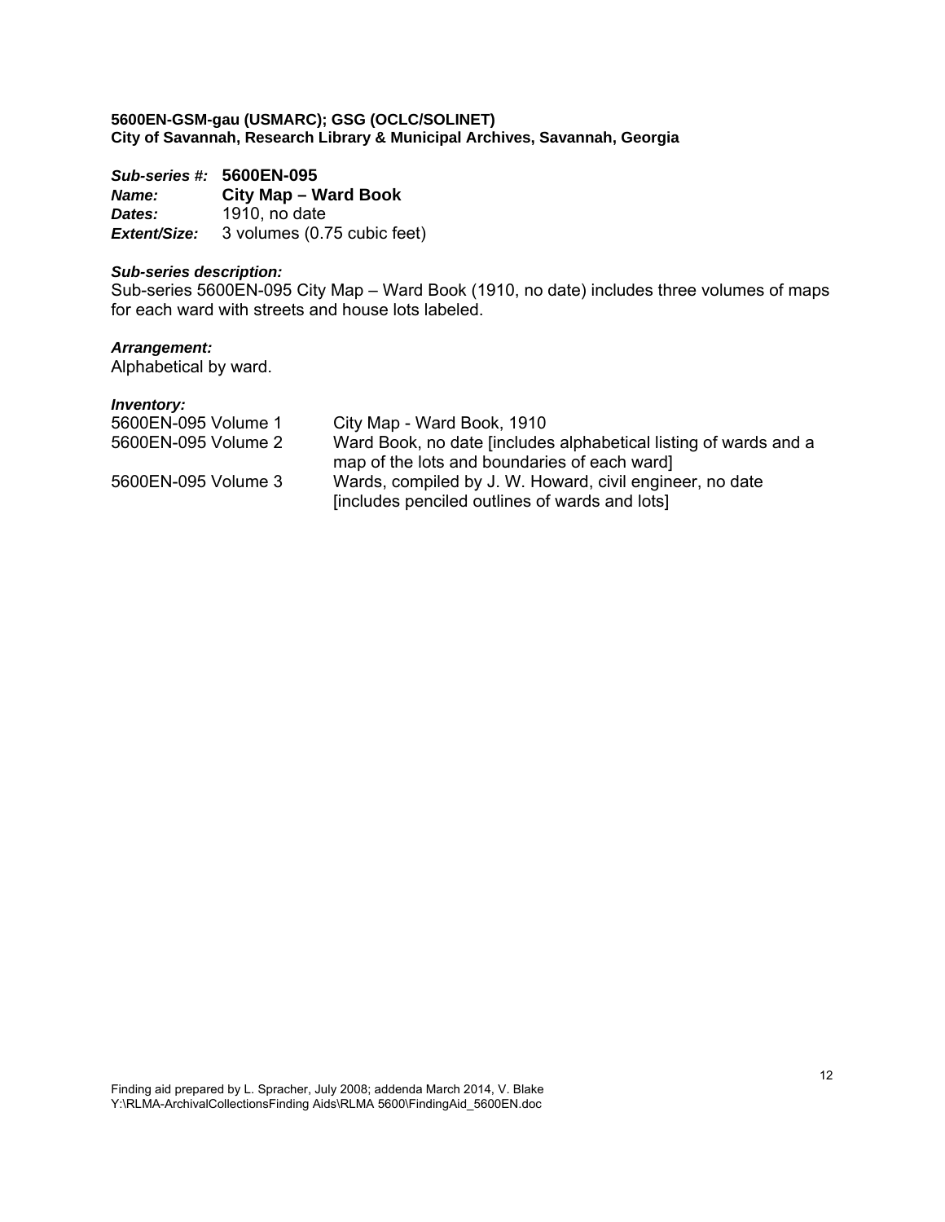**5600EN-GSM-gau (USMARC); GSG (OCLC/SOLINET)**
**City of Savannah, Research Library & Municipal Archives, Savannah, Georgia**

***Sub-series #:*** **5600EN-095**
***Name:*** **City Map – Ward Book**
***Dates:*** 1910, no date
***Extent/Size:*** 3 volumes (0.75 cubic feet)

***Sub-series description:***
Sub-series 5600EN-095 City Map – Ward Book (1910, no date) includes three volumes of maps for each ward with streets and house lots labeled.

***Arrangement:***
Alphabetical by ward.

***Inventory:***

| | |
|---|---|
| 5600EN-095 Volume 1 | City Map - Ward Book, 1910 |
| 5600EN-095 Volume 2 | Ward Book, no date [includes alphabetical listing of wards and a map of the lots and boundaries of each ward] |
| 5600EN-095 Volume 3 | Wards, compiled by J. W. Howard, civil engineer, no date [includes penciled outlines of wards and lots] |

Finding aid prepared by L. Spracher, July 2008; addenda March 2014, V. Blake
Y:\RLMA-ArchivalCollectionsFinding Aids\RLMA 5600\FindingAid_5600EN.doc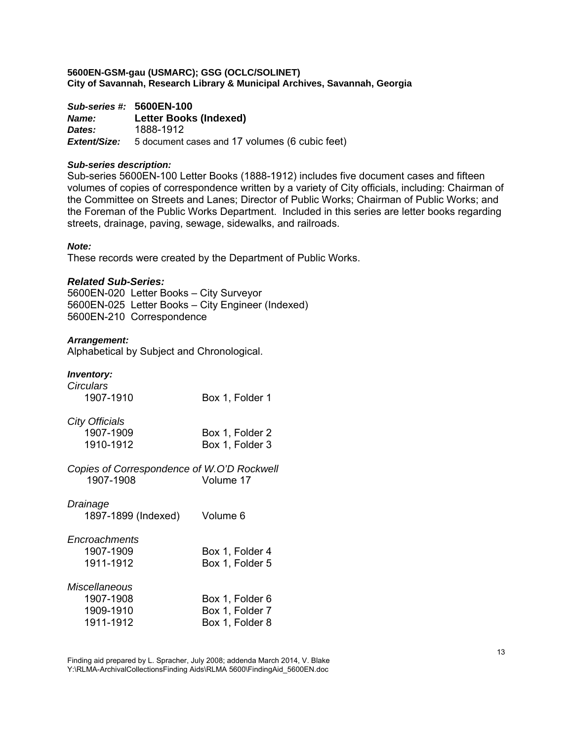**5600EN-GSM-gau (USMARC); GSG (OCLC/SOLINET)**
**City of Savannah, Research Library & Municipal Archives, Savannah, Georgia**

***Sub-series #:*** **5600EN-100**
***Name:*** **Letter Books (Indexed)**
***Dates:*** 1888-1912
***Extent/Size:*** 5 document cases and 17 volumes (6 cubic feet)

***Sub-series description:***
Sub-series 5600EN-100 Letter Books (1888-1912) includes five document cases and fifteen volumes of copies of correspondence written by a variety of City officials, including: Chairman of the Committee on Streets and Lanes; Director of Public Works; Chairman of Public Works; and the Foreman of the Public Works Department. Included in this series are letter books regarding streets, drainage, paving, sewage, sidewalks, and railroads.

***Note:***
These records were created by the Department of Public Works.

***Related Sub-Series:***
5600EN-020 Letter Books – City Surveyor
5600EN-025 Letter Books – City Engineer (Indexed)
5600EN-210 Correspondence

***Arrangement:***
Alphabetical by Subject and Chronological.

***Inventory:***

*Circulars*

| | |
|---|---|
| 1907-1910 | Box 1, Folder 1 |

*City Officials*

| | |
|---|---|
| 1907-1909 | Box 1, Folder 2 |
| 1910-1912 | Box 1, Folder 3 |

*Copies of Correspondence of W.O'D Rockwell*

| | |
|---|---|
| 1907-1908 | Volume 17 |

*Drainage*

| | |
|---|---|
| 1897-1899 (Indexed) | Volume 6 |

*Encroachments*

| | |
|---|---|
| 1907-1909 | Box 1, Folder 4 |
| 1911-1912 | Box 1, Folder 5 |

*Miscellaneous*

| | |
|---|---|
| 1907-1908 | Box 1, Folder 6 |
| 1909-1910 | Box 1, Folder 7 |
| 1911-1912 | Box 1, Folder 8 |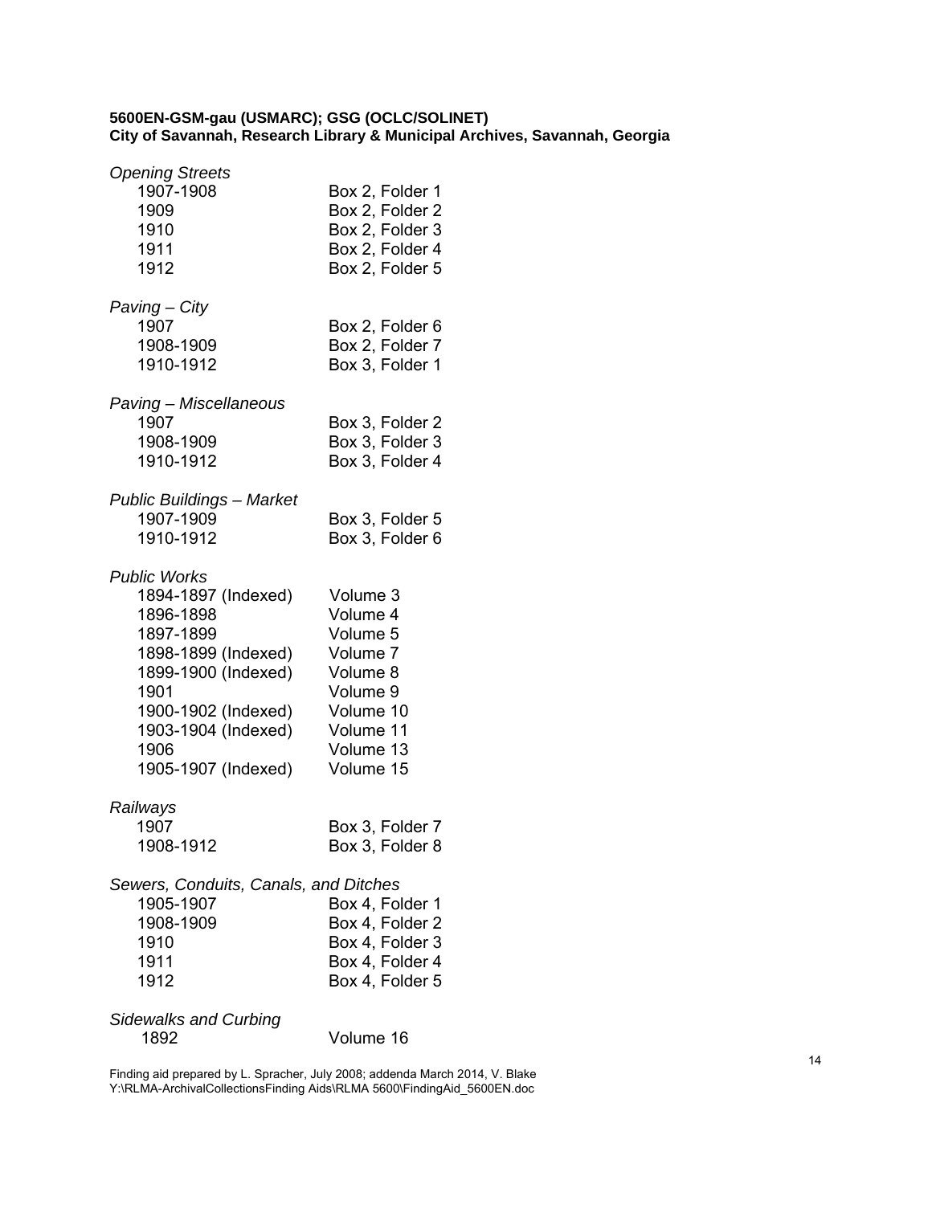**5600EN-GSM-gau (USMARC); GSG (OCLC/SOLINET)**
**City of Savannah, Research Library & Municipal Archives, Savannah, Georgia**

*Opening Streets*

| | |
|---|---|
| 1907-1908 | Box 2, Folder 1 |
| 1909 | Box 2, Folder 2 |
| 1910 | Box 2, Folder 3 |
| 1911 | Box 2, Folder 4 |
| 1912 | Box 2, Folder 5 |

*Paving – City*

| | |
|---|---|
| 1907 | Box 2, Folder 6 |
| 1908-1909 | Box 2, Folder 7 |
| 1910-1912 | Box 3, Folder 1 |

*Paving – Miscellaneous*

| | |
|---|---|
| 1907 | Box 3, Folder 2 |
| 1908-1909 | Box 3, Folder 3 |
| 1910-1912 | Box 3, Folder 4 |

*Public Buildings – Market*

| | |
|---|---|
| 1907-1909 | Box 3, Folder 5 |
| 1910-1912 | Box 3, Folder 6 |

*Public Works*

| | |
|---|---|
| 1894-1897 (Indexed) | Volume 3 |
| 1896-1898 | Volume 4 |
| 1897-1899 | Volume 5 |
| 1898-1899 (Indexed) | Volume 7 |
| 1899-1900 (Indexed) | Volume 8 |
| 1901 | Volume 9 |
| 1900-1902 (Indexed) | Volume 10 |
| 1903-1904 (Indexed) | Volume 11 |
| 1906 | Volume 13 |
| 1905-1907 (Indexed) | Volume 15 |

*Railways*

| | |
|---|---|
| 1907 | Box 3, Folder 7 |
| 1908-1912 | Box 3, Folder 8 |

*Sewers, Conduits, Canals, and Ditches*

| | |
|---|---|
| 1905-1907 | Box 4, Folder 1 |
| 1908-1909 | Box 4, Folder 2 |
| 1910 | Box 4, Folder 3 |
| 1911 | Box 4, Folder 4 |
| 1912 | Box 4, Folder 5 |

*Sidewalks and Curbing*

| | |
|---|---|
| 1892 | Volume 16 |

Finding aid prepared by L. Spracher, July 2008; addenda March 2014, V. Blake
Y:\RLMA-ArchivalCollectionsFinding Aids\RLMA 5600\FindingAid_5600EN.doc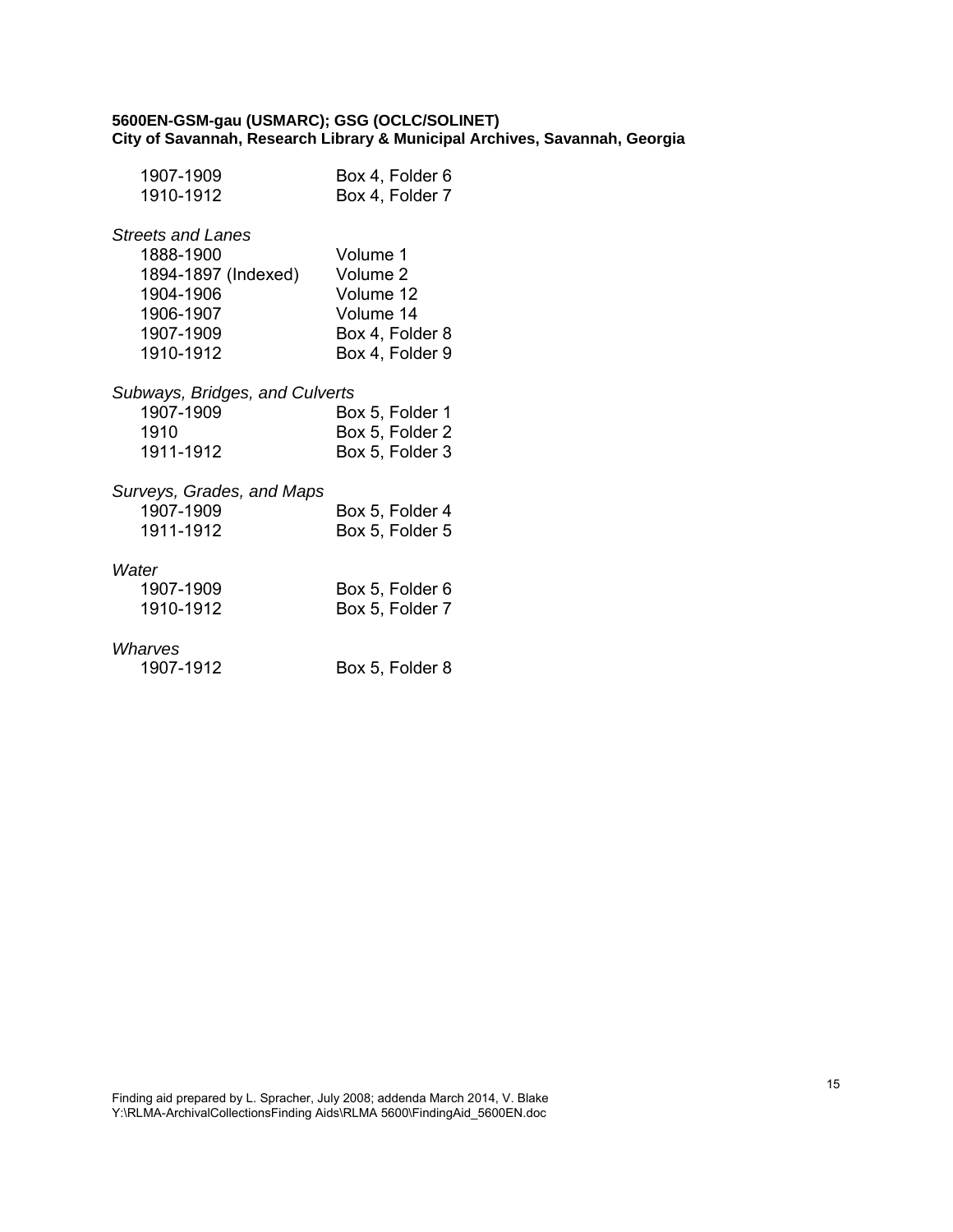| | |
|---|---|
| 1907-1909 | Box 4, Folder 6 |
| 1910-1912 | Box 4, Folder 7 |

*Streets and Lanes*

| | |
|---|---|
| 1888-1900 | Volume 1 |
| 1894-1897 (Indexed) | Volume 2 |
| 1904-1906 | Volume 12 |
| 1906-1907 | Volume 14 |
| 1907-1909 | Box 4, Folder 8 |
| 1910-1912 | Box 4, Folder 9 |

*Subways, Bridges, and Culverts*

| | |
|---|---|
| 1907-1909 | Box 5, Folder 1 |
| 1910 | Box 5, Folder 2 |
| 1911-1912 | Box 5, Folder 3 |

*Surveys, Grades, and Maps*

| | |
|---|---|
| 1907-1909 | Box 5, Folder 4 |
| 1911-1912 | Box 5, Folder 5 |

*Water*

| | |
|---|---|
| 1907-1909 | Box 5, Folder 6 |
| 1910-1912 | Box 5, Folder 7 |

*Wharves*

| | |
|---|---|
| 1907-1912 | Box 5, Folder 8 |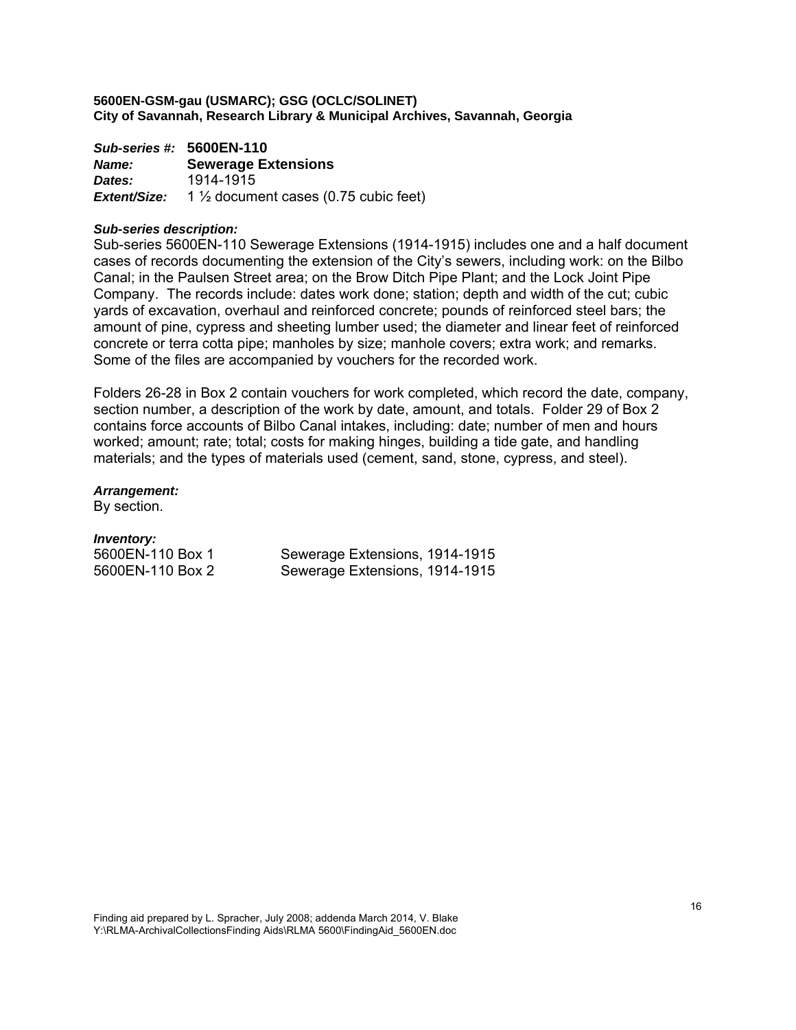**5600EN-GSM-gau (USMARC); GSG (OCLC/SOLINET)**
**City of Savannah, Research Library & Municipal Archives, Savannah, Georgia**

***Sub-series #:*** **5600EN-110**
***Name:*** **Sewerage Extensions**
***Dates:*** 1914-1915
***Extent/Size:*** 1 ½ document cases (0.75 cubic feet)

***Sub-series description:***
Sub-series 5600EN-110 Sewerage Extensions (1914-1915) includes one and a half document cases of records documenting the extension of the City's sewers, including work: on the Bilbo Canal; in the Paulsen Street area; on the Brow Ditch Pipe Plant; and the Lock Joint Pipe Company. The records include: dates work done; station; depth and width of the cut; cubic yards of excavation, overhaul and reinforced concrete; pounds of reinforced steel bars; the amount of pine, cypress and sheeting lumber used; the diameter and linear feet of reinforced concrete or terra cotta pipe; manholes by size; manhole covers; extra work; and remarks. Some of the files are accompanied by vouchers for the recorded work.

Folders 26-28 in Box 2 contain vouchers for work completed, which record the date, company, section number, a description of the work by date, amount, and totals. Folder 29 of Box 2 contains force accounts of Bilbo Canal intakes, including: date; number of men and hours worked; amount; rate; total; costs for making hinges, building a tide gate, and handling materials; and the types of materials used (cement, sand, stone, cypress, and steel).

***Arrangement:***
By section.

***Inventory:***

| | |
|---|---|
| 5600EN-110 Box 1 | Sewerage Extensions, 1914-1915 |
| 5600EN-110 Box 2 | Sewerage Extensions, 1914-1915 |

Finding aid prepared by L. Spracher, July 2008; addenda March 2014, V. Blake
Y:\RLMA-ArchivalCollectionsFinding Aids\RLMA 5600\FindingAid_5600EN.doc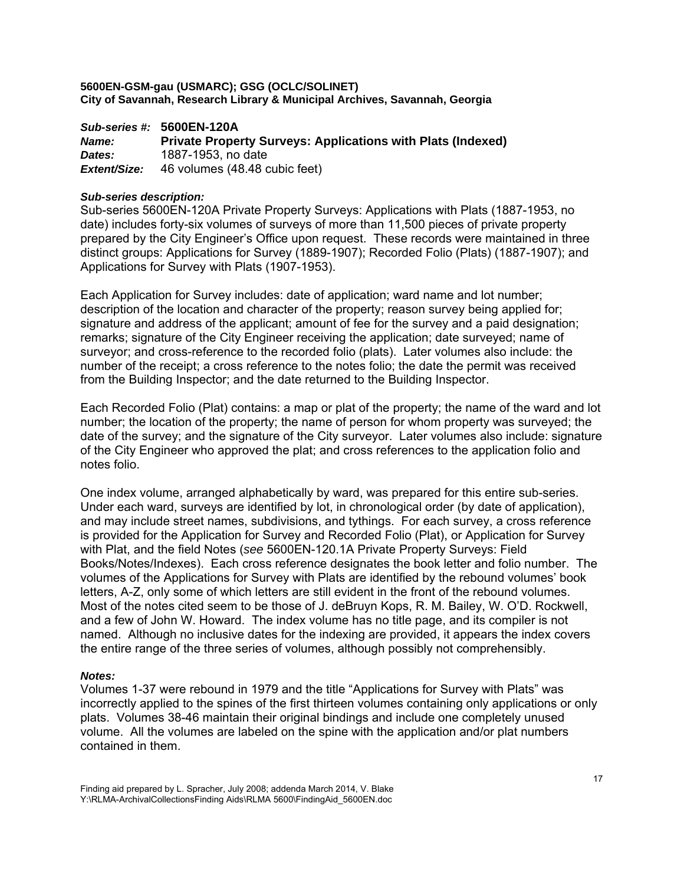**5600EN-GSM-gau (USMARC); GSG (OCLC/SOLINET)**
**City of Savannah, Research Library & Municipal Archives, Savannah, Georgia**

***Sub-series #:*** **5600EN-120A**
***Name:*** **Private Property Surveys: Applications with Plats (Indexed)**
***Dates:*** 1887-1953, no date
***Extent/Size:*** 46 volumes (48.48 cubic feet)

***Sub-series description:***
Sub-series 5600EN-120A Private Property Surveys: Applications with Plats (1887-1953, no date) includes forty-six volumes of surveys of more than 11,500 pieces of private property prepared by the City Engineer's Office upon request. These records were maintained in three distinct groups: Applications for Survey (1889-1907); Recorded Folio (Plats) (1887-1907); and Applications for Survey with Plats (1907-1953).

Each Application for Survey includes: date of application; ward name and lot number; description of the location and character of the property; reason survey being applied for; signature and address of the applicant; amount of fee for the survey and a paid designation; remarks; signature of the City Engineer receiving the application; date surveyed; name of surveyor; and cross-reference to the recorded folio (plats). Later volumes also include: the number of the receipt; a cross reference to the notes folio; the date the permit was received from the Building Inspector; and the date returned to the Building Inspector.

Each Recorded Folio (Plat) contains: a map or plat of the property; the name of the ward and lot number; the location of the property; the name of person for whom property was surveyed; the date of the survey; and the signature of the City surveyor. Later volumes also include: signature of the City Engineer who approved the plat; and cross references to the application folio and notes folio.

One index volume, arranged alphabetically by ward, was prepared for this entire sub-series. Under each ward, surveys are identified by lot, in chronological order (by date of application), and may include street names, subdivisions, and tythings. For each survey, a cross reference is provided for the Application for Survey and Recorded Folio (Plat), or Application for Survey with Plat, and the field Notes (*see* 5600EN-120.1A Private Property Surveys: Field Books/Notes/Indexes). Each cross reference designates the book letter and folio number. The volumes of the Applications for Survey with Plats are identified by the rebound volumes' book letters, A-Z, only some of which letters are still evident in the front of the rebound volumes. Most of the notes cited seem to be those of J. deBruyn Kops, R. M. Bailey, W. O'D. Rockwell, and a few of John W. Howard. The index volume has no title page, and its compiler is not named. Although no inclusive dates for the indexing are provided, it appears the index covers the entire range of the three series of volumes, although possibly not comprehensibly.

***Notes:***
Volumes 1-37 were rebound in 1979 and the title "Applications for Survey with Plats" was incorrectly applied to the spines of the first thirteen volumes containing only applications or only plats. Volumes 38-46 maintain their original bindings and include one completely unused volume. All the volumes are labeled on the spine with the application and/or plat numbers contained in them.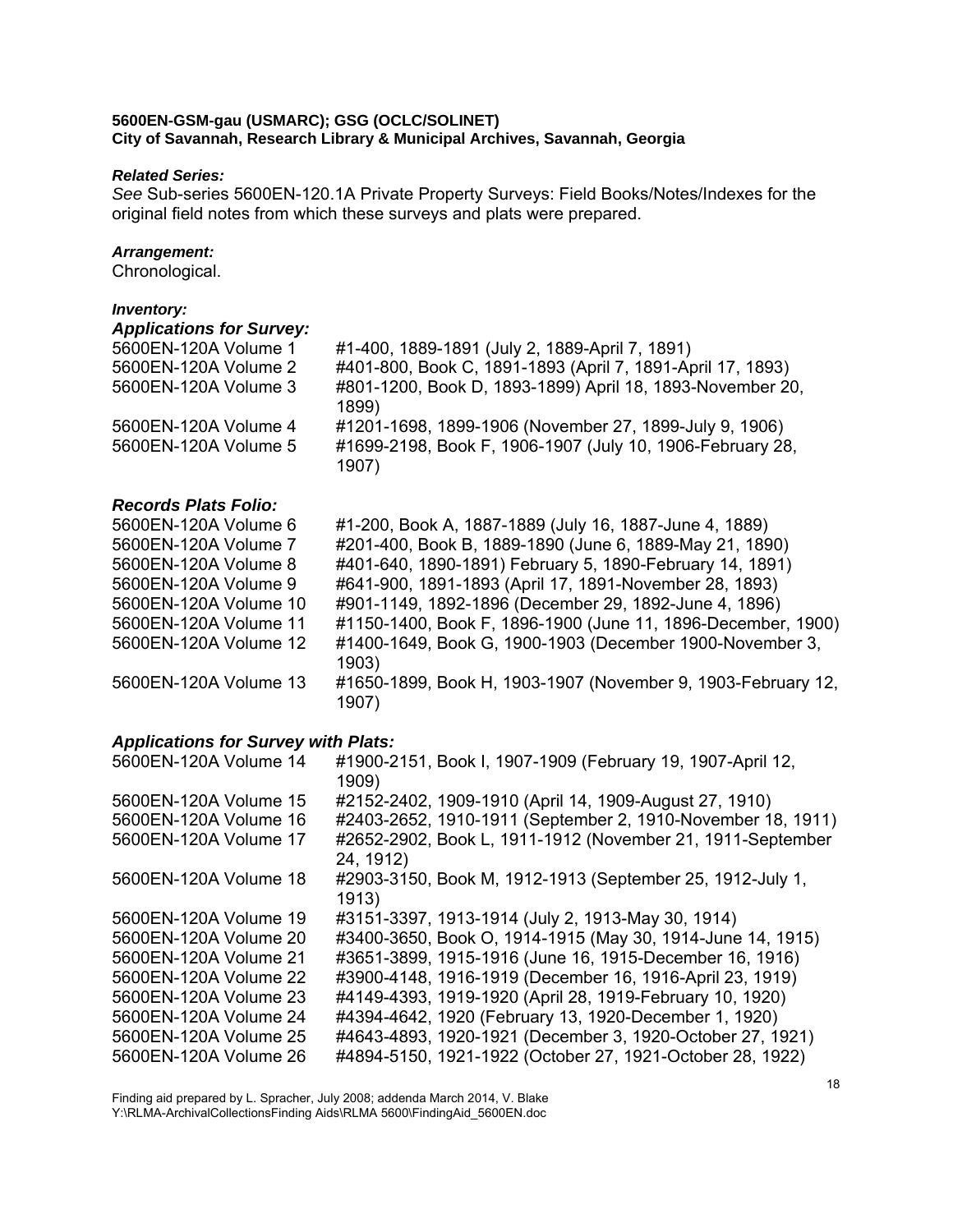**5600EN-GSM-gau (USMARC); GSG (OCLC/SOLINET)**
**City of Savannah, Research Library & Municipal Archives, Savannah, Georgia**

***Related Series:***
*See* Sub-series 5600EN-120.1A Private Property Surveys: Field Books/Notes/Indexes for the original field notes from which these surveys and plats were prepared.

***Arrangement:***
Chronological.

***Inventory:***

***Applications for Survey:***

| | |
|---|---|
| 5600EN-120A Volume 1 | #1-400, 1889-1891 (July 2, 1889-April 7, 1891) |
| 5600EN-120A Volume 2 | #401-800, Book C, 1891-1893 (April 7, 1891-April 17, 1893) |
| 5600EN-120A Volume 3 | #801-1200, Book D, 1893-1899) April 18, 1893-November 20, 1899) |
| 5600EN-120A Volume 4 | #1201-1698, 1899-1906 (November 27, 1899-July 9, 1906) |
| 5600EN-120A Volume 5 | #1699-2198, Book F, 1906-1907 (July 10, 1906-February 28, 1907) |

***Records Plats Folio:***

| | |
|---|---|
| 5600EN-120A Volume 6 | #1-200, Book A, 1887-1889 (July 16, 1887-June 4, 1889) |
| 5600EN-120A Volume 7 | #201-400, Book B, 1889-1890 (June 6, 1889-May 21, 1890) |
| 5600EN-120A Volume 8 | #401-640, 1890-1891) February 5, 1890-February 14, 1891) |
| 5600EN-120A Volume 9 | #641-900, 1891-1893 (April 17, 1891-November 28, 1893) |
| 5600EN-120A Volume 10 | #901-1149, 1892-1896 (December 29, 1892-June 4, 1896) |
| 5600EN-120A Volume 11 | #1150-1400, Book F, 1896-1900 (June 11, 1896-December, 1900) |
| 5600EN-120A Volume 12 | #1400-1649, Book G, 1900-1903 (December 1900-November 3, 1903) |
| 5600EN-120A Volume 13 | #1650-1899, Book H, 1903-1907 (November 9, 1903-February 12, 1907) |

***Applications for Survey with Plats:***

| | |
|---|---|
| 5600EN-120A Volume 14 | #1900-2151, Book I, 1907-1909 (February 19, 1907-April 12, 1909) |
| 5600EN-120A Volume 15 | #2152-2402, 1909-1910 (April 14, 1909-August 27, 1910) |
| 5600EN-120A Volume 16 | #2403-2652, 1910-1911 (September 2, 1910-November 18, 1911) |
| 5600EN-120A Volume 17 | #2652-2902, Book L, 1911-1912 (November 21, 1911-September 24, 1912) |
| 5600EN-120A Volume 18 | #2903-3150, Book M, 1912-1913 (September 25, 1912-July 1, 1913) |
| 5600EN-120A Volume 19 | #3151-3397, 1913-1914 (July 2, 1913-May 30, 1914) |
| 5600EN-120A Volume 20 | #3400-3650, Book O, 1914-1915 (May 30, 1914-June 14, 1915) |
| 5600EN-120A Volume 21 | #3651-3899, 1915-1916 (June 16, 1915-December 16, 1916) |
| 5600EN-120A Volume 22 | #3900-4148, 1916-1919 (December 16, 1916-April 23, 1919) |
| 5600EN-120A Volume 23 | #4149-4393, 1919-1920 (April 28, 1919-February 10, 1920) |
| 5600EN-120A Volume 24 | #4394-4642, 1920 (February 13, 1920-December 1, 1920) |
| 5600EN-120A Volume 25 | #4643-4893, 1920-1921 (December 3, 1920-October 27, 1921) |
| 5600EN-120A Volume 26 | #4894-5150, 1921-1922 (October 27, 1921-October 28, 1922) |

Finding aid prepared by L. Spracher, July 2008; addenda March 2014, V. Blake
Y:\RLMA-ArchivalCollectionsFinding Aids\RLMA 5600\FindingAid_5600EN.doc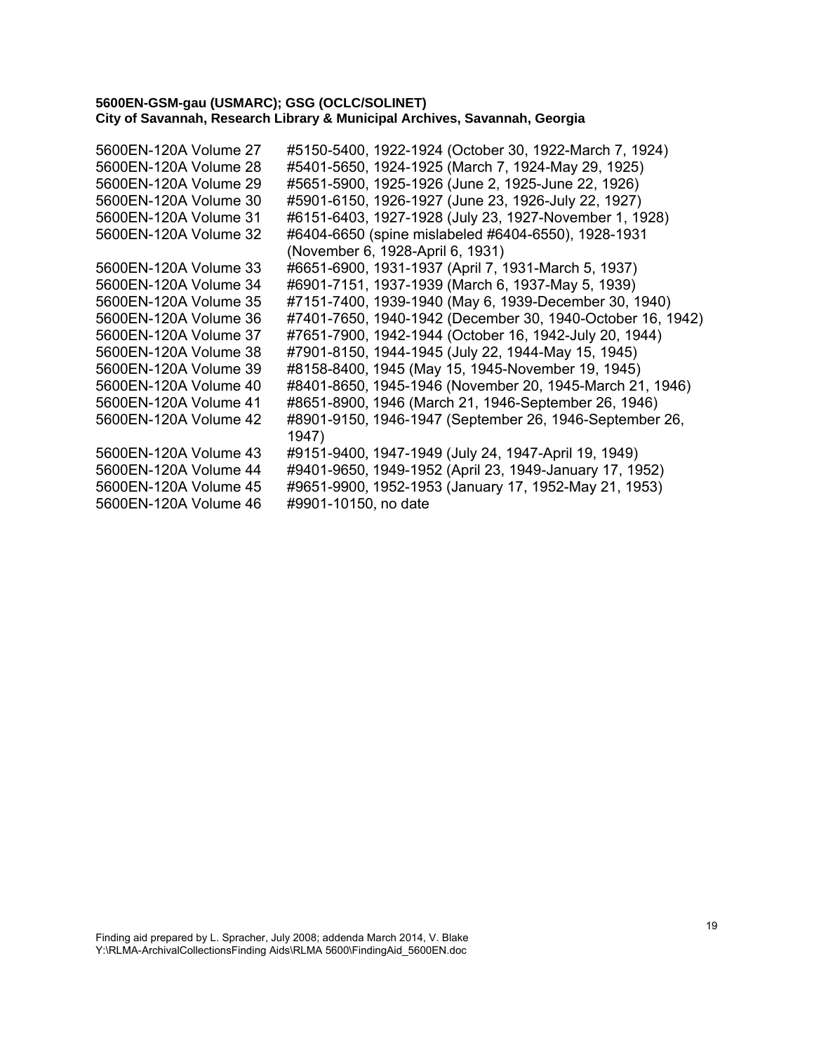**5600EN-GSM-gau (USMARC); GSG (OCLC/SOLINET)**
**City of Savannah, Research Library & Municipal Archives, Savannah, Georgia**

| | |
|---|---|
| 5600EN-120A Volume 27 | #5150-5400, 1922-1924 (October 30, 1922-March 7, 1924) |
| 5600EN-120A Volume 28 | #5401-5650, 1924-1925 (March 7, 1924-May 29, 1925) |
| 5600EN-120A Volume 29 | #5651-5900, 1925-1926 (June 2, 1925-June 22, 1926) |
| 5600EN-120A Volume 30 | #5901-6150, 1926-1927 (June 23, 1926-July 22, 1927) |
| 5600EN-120A Volume 31 | #6151-6403, 1927-1928 (July 23, 1927-November 1, 1928) |
| 5600EN-120A Volume 32 | #6404-6650 (spine mislabeled #6404-6550), 1928-1931 (November 6, 1928-April 6, 1931) |
| 5600EN-120A Volume 33 | #6651-6900, 1931-1937 (April 7, 1931-March 5, 1937) |
| 5600EN-120A Volume 34 | #6901-7151, 1937-1939 (March 6, 1937-May 5, 1939) |
| 5600EN-120A Volume 35 | #7151-7400, 1939-1940 (May 6, 1939-December 30, 1940) |
| 5600EN-120A Volume 36 | #7401-7650, 1940-1942 (December 30, 1940-October 16, 1942) |
| 5600EN-120A Volume 37 | #7651-7900, 1942-1944 (October 16, 1942-July 20, 1944) |
| 5600EN-120A Volume 38 | #7901-8150, 1944-1945 (July 22, 1944-May 15, 1945) |
| 5600EN-120A Volume 39 | #8158-8400, 1945 (May 15, 1945-November 19, 1945) |
| 5600EN-120A Volume 40 | #8401-8650, 1945-1946 (November 20, 1945-March 21, 1946) |
| 5600EN-120A Volume 41 | #8651-8900, 1946 (March 21, 1946-September 26, 1946) |
| 5600EN-120A Volume 42 | #8901-9150, 1946-1947 (September 26, 1946-September 26, 1947) |
| 5600EN-120A Volume 43 | #9151-9400, 1947-1949 (July 24, 1947-April 19, 1949) |
| 5600EN-120A Volume 44 | #9401-9650, 1949-1952 (April 23, 1949-January 17, 1952) |
| 5600EN-120A Volume 45 | #9651-9900, 1952-1953 (January 17, 1952-May 21, 1953) |
| 5600EN-120A Volume 46 | #9901-10150, no date |

Finding aid prepared by L. Spracher, July 2008; addenda March 2014, V. Blake
Y:\RLMA-ArchivalCollectionsFinding Aids\RLMA 5600\FindingAid_5600EN.doc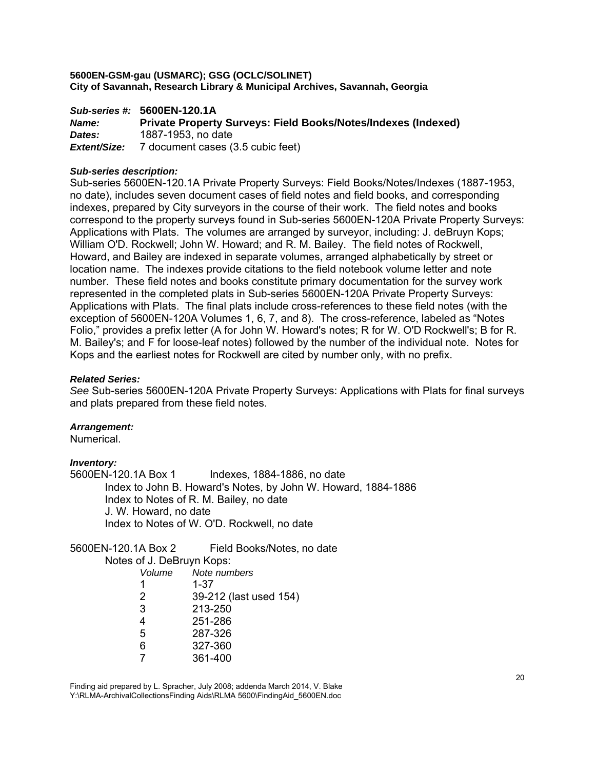**5600EN-GSM-gau (USMARC); GSG (OCLC/SOLINET)**
**City of Savannah, Research Library & Municipal Archives, Savannah, Georgia**

***Sub-series #:*** **5600EN-120.1A**
***Name:*** **Private Property Surveys: Field Books/Notes/Indexes (Indexed)**
***Dates:*** 1887-1953, no date
***Extent/Size:*** 7 document cases (3.5 cubic feet)

***Sub-series description:***
Sub-series 5600EN-120.1A Private Property Surveys: Field Books/Notes/Indexes (1887-1953, no date), includes seven document cases of field notes and field books, and corresponding indexes, prepared by City surveyors in the course of their work. The field notes and books correspond to the property surveys found in Sub-series 5600EN-120A Private Property Surveys: Applications with Plats. The volumes are arranged by surveyor, including: J. deBruyn Kops; William O'D. Rockwell; John W. Howard; and R. M. Bailey. The field notes of Rockwell, Howard, and Bailey are indexed in separate volumes, arranged alphabetically by street or location name. The indexes provide citations to the field notebook volume letter and note number. These field notes and books constitute primary documentation for the survey work represented in the completed plats in Sub-series 5600EN-120A Private Property Surveys: Applications with Plats. The final plats include cross-references to these field notes (with the exception of 5600EN-120A Volumes 1, 6, 7, and 8). The cross-reference, labeled as "Notes Folio," provides a prefix letter (A for John W. Howard's notes; R for W. O'D Rockwell's; B for R. M. Bailey's; and F for loose-leaf notes) followed by the number of the individual note. Notes for Kops and the earliest notes for Rockwell are cited by number only, with no prefix.

***Related Series:***
*See* Sub-series 5600EN-120A Private Property Surveys: Applications with Plats for final surveys and plats prepared from these field notes.

***Arrangement:***
Numerical.

***Inventory:***
5600EN-120.1A Box 1 Indexes, 1884-1886, no date
- Index to John B. Howard's Notes, by John W. Howard, 1884-1886
- Index to Notes of R. M. Bailey, no date
- J. W. Howard, no date
- Index to Notes of W. O'D. Rockwell, no date

5600EN-120.1A Box 2 Field Books/Notes, no date
Notes of J. DeBruyn Kops:

| *Volume* | *Note numbers* |
|---|---|
| 1 | 1-37 |
| 2 | 39-212 (last used 154) |
| 3 | 213-250 |
| 4 | 251-286 |
| 5 | 287-326 |
| 6 | 327-360 |
| 7 | 361-400 |

Finding aid prepared by L. Spracher, July 2008; addenda March 2014, V. Blake
Y:\RLMA-ArchivalCollectionsFinding Aids\RLMA 5600\FindingAid_5600EN.doc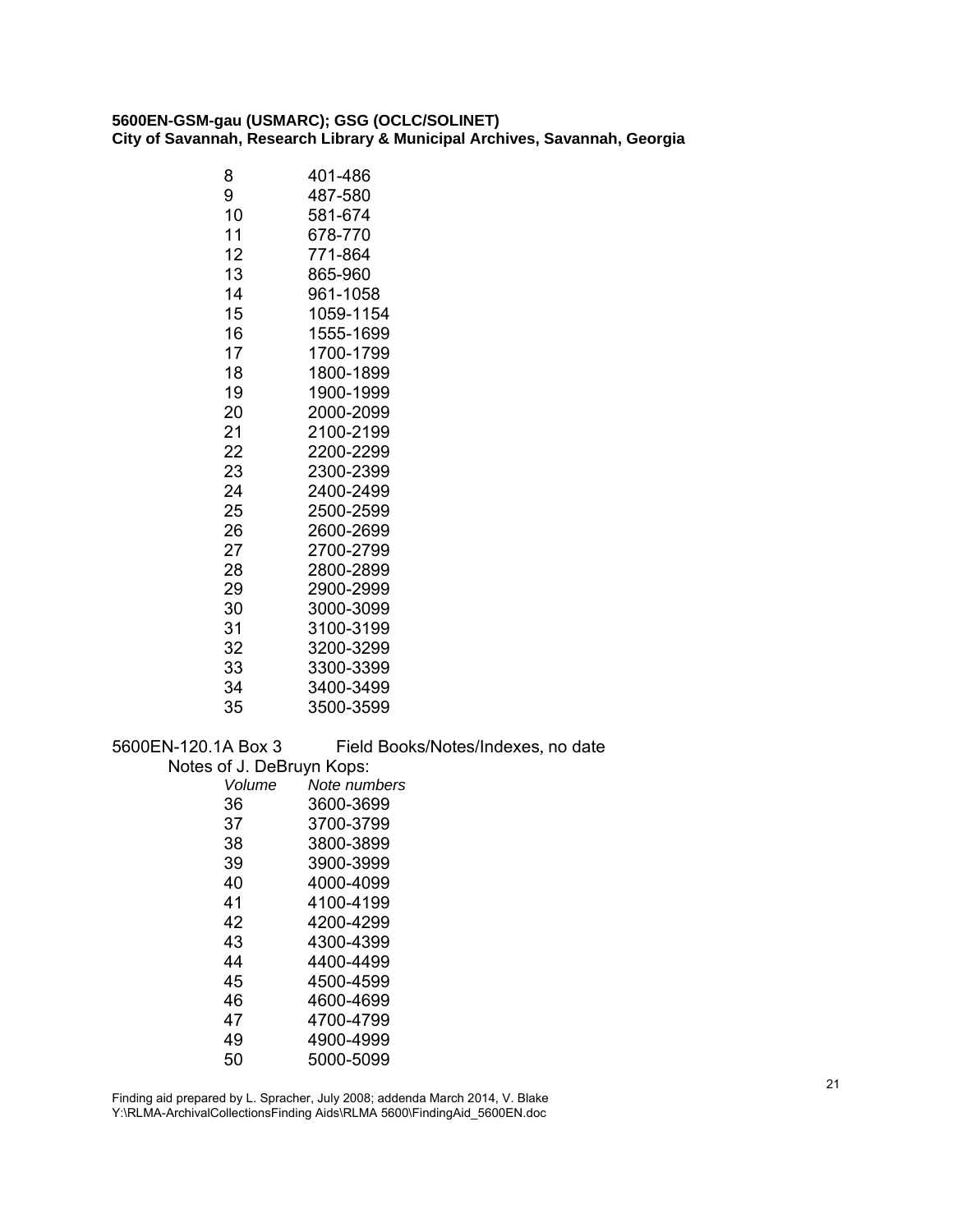**5600EN-GSM-gau (USMARC); GSG (OCLC/SOLINET)**
**City of Savannah, Research Library & Municipal Archives, Savannah, Georgia**

| | |
|---|---|
| 8 | 401-486 |
| 9 | 487-580 |
| 10 | 581-674 |
| 11 | 678-770 |
| 12 | 771-864 |
| 13 | 865-960 |
| 14 | 961-1058 |
| 15 | 1059-1154 |
| 16 | 1555-1699 |
| 17 | 1700-1799 |
| 18 | 1800-1899 |
| 19 | 1900-1999 |
| 20 | 2000-2099 |
| 21 | 2100-2199 |
| 22 | 2200-2299 |
| 23 | 2300-2399 |
| 24 | 2400-2499 |
| 25 | 2500-2599 |
| 26 | 2600-2699 |
| 27 | 2700-2799 |
| 28 | 2800-2899 |
| 29 | 2900-2999 |
| 30 | 3000-3099 |
| 31 | 3100-3199 |
| 32 | 3200-3299 |
| 33 | 3300-3399 |
| 34 | 3400-3499 |
| 35 | 3500-3599 |

5600EN-120.1A Box 3 Field Books/Notes/Indexes, no date

Notes of J. DeBruyn Kops:

| *Volume* | *Note numbers* |
|---|---|
| 36 | 3600-3699 |
| 37 | 3700-3799 |
| 38 | 3800-3899 |
| 39 | 3900-3999 |
| 40 | 4000-4099 |
| 41 | 4100-4199 |
| 42 | 4200-4299 |
| 43 | 4300-4399 |
| 44 | 4400-4499 |
| 45 | 4500-4599 |
| 46 | 4600-4699 |
| 47 | 4700-4799 |
| 49 | 4900-4999 |
| 50 | 5000-5099 |

Finding aid prepared by L. Spracher, July 2008; addenda March 2014, V. Blake
Y:\RLMA-ArchivalCollectionsFinding Aids\RLMA 5600\FindingAid_5600EN.doc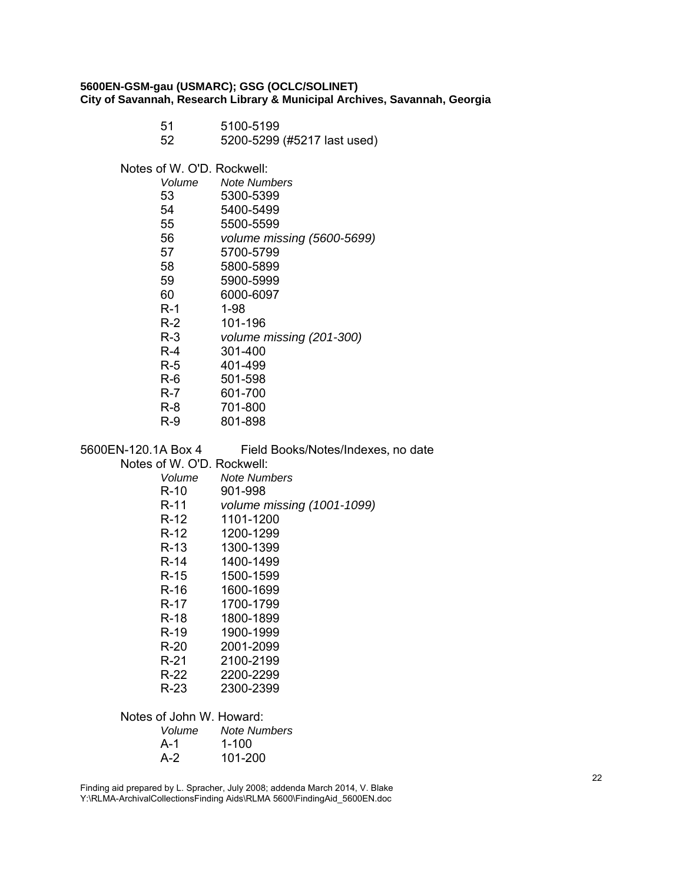**5600EN-GSM-gau (USMARC); GSG (OCLC/SOLINET)**
**City of Savannah, Research Library & Municipal Archives, Savannah, Georgia**

| | |
|---|---|
| 51 | 5100-5199 |
| 52 | 5200-5299 (#5217 last used) |

Notes of W. O'D. Rockwell:

| *Volume* | *Note Numbers* |
|---|---|
| 53 | 5300-5399 |
| 54 | 5400-5499 |
| 55 | 5500-5599 |
| 56 | *volume missing (5600-5699)* |
| 57 | 5700-5799 |
| 58 | 5800-5899 |
| 59 | 5900-5999 |
| 60 | 6000-6097 |
| R-1 | 1-98 |
| R-2 | 101-196 |
| R-3 | *volume missing (201-300)* |
| R-4 | 301-400 |
| R-5 | 401-499 |
| R-6 | 501-598 |
| R-7 | 601-700 |
| R-8 | 701-800 |
| R-9 | 801-898 |

5600EN-120.1A Box 4 Field Books/Notes/Indexes, no date

Notes of W. O'D. Rockwell:

| *Volume* | *Note Numbers* |
|---|---|
| R-10 | 901-998 |
| R-11 | *volume missing (1001-1099)* |
| R-12 | 1101-1200 |
| R-12 | 1200-1299 |
| R-13 | 1300-1399 |
| R-14 | 1400-1499 |
| R-15 | 1500-1599 |
| R-16 | 1600-1699 |
| R-17 | 1700-1799 |
| R-18 | 1800-1899 |
| R-19 | 1900-1999 |
| R-20 | 2001-2099 |
| R-21 | 2100-2199 |
| R-22 | 2200-2299 |
| R-23 | 2300-2399 |

Notes of John W. Howard:

| *Volume* | *Note Numbers* |
|---|---|
| A-1 | 1-100 |
| A-2 | 101-200 |

Finding aid prepared by L. Spracher, July 2008; addenda March 2014, V. Blake
Y:\RLMA-ArchivalCollectionsFinding Aids\RLMA 5600\FindingAid_5600EN.doc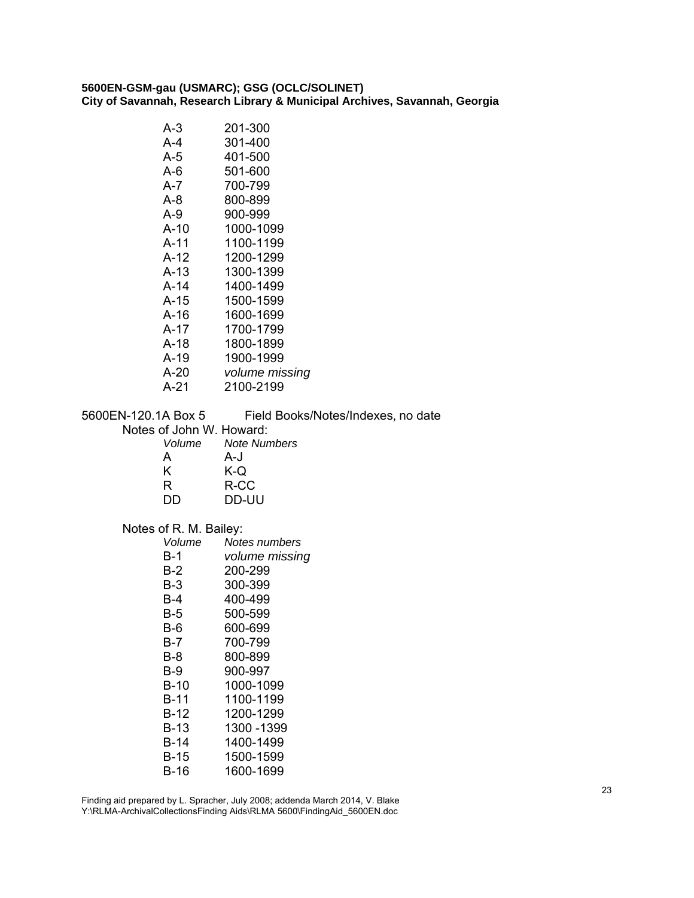**5600EN-GSM-gau (USMARC); GSG (OCLC/SOLINET)**
**City of Savannah, Research Library & Municipal Archives, Savannah, Georgia**

| | |
|---|---|
| A-3 | 201-300 |
| A-4 | 301-400 |
| A-5 | 401-500 |
| A-6 | 501-600 |
| A-7 | 700-799 |
| A-8 | 800-899 |
| A-9 | 900-999 |
| A-10 | 1000-1099 |
| A-11 | 1100-1199 |
| A-12 | 1200-1299 |
| A-13 | 1300-1399 |
| A-14 | 1400-1499 |
| A-15 | 1500-1599 |
| A-16 | 1600-1699 |
| A-17 | 1700-1799 |
| A-18 | 1800-1899 |
| A-19 | 1900-1999 |
| A-20 | *volume missing* |
| A-21 | 2100-2199 |

5600EN-120.1A Box 5 Field Books/Notes/Indexes, no date

Notes of John W. Howard:

| *Volume* | *Note Numbers* |
|---|---|
| A | A-J |
| K | K-Q |
| R | R-CC |
| DD | DD-UU |

Notes of R. M. Bailey:

| *Volume* | *Notes numbers* |
|---|---|
| B-1 | *volume missing* |
| B-2 | 200-299 |
| B-3 | 300-399 |
| B-4 | 400-499 |
| B-5 | 500-599 |
| B-6 | 600-699 |
| B-7 | 700-799 |
| B-8 | 800-899 |
| B-9 | 900-997 |
| B-10 | 1000-1099 |
| B-11 | 1100-1199 |
| B-12 | 1200-1299 |
| B-13 | 1300 -1399 |
| B-14 | 1400-1499 |
| B-15 | 1500-1599 |
| B-16 | 1600-1699 |

Finding aid prepared by L. Spracher, July 2008; addenda March 2014, V. Blake
Y:\RLMA-ArchivalCollectionsFinding Aids\RLMA 5600\FindingAid_5600EN.doc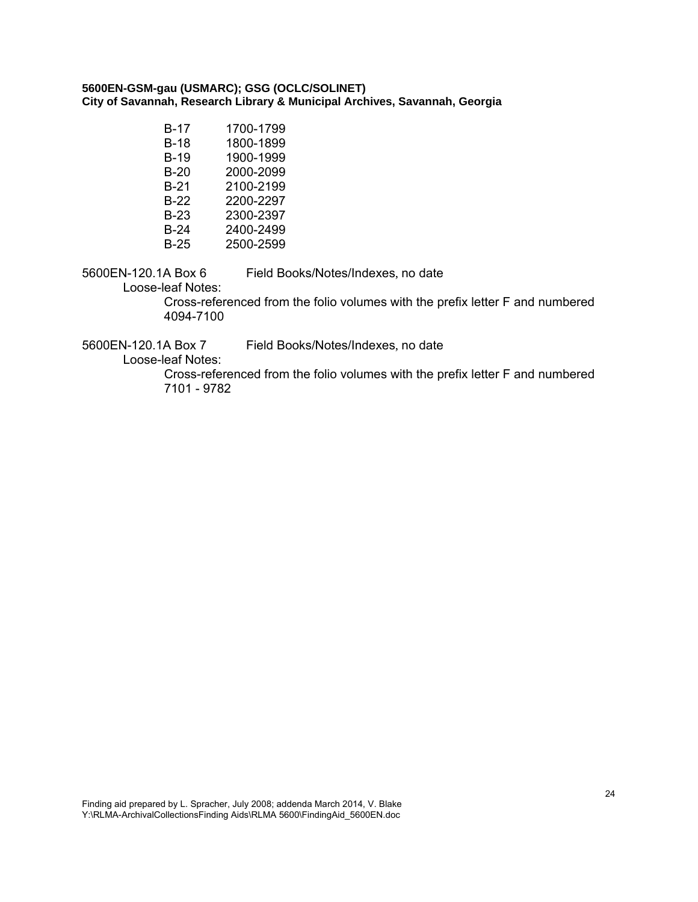**5600EN-GSM-gau (USMARC); GSG (OCLC/SOLINET)**
**City of Savannah, Research Library & Municipal Archives, Savannah, Georgia**

| | |
|---|---|
| B-17 | 1700-1799 |
| B-18 | 1800-1899 |
| B-19 | 1900-1999 |
| B-20 | 2000-2099 |
| B-21 | 2100-2199 |
| B-22 | 2200-2297 |
| B-23 | 2300-2397 |
| B-24 | 2400-2499 |
| B-25 | 2500-2599 |

5600EN-120.1A Box 6 Field Books/Notes/Indexes, no date

Loose-leaf Notes:

Cross-referenced from the folio volumes with the prefix letter F and numbered 4094-7100

5600EN-120.1A Box 7 Field Books/Notes/Indexes, no date

Loose-leaf Notes:

Cross-referenced from the folio volumes with the prefix letter F and numbered 7101 - 9782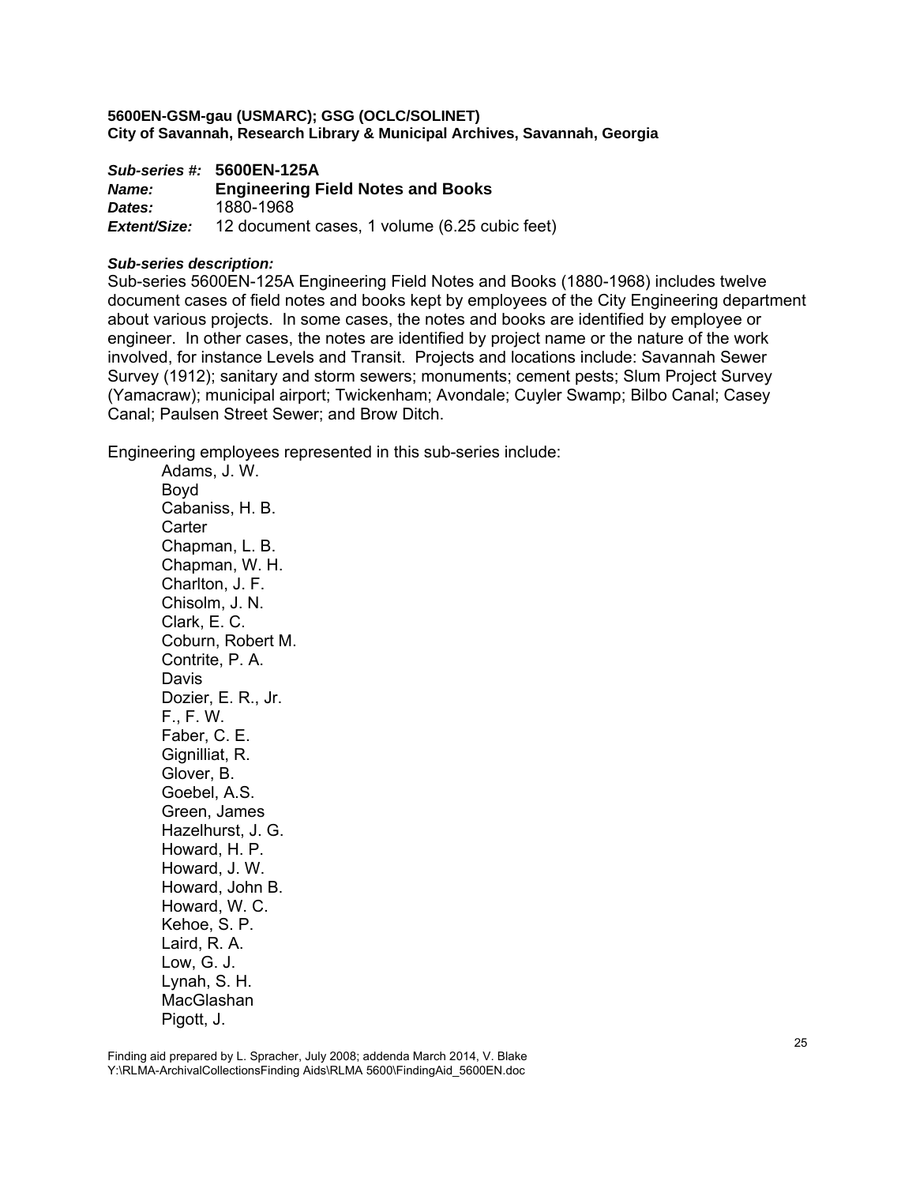**5600EN-GSM-gau (USMARC); GSG (OCLC/SOLINET)**
**City of Savannah, Research Library & Municipal Archives, Savannah, Georgia**

***Sub-series #:*** **5600EN-125A**
***Name:*** **Engineering Field Notes and Books**
***Dates:*** 1880-1968
***Extent/Size:*** 12 document cases, 1 volume (6.25 cubic feet)

***Sub-series description:***
Sub-series 5600EN-125A Engineering Field Notes and Books (1880-1968) includes twelve document cases of field notes and books kept by employees of the City Engineering department about various projects. In some cases, the notes and books are identified by employee or engineer. In other cases, the notes are identified by project name or the nature of the work involved, for instance Levels and Transit. Projects and locations include: Savannah Sewer Survey (1912); sanitary and storm sewers; monuments; cement pests; Slum Project Survey (Yamacraw); municipal airport; Twickenham; Avondale; Cuyler Swamp; Bilbo Canal; Casey Canal; Paulsen Street Sewer; and Brow Ditch.

Engineering employees represented in this sub-series include:

- Adams, J. W.
- Boyd
- Cabaniss, H. B.
- Carter
- Chapman, L. B.
- Chapman, W. H.
- Charlton, J. F.
- Chisolm, J. N.
- Clark, E. C.
- Coburn, Robert M.
- Contrite, P. A.
- Davis
- Dozier, E. R., Jr.
- F., F. W.
- Faber, C. E.
- Gignilliat, R.
- Glover, B.
- Goebel, A.S.
- Green, James
- Hazelhurst, J. G.
- Howard, H. P.
- Howard, J. W.
- Howard, John B.
- Howard, W. C.
- Kehoe, S. P.
- Laird, R. A.
- Low, G. J.
- Lynah, S. H.
- MacGlashan
- Pigott, J.

Finding aid prepared by L. Spracher, July 2008; addenda March 2014, V. Blake
Y:\RLMA-ArchivalCollectionsFinding Aids\RLMA 5600\FindingAid_5600EN.doc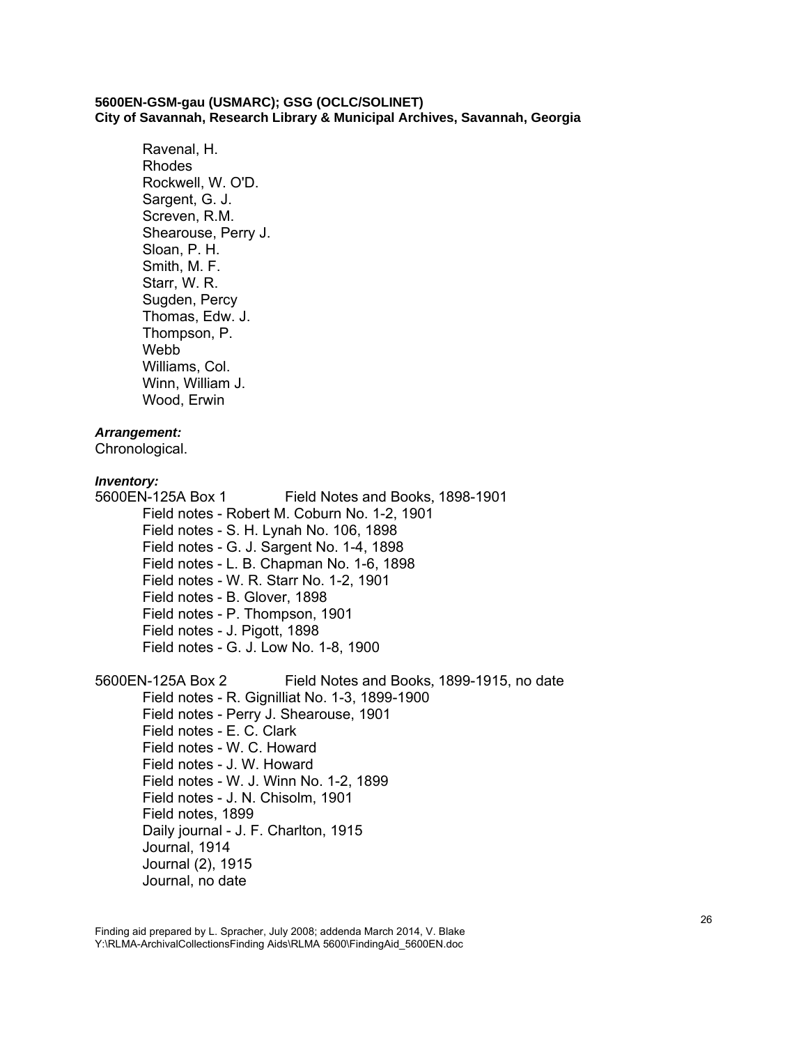Ravenal, H.
Rhodes
Rockwell, W. O'D.
Sargent, G. J.
Screven, R.M.
Shearouse, Perry J.
Sloan, P. H.
Smith, M. F.
Starr, W. R.
Sugden, Percy
Thomas, Edw. J.
Thompson, P.
Webb
Williams, Col.
Winn, William J.
Wood, Erwin

***Arrangement:***
Chronological.

***Inventory:***

5600EN-125A Box 1 Field Notes and Books, 1898-1901

- Field notes - Robert M. Coburn No. 1-2, 1901
- Field notes - S. H. Lynah No. 106, 1898
- Field notes - G. J. Sargent No. 1-4, 1898
- Field notes - L. B. Chapman No. 1-6, 1898
- Field notes - W. R. Starr No. 1-2, 1901
- Field notes - B. Glover, 1898
- Field notes - P. Thompson, 1901
- Field notes - J. Pigott, 1898
- Field notes - G. J. Low No. 1-8, 1900

5600EN-125A Box 2 Field Notes and Books, 1899-1915, no date

- Field notes - R. Gignilliat No. 1-3, 1899-1900
- Field notes - Perry J. Shearouse, 1901
- Field notes - E. C. Clark
- Field notes - W. C. Howard
- Field notes - J. W. Howard
- Field notes - W. J. Winn No. 1-2, 1899
- Field notes - J. N. Chisolm, 1901
- Field notes, 1899
- Daily journal - J. F. Charlton, 1915
- Journal, 1914
- Journal (2), 1915
- Journal, no date

Finding aid prepared by L. Spracher, July 2008; addenda March 2014, V. Blake
Y:\RLMA-ArchivalCollectionsFinding Aids\RLMA 5600\FindingAid_5600EN.doc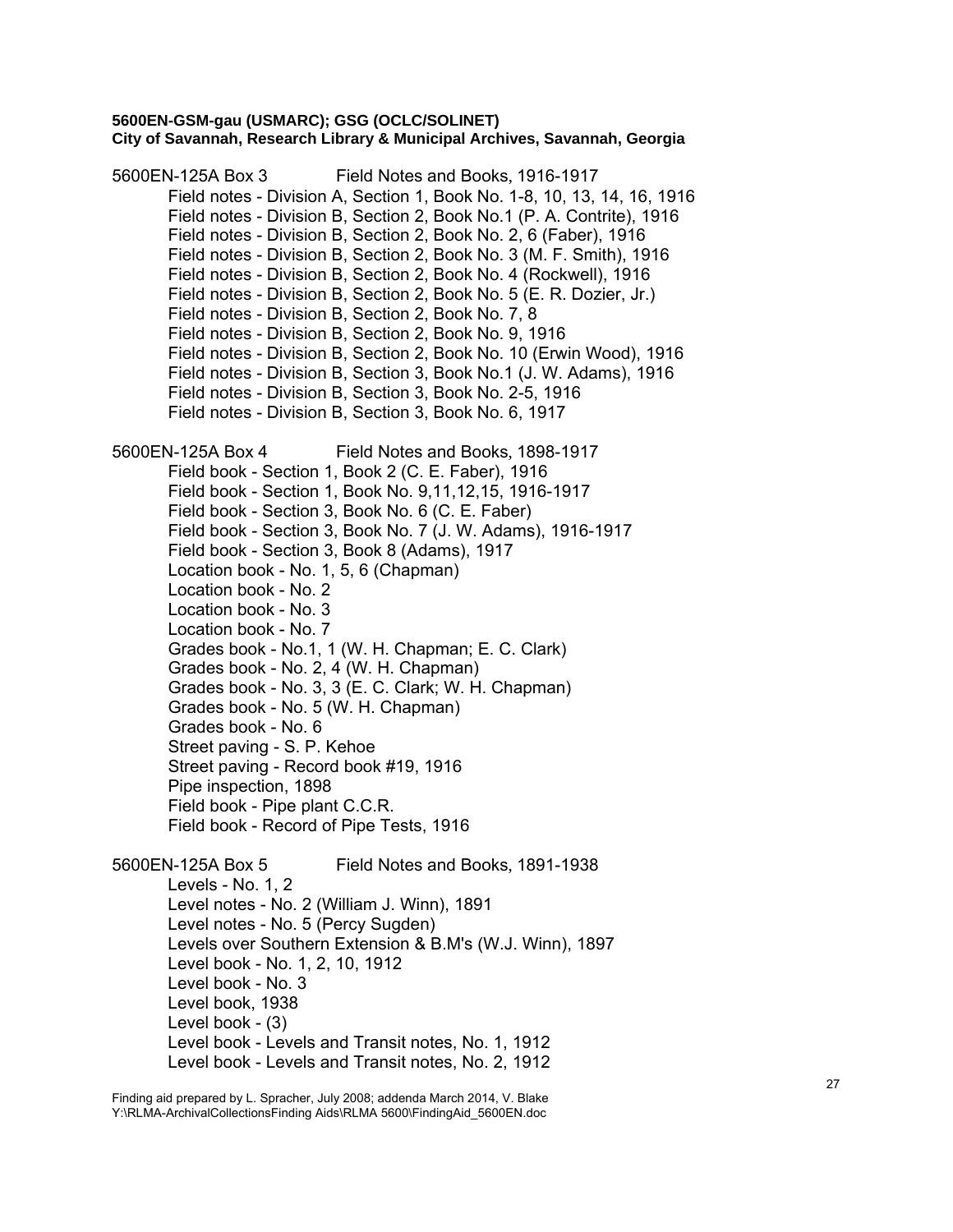**5600EN-GSM-gau (USMARC); GSG (OCLC/SOLINET)**
**City of Savannah, Research Library & Municipal Archives, Savannah, Georgia**

5600EN-125A Box 3 Field Notes and Books, 1916-1917

- Field notes - Division A, Section 1, Book No. 1-8, 10, 13, 14, 16, 1916
- Field notes - Division B, Section 2, Book No.1 (P. A. Contrite), 1916
- Field notes - Division B, Section 2, Book No. 2, 6 (Faber), 1916
- Field notes - Division B, Section 2, Book No. 3 (M. F. Smith), 1916
- Field notes - Division B, Section 2, Book No. 4 (Rockwell), 1916
- Field notes - Division B, Section 2, Book No. 5 (E. R. Dozier, Jr.)
- Field notes - Division B, Section 2, Book No. 7, 8
- Field notes - Division B, Section 2, Book No. 9, 1916
- Field notes - Division B, Section 2, Book No. 10 (Erwin Wood), 1916
- Field notes - Division B, Section 3, Book No.1 (J. W. Adams), 1916
- Field notes - Division B, Section 3, Book No. 2-5, 1916
- Field notes - Division B, Section 3, Book No. 6, 1917

5600EN-125A Box 4 Field Notes and Books, 1898-1917

- Field book - Section 1, Book 2 (C. E. Faber), 1916
- Field book - Section 1, Book No. 9,11,12,15, 1916-1917
- Field book - Section 3, Book No. 6 (C. E. Faber)
- Field book - Section 3, Book No. 7 (J. W. Adams), 1916-1917
- Field book - Section 3, Book 8 (Adams), 1917
- Location book - No. 1, 5, 6 (Chapman)
- Location book - No. 2
- Location book - No. 3
- Location book - No. 7
- Grades book - No.1, 1 (W. H. Chapman; E. C. Clark)
- Grades book - No. 2, 4 (W. H. Chapman)
- Grades book - No. 3, 3 (E. C. Clark; W. H. Chapman)
- Grades book - No. 5 (W. H. Chapman)
- Grades book - No. 6
- Street paving - S. P. Kehoe
- Street paving - Record book #19, 1916
- Pipe inspection, 1898
- Field book - Pipe plant C.C.R.
- Field book - Record of Pipe Tests, 1916

5600EN-125A Box 5 Field Notes and Books, 1891-1938

- Levels - No. 1, 2
- Level notes - No. 2 (William J. Winn), 1891
- Level notes - No. 5 (Percy Sugden)
- Levels over Southern Extension & B.M's (W.J. Winn), 1897
- Level book - No. 1, 2, 10, 1912
- Level book - No. 3
- Level book, 1938
- Level book - (3)
- Level book - Levels and Transit notes, No. 1, 1912
- Level book - Levels and Transit notes, No. 2, 1912

Finding aid prepared by L. Spracher, July 2008; addenda March 2014, V. Blake
Y:\RLMA-ArchivalCollectionsFinding Aids\RLMA 5600\FindingAid_5600EN.doc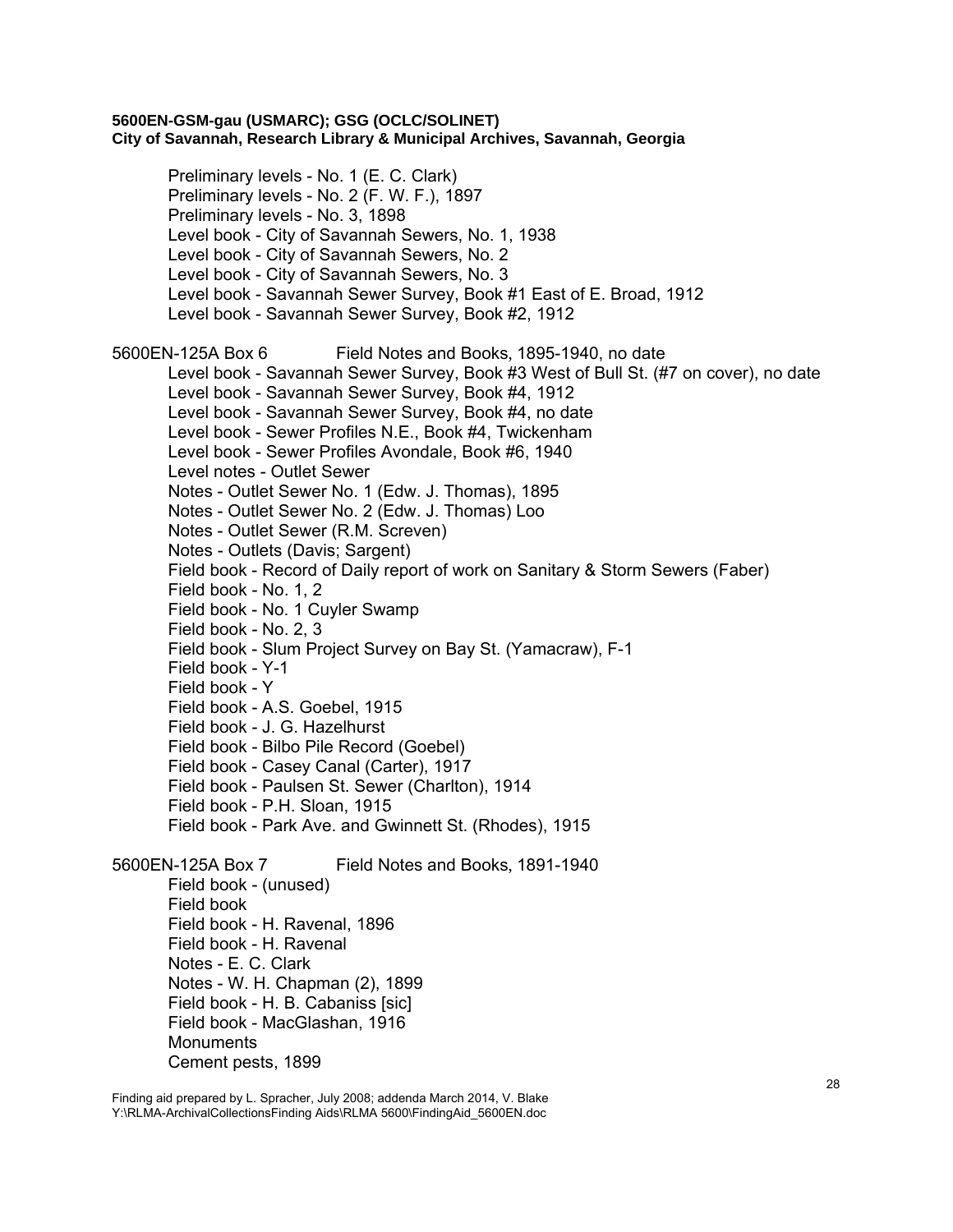Preliminary levels - No. 1 (E. C. Clark)
Preliminary levels - No. 2 (F. W. F.), 1897
Preliminary levels - No. 3, 1898
Level book - City of Savannah Sewers, No. 1, 1938
Level book - City of Savannah Sewers, No. 2
Level book - City of Savannah Sewers, No. 3
Level book - Savannah Sewer Survey, Book #1 East of E. Broad, 1912
Level book - Savannah Sewer Survey, Book #2, 1912

5600EN-125A Box 6 Field Notes and Books, 1895-1940, no date

Level book - Savannah Sewer Survey, Book #3 West of Bull St. (#7 on cover), no date
Level book - Savannah Sewer Survey, Book #4, 1912
Level book - Savannah Sewer Survey, Book #4, no date
Level book - Sewer Profiles N.E., Book #4, Twickenham
Level book - Sewer Profiles Avondale, Book #6, 1940
Level notes - Outlet Sewer
Notes - Outlet Sewer No. 1 (Edw. J. Thomas), 1895
Notes - Outlet Sewer No. 2 (Edw. J. Thomas) Loo
Notes - Outlet Sewer (R.M. Screven)
Notes - Outlets (Davis; Sargent)
Field book - Record of Daily report of work on Sanitary & Storm Sewers (Faber)
Field book - No. 1, 2
Field book - No. 1 Cuyler Swamp
Field book - No. 2, 3
Field book - Slum Project Survey on Bay St. (Yamacraw), F-1
Field book - Y-1
Field book - Y
Field book - A.S. Goebel, 1915
Field book - J. G. Hazelhurst
Field book - Bilbo Pile Record (Goebel)
Field book - Casey Canal (Carter), 1917
Field book - Paulsen St. Sewer (Charlton), 1914
Field book - P.H. Sloan, 1915
Field book - Park Ave. and Gwinnett St. (Rhodes), 1915

5600EN-125A Box 7 Field Notes and Books, 1891-1940

Field book - (unused)
Field book
Field book - H. Ravenal, 1896
Field book - H. Ravenal
Notes - E. C. Clark
Notes - W. H. Chapman (2), 1899
Field book - H. B. Cabaniss [sic]
Field book - MacGlashan, 1916
Monuments
Cement pests, 1899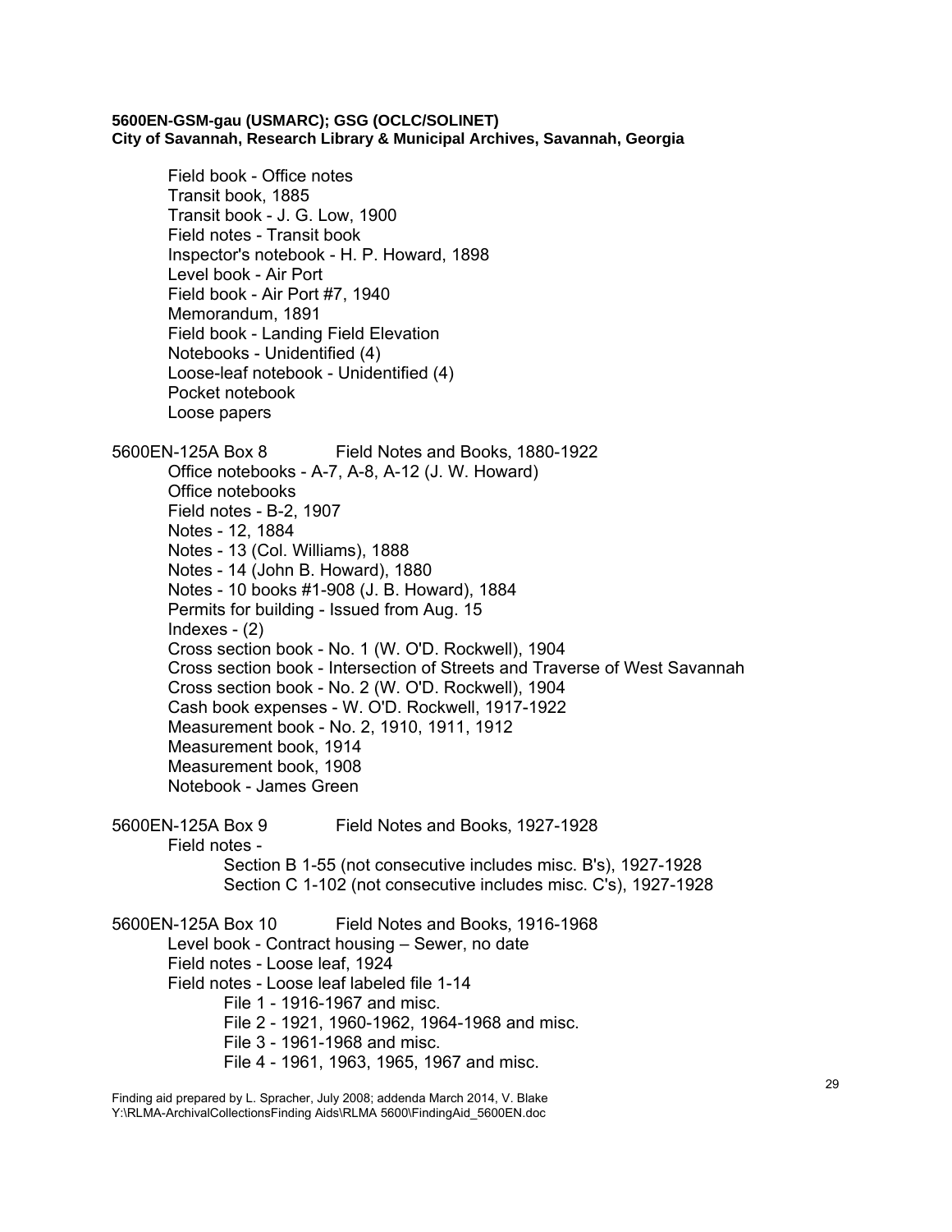Field book - Office notes
Transit book, 1885
Transit book - J. G. Low, 1900
Field notes - Transit book
Inspector's notebook - H. P. Howard, 1898
Level book - Air Port
Field book - Air Port #7, 1940
Memorandum, 1891
Field book - Landing Field Elevation
Notebooks - Unidentified (4)
Loose-leaf notebook - Unidentified (4)
Pocket notebook
Loose papers

5600EN-125A Box 8 Field Notes and Books, 1880-1922

Office notebooks - A-7, A-8, A-12 (J. W. Howard)
Office notebooks
Field notes - B-2, 1907
Notes - 12, 1884
Notes - 13 (Col. Williams), 1888
Notes - 14 (John B. Howard), 1880
Notes - 10 books #1-908 (J. B. Howard), 1884
Permits for building - Issued from Aug. 15
Indexes - (2)
Cross section book - No. 1 (W. O'D. Rockwell), 1904
Cross section book - Intersection of Streets and Traverse of West Savannah
Cross section book - No. 2 (W. O'D. Rockwell), 1904
Cash book expenses - W. O'D. Rockwell, 1917-1922
Measurement book - No. 2, 1910, 1911, 1912
Measurement book, 1914
Measurement book, 1908
Notebook - James Green

5600EN-125A Box 9 Field Notes and Books, 1927-1928

Field notes -
- Section B 1-55 (not consecutive includes misc. B's), 1927-1928
- Section C 1-102 (not consecutive includes misc. C's), 1927-1928

5600EN-125A Box 10 Field Notes and Books, 1916-1968

Level book - Contract housing – Sewer, no date
Field notes - Loose leaf, 1924
Field notes - Loose leaf labeled file 1-14
- File 1 - 1916-1967 and misc.
- File 2 - 1921, 1960-1962, 1964-1968 and misc.
- File 3 - 1961-1968 and misc.
- File 4 - 1961, 1963, 1965, 1967 and misc.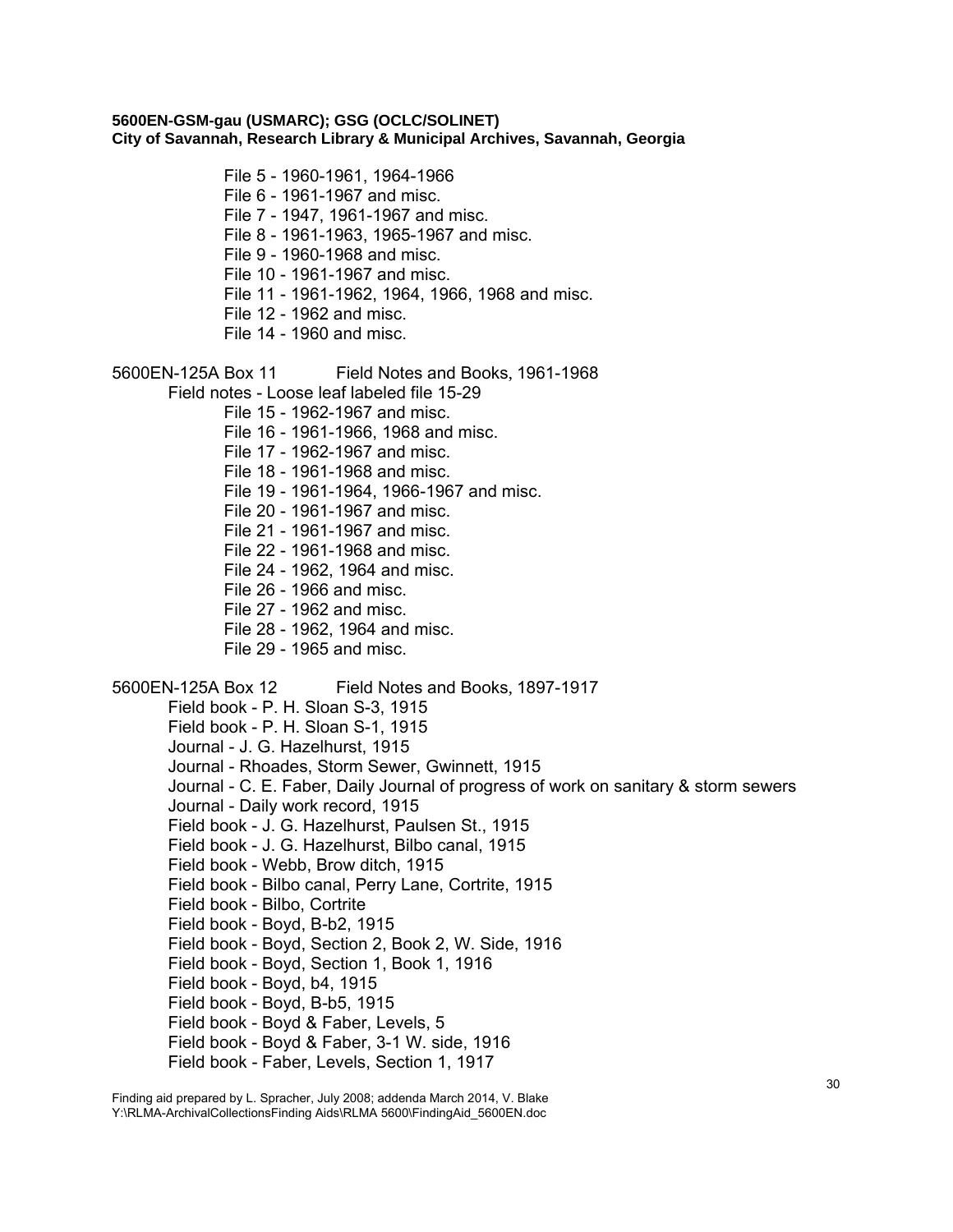File 5 - 1960-1961, 1964-1966
File 6 - 1961-1967 and misc.
File 7 - 1947, 1961-1967 and misc.
File 8 - 1961-1963, 1965-1967 and misc.
File 9 - 1960-1968 and misc.
File 10 - 1961-1967 and misc.
File 11 - 1961-1962, 1964, 1966, 1968 and misc.
File 12 - 1962 and misc.
File 14 - 1960 and misc.

5600EN-125A Box 11 Field Notes and Books, 1961-1968

Field notes - Loose leaf labeled file 15-29

File 15 - 1962-1967 and misc.
File 16 - 1961-1966, 1968 and misc.
File 17 - 1962-1967 and misc.
File 18 - 1961-1968 and misc.
File 19 - 1961-1964, 1966-1967 and misc.
File 20 - 1961-1967 and misc.
File 21 - 1961-1967 and misc.
File 22 - 1961-1968 and misc.
File 24 - 1962, 1964 and misc.
File 26 - 1966 and misc.
File 27 - 1962 and misc.
File 28 - 1962, 1964 and misc.
File 29 - 1965 and misc.

5600EN-125A Box 12 Field Notes and Books, 1897-1917

Field book - P. H. Sloan S-3, 1915
Field book - P. H. Sloan S-1, 1915
Journal - J. G. Hazelhurst, 1915
Journal - Rhoades, Storm Sewer, Gwinnett, 1915
Journal - C. E. Faber, Daily Journal of progress of work on sanitary & storm sewers
Journal - Daily work record, 1915
Field book - J. G. Hazelhurst, Paulsen St., 1915
Field book - J. G. Hazelhurst, Bilbo canal, 1915
Field book - Webb, Brow ditch, 1915
Field book - Bilbo canal, Perry Lane, Cortrite, 1915
Field book - Bilbo, Cortrite
Field book - Boyd, B-b2, 1915
Field book - Boyd, Section 2, Book 2, W. Side, 1916
Field book - Boyd, Section 1, Book 1, 1916
Field book - Boyd, b4, 1915
Field book - Boyd, B-b5, 1915
Field book - Boyd & Faber, Levels, 5
Field book - Boyd & Faber, 3-1 W. side, 1916
Field book - Faber, Levels, Section 1, 1917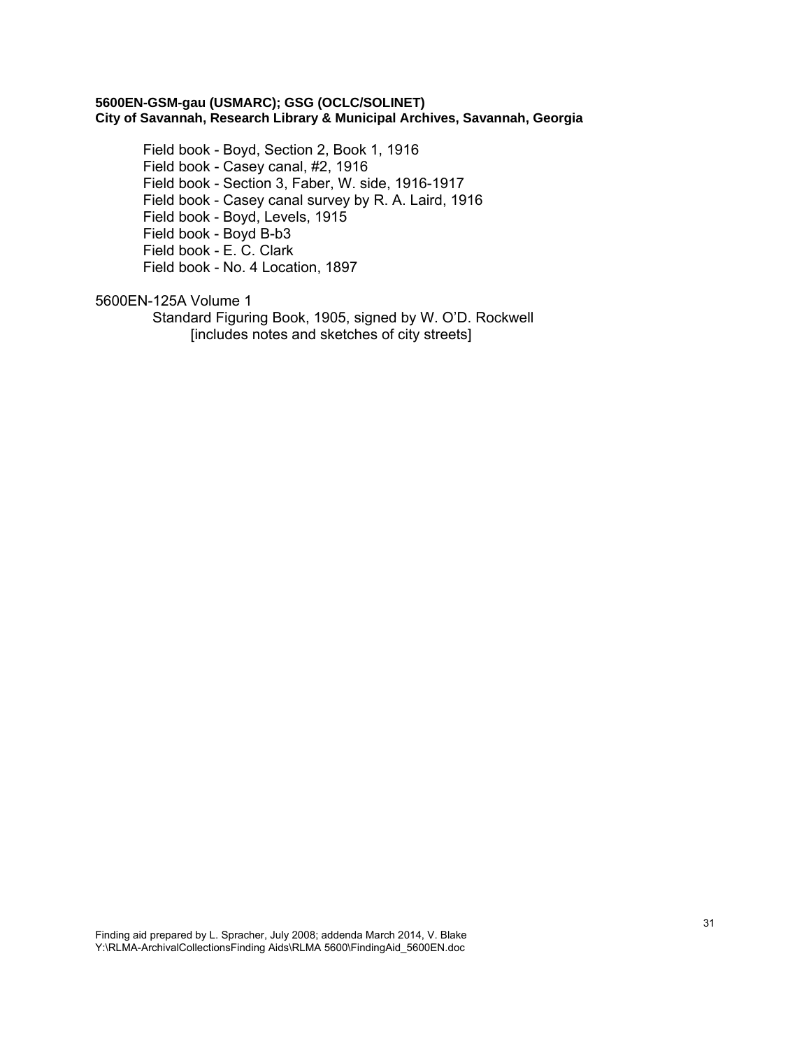**5600EN-GSM-gau (USMARC); GSG (OCLC/SOLINET)**
**City of Savannah, Research Library & Municipal Archives, Savannah, Georgia**

Field book - Boyd, Section 2, Book 1, 1916
Field book - Casey canal, #2, 1916
Field book - Section 3, Faber, W. side, 1916-1917
Field book - Casey canal survey by R. A. Laird, 1916
Field book - Boyd, Levels, 1915
Field book - Boyd B-b3
Field book - E. C. Clark
Field book - No. 4 Location, 1897

5600EN-125A Volume 1

Standard Figuring Book, 1905, signed by W. O'D. Rockwell
[includes notes and sketches of city streets]

Finding aid prepared by L. Spracher, July 2008; addenda March 2014, V. Blake
Y:\RLMA-ArchivalCollectionsFinding Aids\RLMA 5600\FindingAid_5600EN.doc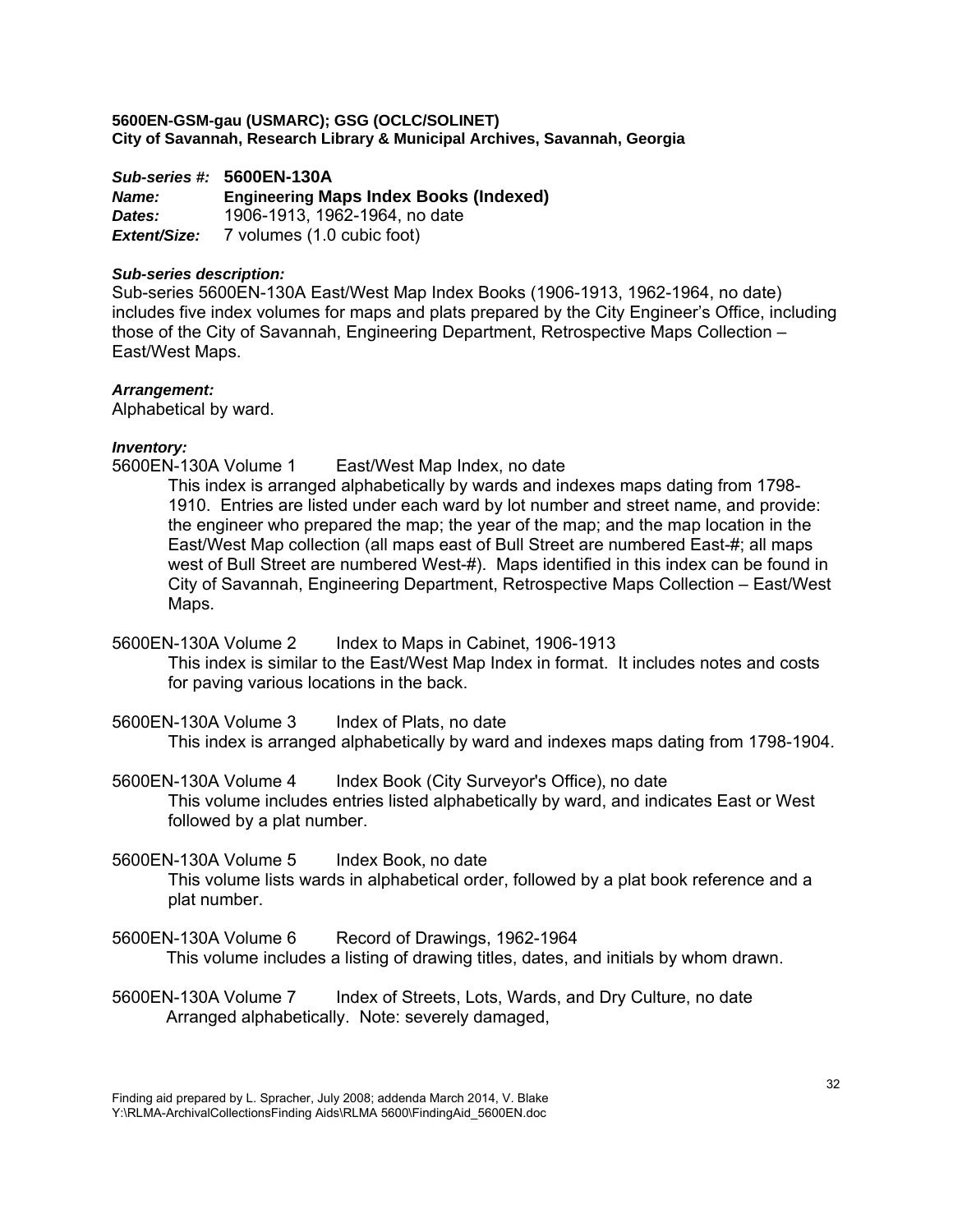**5600EN-GSM-gau (USMARC); GSG (OCLC/SOLINET)**
**City of Savannah, Research Library & Municipal Archives, Savannah, Georgia**

***Sub-series #:*** **5600EN-130A**
***Name:*** **Engineering Maps Index Books (Indexed)**
***Dates:*** 1906-1913, 1962-1964, no date
***Extent/Size:*** 7 volumes (1.0 cubic foot)

***Sub-series description:***
Sub-series 5600EN-130A East/West Map Index Books (1906-1913, 1962-1964, no date) includes five index volumes for maps and plats prepared by the City Engineer's Office, including those of the City of Savannah, Engineering Department, Retrospective Maps Collection – East/West Maps.

***Arrangement:***
Alphabetical by ward.

***Inventory:***

5600EN-130A Volume 1 East/West Map Index, no date

This index is arranged alphabetically by wards and indexes maps dating from 1798-1910. Entries are listed under each ward by lot number and street name, and provide: the engineer who prepared the map; the year of the map; and the map location in the East/West Map collection (all maps east of Bull Street are numbered East-#; all maps west of Bull Street are numbered West-#). Maps identified in this index can be found in City of Savannah, Engineering Department, Retrospective Maps Collection – East/West Maps.

5600EN-130A Volume 2 Index to Maps in Cabinet, 1906-1913

This index is similar to the East/West Map Index in format. It includes notes and costs for paving various locations in the back.

5600EN-130A Volume 3 Index of Plats, no date

This index is arranged alphabetically by ward and indexes maps dating from 1798-1904.

5600EN-130A Volume 4 Index Book (City Surveyor's Office), no date

This volume includes entries listed alphabetically by ward, and indicates East or West followed by a plat number.

5600EN-130A Volume 5 Index Book, no date

This volume lists wards in alphabetical order, followed by a plat book reference and a plat number.

5600EN-130A Volume 6 Record of Drawings, 1962-1964

This volume includes a listing of drawing titles, dates, and initials by whom drawn.

5600EN-130A Volume 7 Index of Streets, Lots, Wards, and Dry Culture, no date

Arranged alphabetically. Note: severely damaged,

Finding aid prepared by L. Spracher, July 2008; addenda March 2014, V. Blake
Y:\RLMA-ArchivalCollectionsFinding Aids\RLMA 5600\FindingAid_5600EN.doc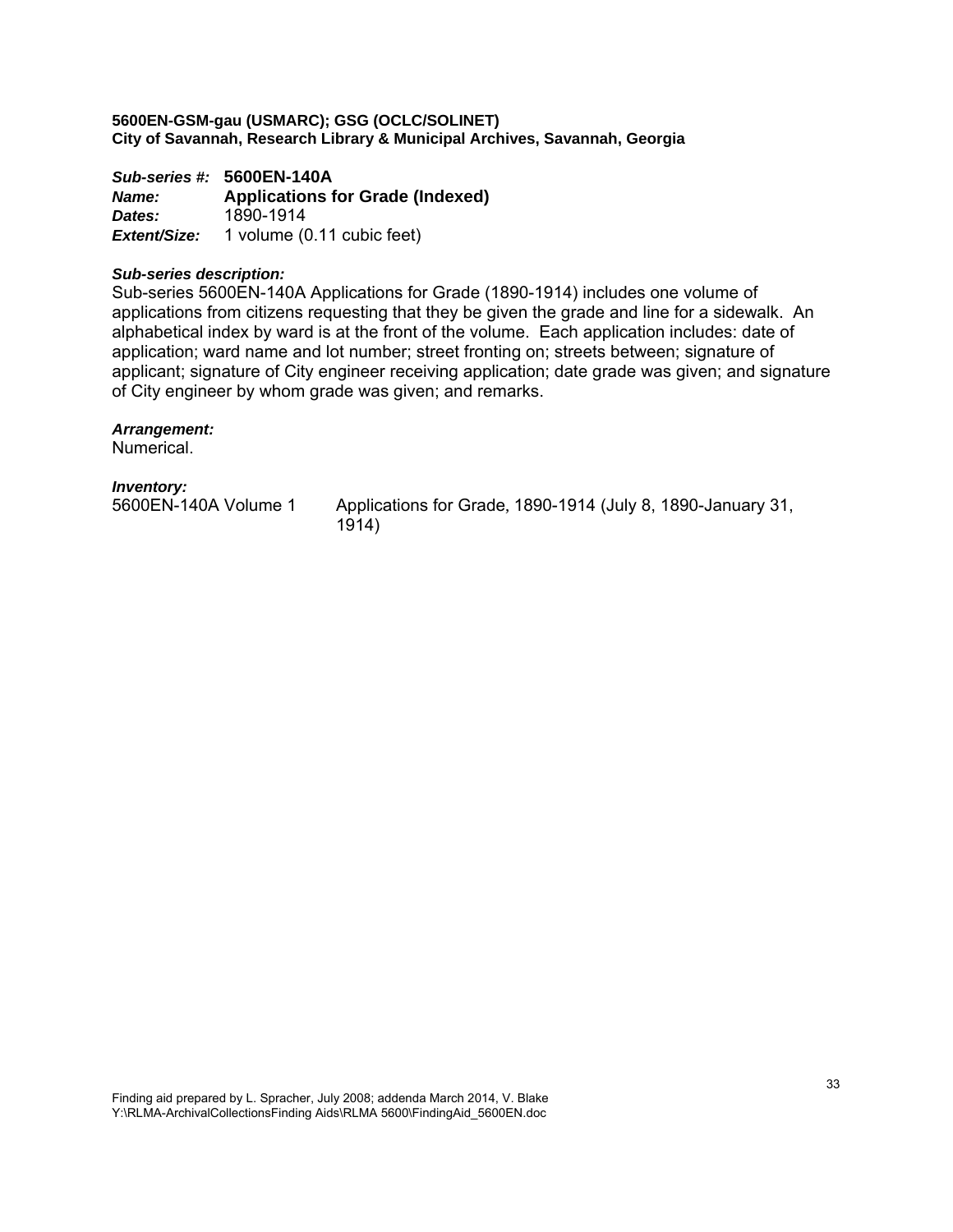**5600EN-GSM-gau (USMARC); GSG (OCLC/SOLINET)**
**City of Savannah, Research Library & Municipal Archives, Savannah, Georgia**

***Sub-series #:*** **5600EN-140A**
***Name:*** **Applications for Grade (Indexed)**
***Dates:*** 1890-1914
***Extent/Size:*** 1 volume (0.11 cubic feet)

***Sub-series description:***
Sub-series 5600EN-140A Applications for Grade (1890-1914) includes one volume of applications from citizens requesting that they be given the grade and line for a sidewalk. An alphabetical index by ward is at the front of the volume. Each application includes: date of application; ward name and lot number; street fronting on; streets between; signature of applicant; signature of City engineer receiving application; date grade was given; and signature of City engineer by whom grade was given; and remarks.

***Arrangement:***
Numerical.

***Inventory:***

| | |
|---|---|
| 5600EN-140A Volume 1 | Applications for Grade, 1890-1914 (July 8, 1890-January 31, 1914) |

Finding aid prepared by L. Spracher, July 2008; addenda March 2014, V. Blake
Y:\RLMA-ArchivalCollectionsFinding Aids\RLMA 5600\FindingAid_5600EN.doc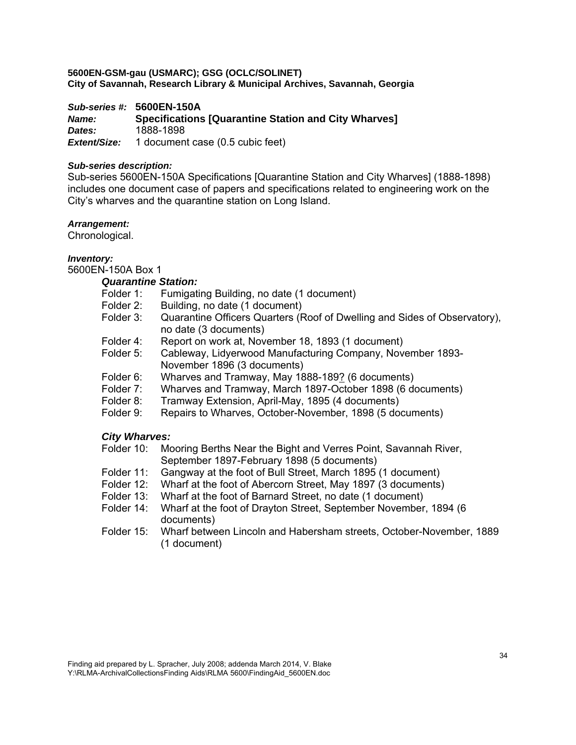**5600EN-GSM-gau (USMARC); GSG (OCLC/SOLINET)**
**City of Savannah, Research Library & Municipal Archives, Savannah, Georgia**

***Sub-series #:*** **5600EN-150A**
***Name:*** **Specifications [Quarantine Station and City Wharves]**
***Dates:*** 1888-1898
***Extent/Size:*** 1 document case (0.5 cubic feet)

***Sub-series description:***
Sub-series 5600EN-150A Specifications [Quarantine Station and City Wharves] (1888-1898) includes one document case of papers and specifications related to engineering work on the City's wharves and the quarantine station on Long Island.

***Arrangement:***
Chronological.

***Inventory:***
5600EN-150A Box 1

***Quarantine Station:***

- Folder 1: Fumigating Building, no date (1 document)
- Folder 2: Building, no date (1 document)
- Folder 3: Quarantine Officers Quarters (Roof of Dwelling and Sides of Observatory), no date (3 documents)
- Folder 4: Report on work at, November 18, 1893 (1 document)
- Folder 5: Cableway, Lidyerwood Manufacturing Company, November 1893-November 1896 (3 documents)
- Folder 6: Wharves and Tramway, May 1888-189? (6 documents)
- Folder 7: Wharves and Tramway, March 1897-October 1898 (6 documents)
- Folder 8: Tramway Extension, April-May, 1895 (4 documents)
- Folder 9: Repairs to Wharves, October-November, 1898 (5 documents)

***City Wharves:***

- Folder 10: Mooring Berths Near the Bight and Verres Point, Savannah River, September 1897-February 1898 (5 documents)
- Folder 11: Gangway at the foot of Bull Street, March 1895 (1 document)
- Folder 12: Wharf at the foot of Abercorn Street, May 1897 (3 documents)
- Folder 13: Wharf at the foot of Barnard Street, no date (1 document)
- Folder 14: Wharf at the foot of Drayton Street, September November, 1894 (6 documents)
- Folder 15: Wharf between Lincoln and Habersham streets, October-November, 1889 (1 document)

Finding aid prepared by L. Spracher, July 2008; addenda March 2014, V. Blake
Y:\RLMA-ArchivalCollectionsFinding Aids\RLMA 5600\FindingAid_5600EN.doc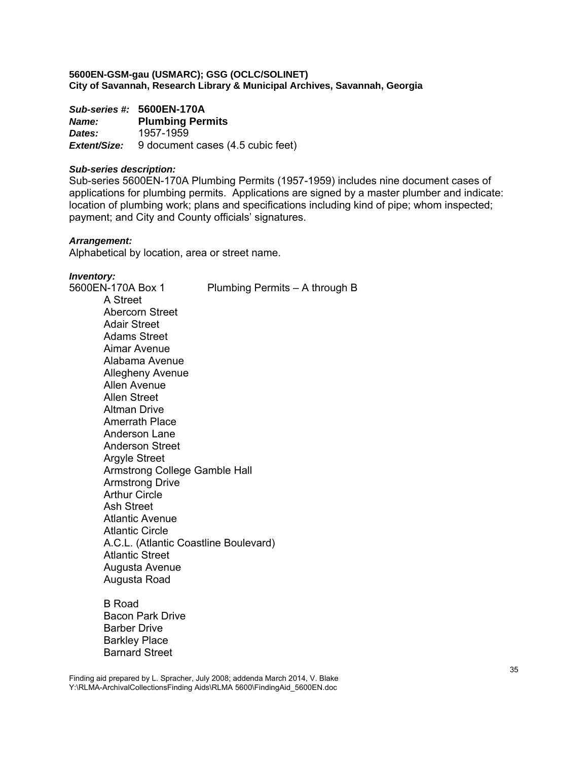**5600EN-GSM-gau (USMARC); GSG (OCLC/SOLINET)**
**City of Savannah, Research Library & Municipal Archives, Savannah, Georgia**

***Sub-series #:*** **5600EN-170A**
***Name:*** **Plumbing Permits**
***Dates:*** 1957-1959
***Extent/Size:*** 9 document cases (4.5 cubic feet)

***Sub-series description:***
Sub-series 5600EN-170A Plumbing Permits (1957-1959) includes nine document cases of applications for plumbing permits. Applications are signed by a master plumber and indicate: location of plumbing work; plans and specifications including kind of pipe; whom inspected; payment; and City and County officials' signatures.

***Arrangement:***
Alphabetical by location, area or street name.

***Inventory:***
5600EN-170A Box 1 Plumbing Permits – A through B

- A Street
- Abercorn Street
- Adair Street
- Adams Street
- Aimar Avenue
- Alabama Avenue
- Allegheny Avenue
- Allen Avenue
- Allen Street
- Altman Drive
- Amerrath Place
- Anderson Lane
- Anderson Street
- Argyle Street
- Armstrong College Gamble Hall
- Armstrong Drive
- Arthur Circle
- Ash Street
- Atlantic Avenue
- Atlantic Circle
- A.C.L. (Atlantic Coastline Boulevard)
- Atlantic Street
- Augusta Avenue
- Augusta Road

- B Road
- Bacon Park Drive
- Barber Drive
- Barkley Place
- Barnard Street

Finding aid prepared by L. Spracher, July 2008; addenda March 2014, V. Blake
Y:\RLMA-ArchivalCollectionsFinding Aids\RLMA 5600\FindingAid_5600EN.doc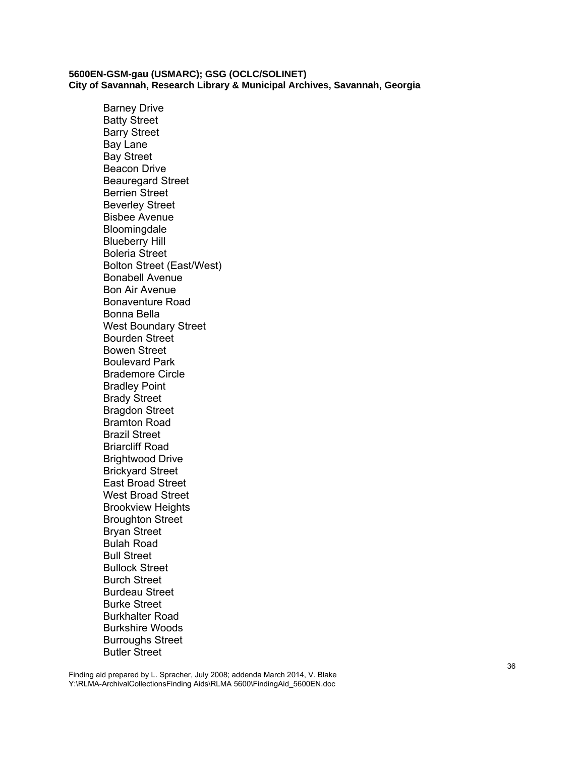Barney Drive
Batty Street
Barry Street
Bay Lane
Bay Street
Beacon Drive
Beauregard Street
Berrien Street
Beverley Street
Bisbee Avenue
Bloomingdale
Blueberry Hill
Boleria Street
Bolton Street (East/West)
Bonabell Avenue
Bon Air Avenue
Bonaventure Road
Bonna Bella
West Boundary Street
Bourden Street
Bowen Street
Boulevard Park
Brademore Circle
Bradley Point
Brady Street
Bragdon Street
Bramton Road
Brazil Street
Briarcliff Road
Brightwood Drive
Brickyard Street
East Broad Street
West Broad Street
Brookview Heights
Broughton Street
Bryan Street
Bulah Road
Bull Street
Bullock Street
Burch Street
Burdeau Street
Burke Street
Burkhalter Road
Burkshire Woods
Burroughs Street
Butler Street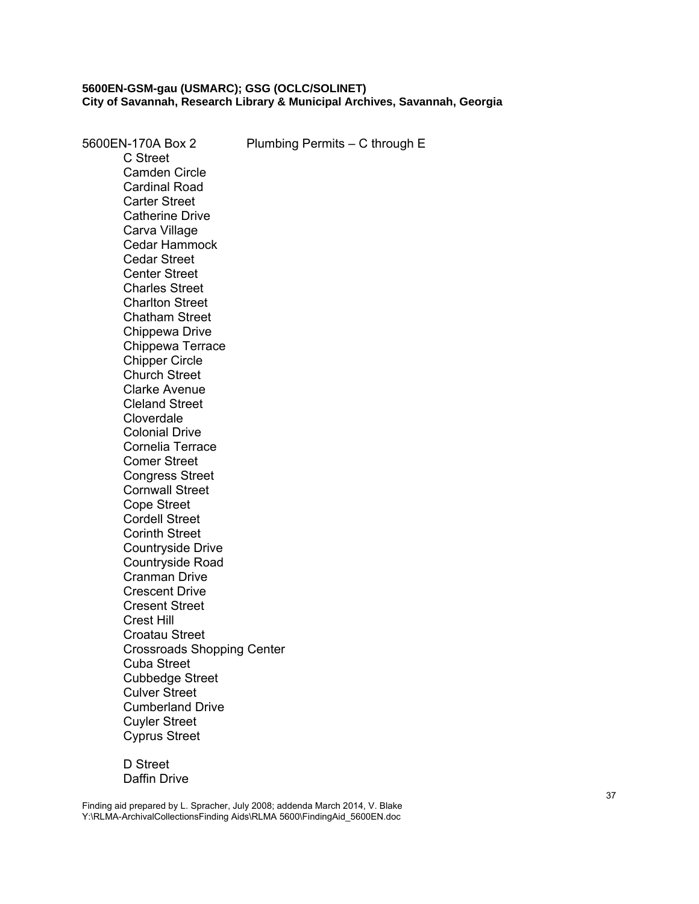**5600EN-GSM-gau (USMARC); GSG (OCLC/SOLINET)**
**City of Savannah, Research Library & Municipal Archives, Savannah, Georgia**

5600EN-170A Box 2 Plumbing Permits – C through E

- C Street
- Camden Circle
- Cardinal Road
- Carter Street
- Catherine Drive
- Carva Village
- Cedar Hammock
- Cedar Street
- Center Street
- Charles Street
- Charlton Street
- Chatham Street
- Chippewa Drive
- Chippewa Terrace
- Chipper Circle
- Church Street
- Clarke Avenue
- Cleland Street
- Cloverdale
- Colonial Drive
- Cornelia Terrace
- Comer Street
- Congress Street
- Cornwall Street
- Cope Street
- Cordell Street
- Corinth Street
- Countryside Drive
- Countryside Road
- Cranman Drive
- Crescent Drive
- Cresent Street
- Crest Hill
- Croatau Street
- Crossroads Shopping Center
- Cuba Street
- Cubbedge Street
- Culver Street
- Cumberland Drive
- Cuyler Street
- Cyprus Street

- D Street
- Daffin Drive

Finding aid prepared by L. Spracher, July 2008; addenda March 2014, V. Blake
Y:\RLMA-ArchivalCollectionsFinding Aids\RLMA 5600\FindingAid_5600EN.doc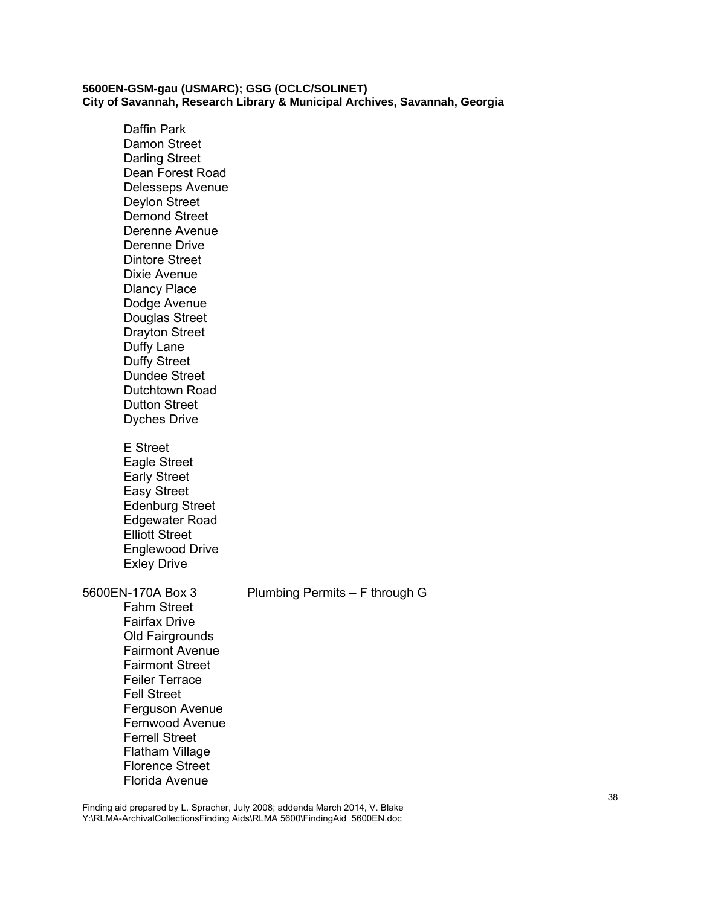Daffin Park
Damon Street
Darling Street
Dean Forest Road
Delesseps Avenue
Deylon Street
Demond Street
Derenne Avenue
Derenne Drive
Dintore Street
Dixie Avenue
Dlancy Place
Dodge Avenue
Douglas Street
Drayton Street
Duffy Lane
Duffy Street
Dundee Street
Dutchtown Road
Dutton Street
Dyches Drive

E Street
Eagle Street
Early Street
Easy Street
Edenburg Street
Edgewater Road
Elliott Street
Englewood Drive
Exley Drive

5600EN-170A Box 3 Plumbing Permits – F through G

Fahm Street
Fairfax Drive
Old Fairgrounds
Fairmont Avenue
Fairmont Street
Feiler Terrace
Fell Street
Ferguson Avenue
Fernwood Avenue
Ferrell Street
Flatham Village
Florence Street
Florida Avenue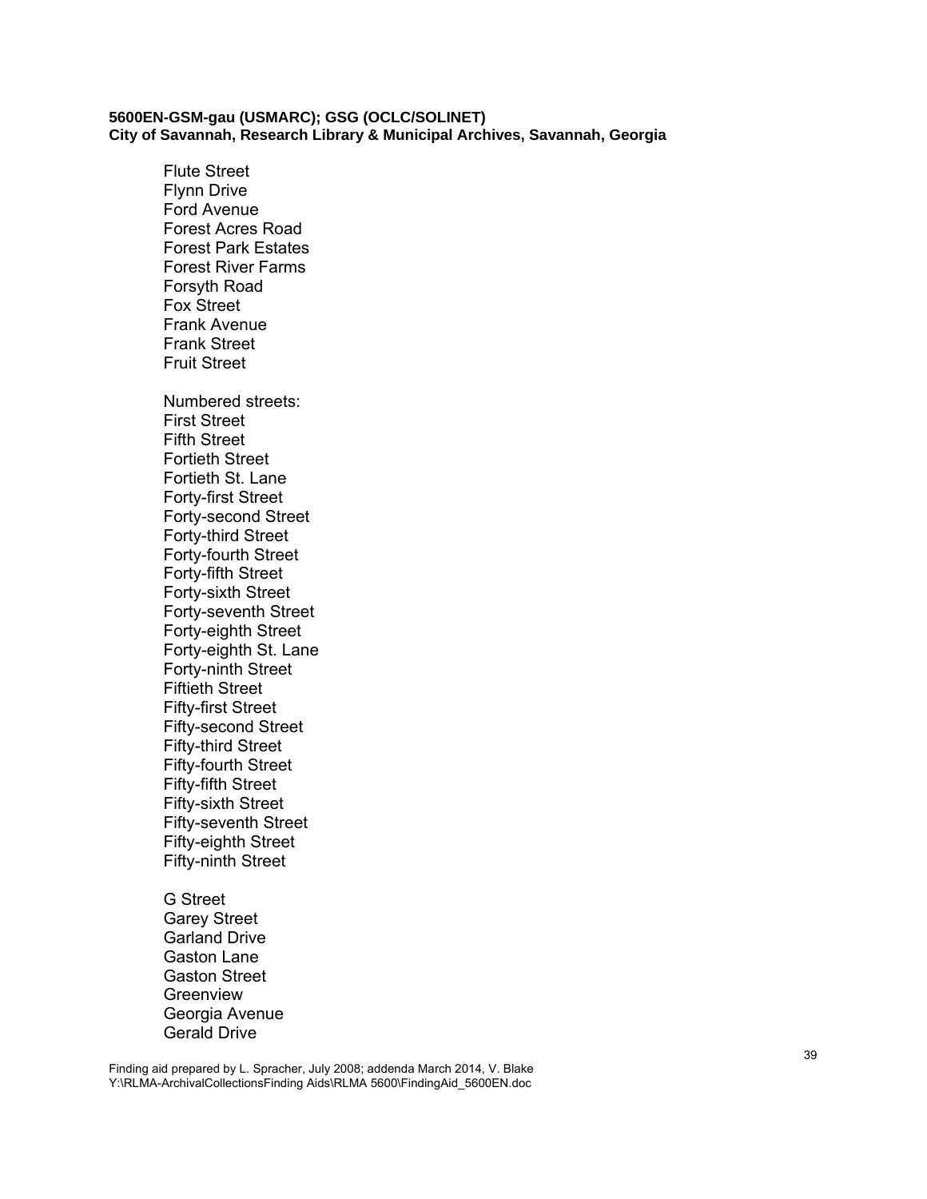Flute Street
Flynn Drive
Ford Avenue
Forest Acres Road
Forest Park Estates
Forest River Farms
Forsyth Road
Fox Street
Frank Avenue
Frank Street
Fruit Street

Numbered streets:
First Street
Fifth Street
Fortieth Street
Fortieth St. Lane
Forty-first Street
Forty-second Street
Forty-third Street
Forty-fourth Street
Forty-fifth Street
Forty-sixth Street
Forty-seventh Street
Forty-eighth Street
Forty-eighth St. Lane
Forty-ninth Street
Fiftieth Street
Fifty-first Street
Fifty-second Street
Fifty-third Street
Fifty-fourth Street
Fifty-fifth Street
Fifty-sixth Street
Fifty-seventh Street
Fifty-eighth Street
Fifty-ninth Street

G Street
Garey Street
Garland Drive
Gaston Lane
Gaston Street
Greenview
Georgia Avenue
Gerald Drive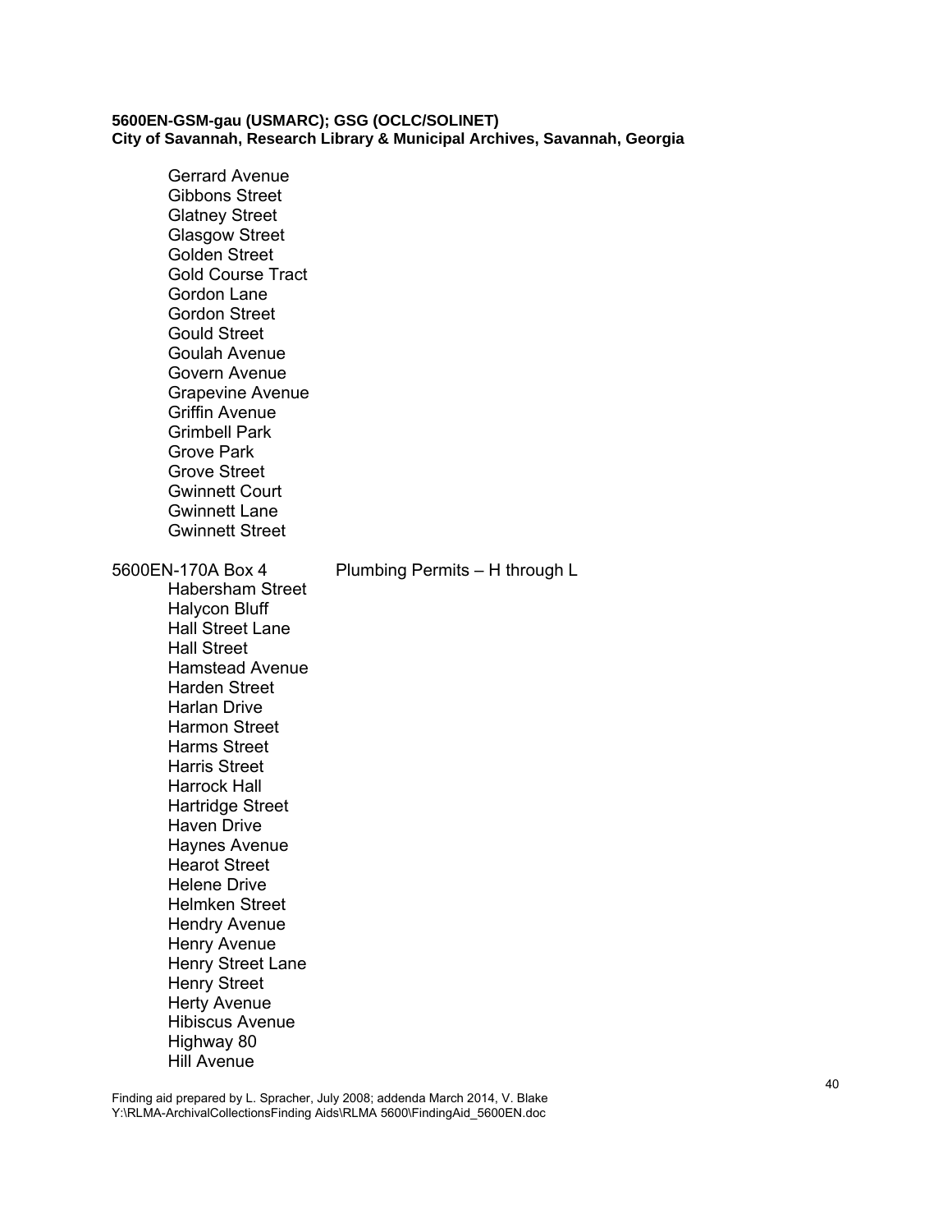Gerrard Avenue
Gibbons Street
Glatney Street
Glasgow Street
Golden Street
Gold Course Tract
Gordon Lane
Gordon Street
Gould Street
Goulah Avenue
Govern Avenue
Grapevine Avenue
Griffin Avenue
Grimbell Park
Grove Park
Grove Street
Gwinnett Court
Gwinnett Lane
Gwinnett Street

5600EN-170A Box 4 Plumbing Permits – H through L

Habersham Street
Halycon Bluff
Hall Street Lane
Hall Street
Hamstead Avenue
Harden Street
Harlan Drive
Harmon Street
Harms Street
Harris Street
Harrock Hall
Hartridge Street
Haven Drive
Haynes Avenue
Hearot Street
Helene Drive
Helmken Street
Hendry Avenue
Henry Avenue
Henry Street Lane
Henry Street
Herty Avenue
Hibiscus Avenue
Highway 80
Hill Avenue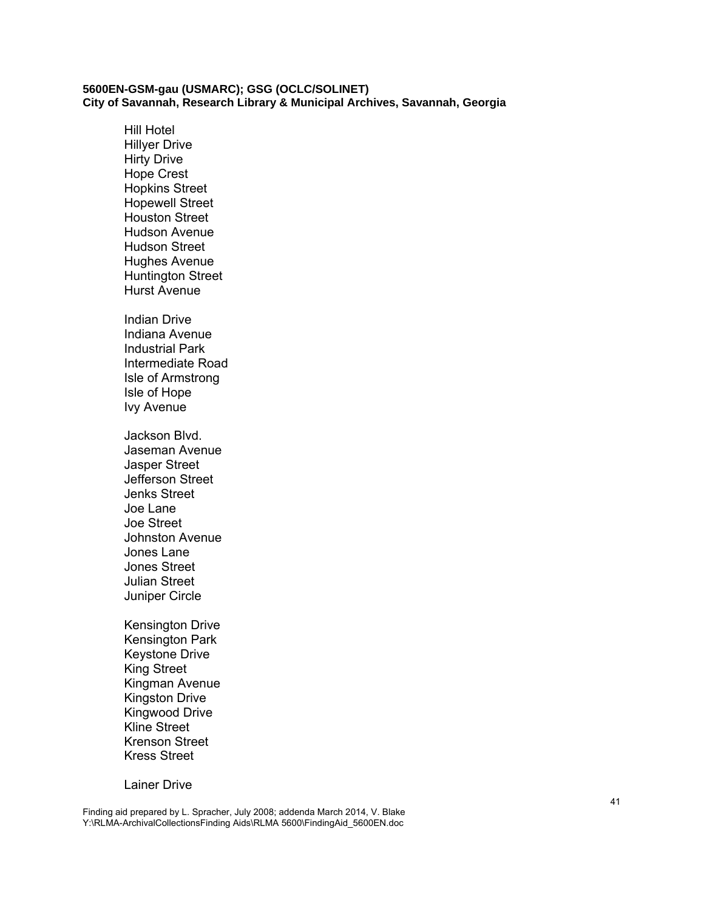Hill Hotel
Hillyer Drive
Hirty Drive
Hope Crest
Hopkins Street
Hopewell Street
Houston Street
Hudson Avenue
Hudson Street
Hughes Avenue
Huntington Street
Hurst Avenue

Indian Drive
Indiana Avenue
Industrial Park
Intermediate Road
Isle of Armstrong
Isle of Hope
Ivy Avenue

Jackson Blvd.
Jaseman Avenue
Jasper Street
Jefferson Street
Jenks Street
Joe Lane
Joe Street
Johnston Avenue
Jones Lane
Jones Street
Julian Street
Juniper Circle

Kensington Drive
Kensington Park
Keystone Drive
King Street
Kingman Avenue
Kingston Drive
Kingwood Drive
Kline Street
Krenson Street
Kress Street

Lainer Drive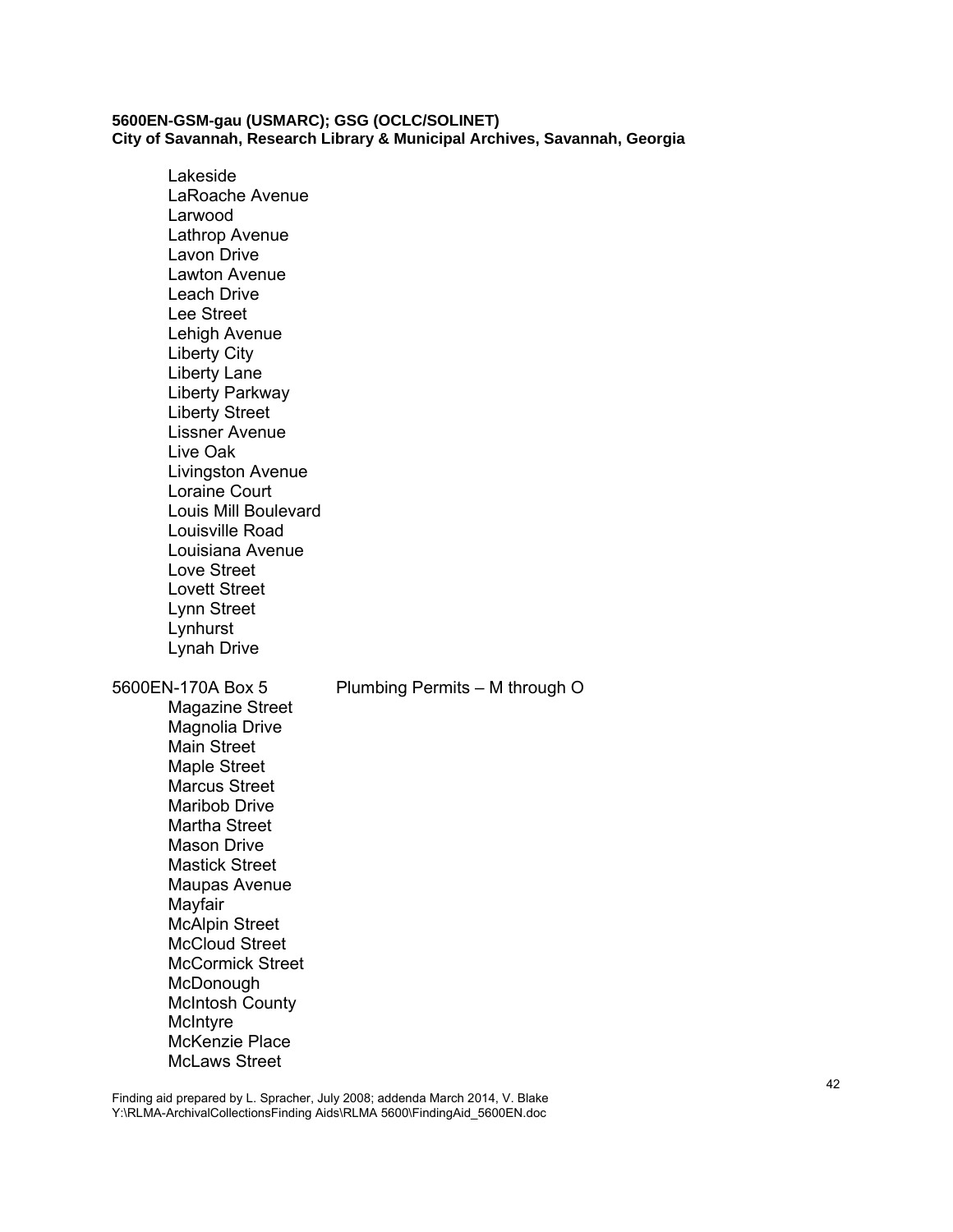Lakeside
LaRoache Avenue
Larwood
Lathrop Avenue
Lavon Drive
Lawton Avenue
Leach Drive
Lee Street
Lehigh Avenue
Liberty City
Liberty Lane
Liberty Parkway
Liberty Street
Lissner Avenue
Live Oak
Livingston Avenue
Loraine Court
Louis Mill Boulevard
Louisville Road
Louisiana Avenue
Love Street
Lovett Street
Lynn Street
Lynhurst
Lynah Drive

5600EN-170A Box 5 Plumbing Permits – M through O

Magazine Street
Magnolia Drive
Main Street
Maple Street
Marcus Street
Maribob Drive
Martha Street
Mason Drive
Mastick Street
Maupas Avenue
Mayfair
McAlpin Street
McCloud Street
McCormick Street
McDonough
McIntosh County
McIntyre
McKenzie Place
McLaws Street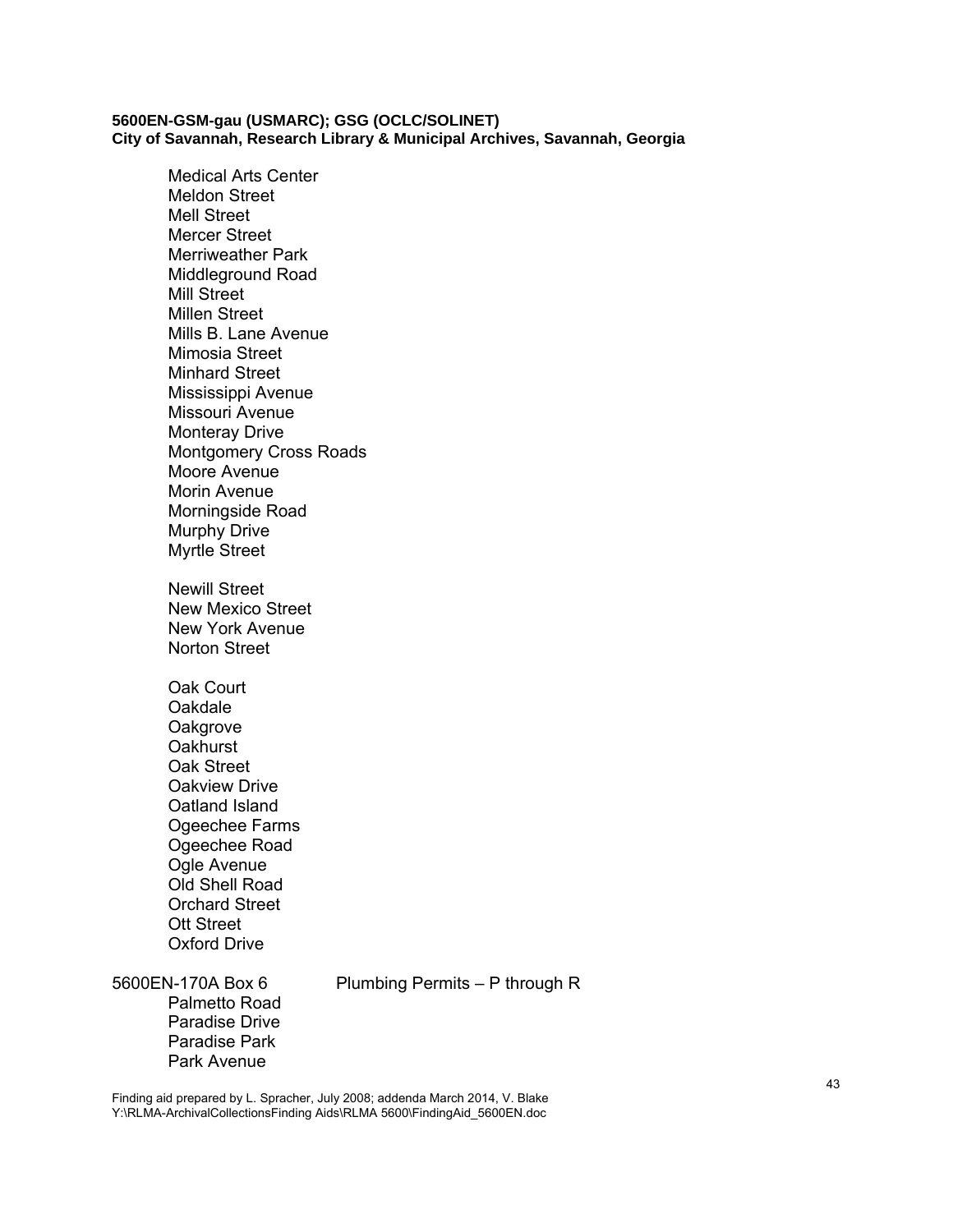Medical Arts Center
Meldon Street
Mell Street
Mercer Street
Merriweather Park
Middleground Road
Mill Street
Millen Street
Mills B. Lane Avenue
Mimosia Street
Minhard Street
Mississippi Avenue
Missouri Avenue
Monteray Drive
Montgomery Cross Roads
Moore Avenue
Morin Avenue
Morningside Road
Murphy Drive
Myrtle Street

Newill Street
New Mexico Street
New York Avenue
Norton Street

Oak Court
Oakdale
Oakgrove
Oakhurst
Oak Street
Oakview Drive
Oatland Island
Ogeechee Farms
Ogeechee Road
Ogle Avenue
Old Shell Road
Orchard Street
Ott Street
Oxford Drive

5600EN-170A Box 6 Plumbing Permits – P through R

Palmetto Road
Paradise Drive
Paradise Park
Park Avenue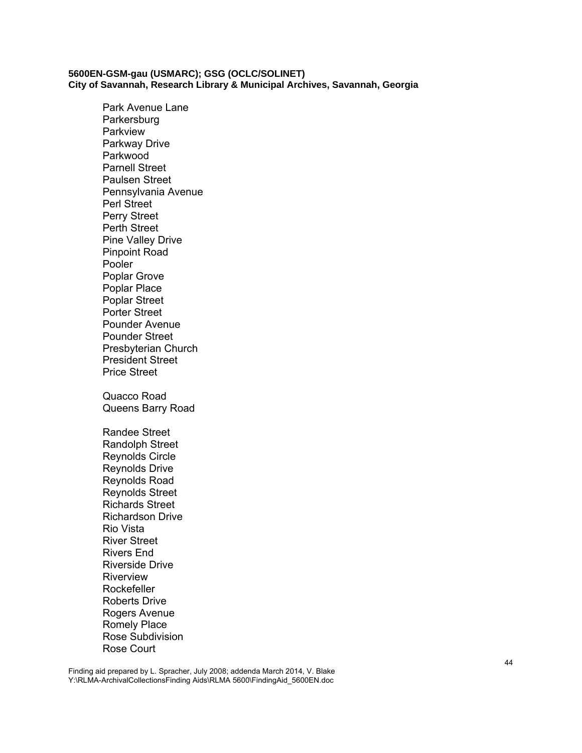Park Avenue Lane
Parkersburg
Parkview
Parkway Drive
Parkwood
Parnell Street
Paulsen Street
Pennsylvania Avenue
Perl Street
Perry Street
Perth Street
Pine Valley Drive
Pinpoint Road
Pooler
Poplar Grove
Poplar Place
Poplar Street
Porter Street
Pounder Avenue
Pounder Street
Presbyterian Church
President Street
Price Street

Quacco Road
Queens Barry Road

Randee Street
Randolph Street
Reynolds Circle
Reynolds Drive
Reynolds Road
Reynolds Street
Richards Street
Richardson Drive
Rio Vista
River Street
Rivers End
Riverside Drive
Riverview
Rockefeller
Roberts Drive
Rogers Avenue
Romely Place
Rose Subdivision
Rose Court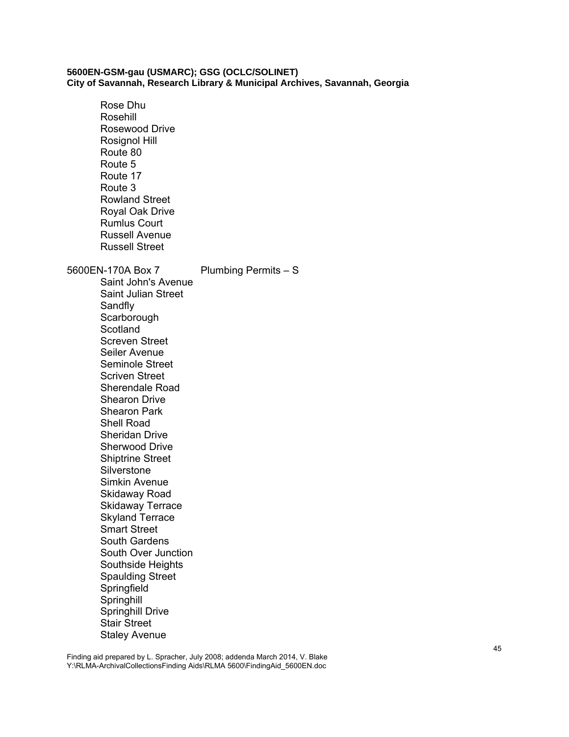Rose Dhu
Rosehill
Rosewood Drive
Rosignol Hill
Route 80
Route 5
Route 17
Route 3
Rowland Street
Royal Oak Drive
Rumlus Court
Russell Avenue
Russell Street

5600EN-170A Box 7 Plumbing Permits – S

Saint John's Avenue
Saint Julian Street
Sandfly
Scarborough
Scotland
Screven Street
Seiler Avenue
Seminole Street
Scriven Street
Sherendale Road
Shearon Drive
Shearon Park
Shell Road
Sheridan Drive
Sherwood Drive
Shiptrine Street
Silverstone
Simkin Avenue
Skidaway Road
Skidaway Terrace
Skyland Terrace
Smart Street
South Gardens
South Over Junction
Southside Heights
Spaulding Street
Springfield
Springhill
Springhill Drive
Stair Street
Staley Avenue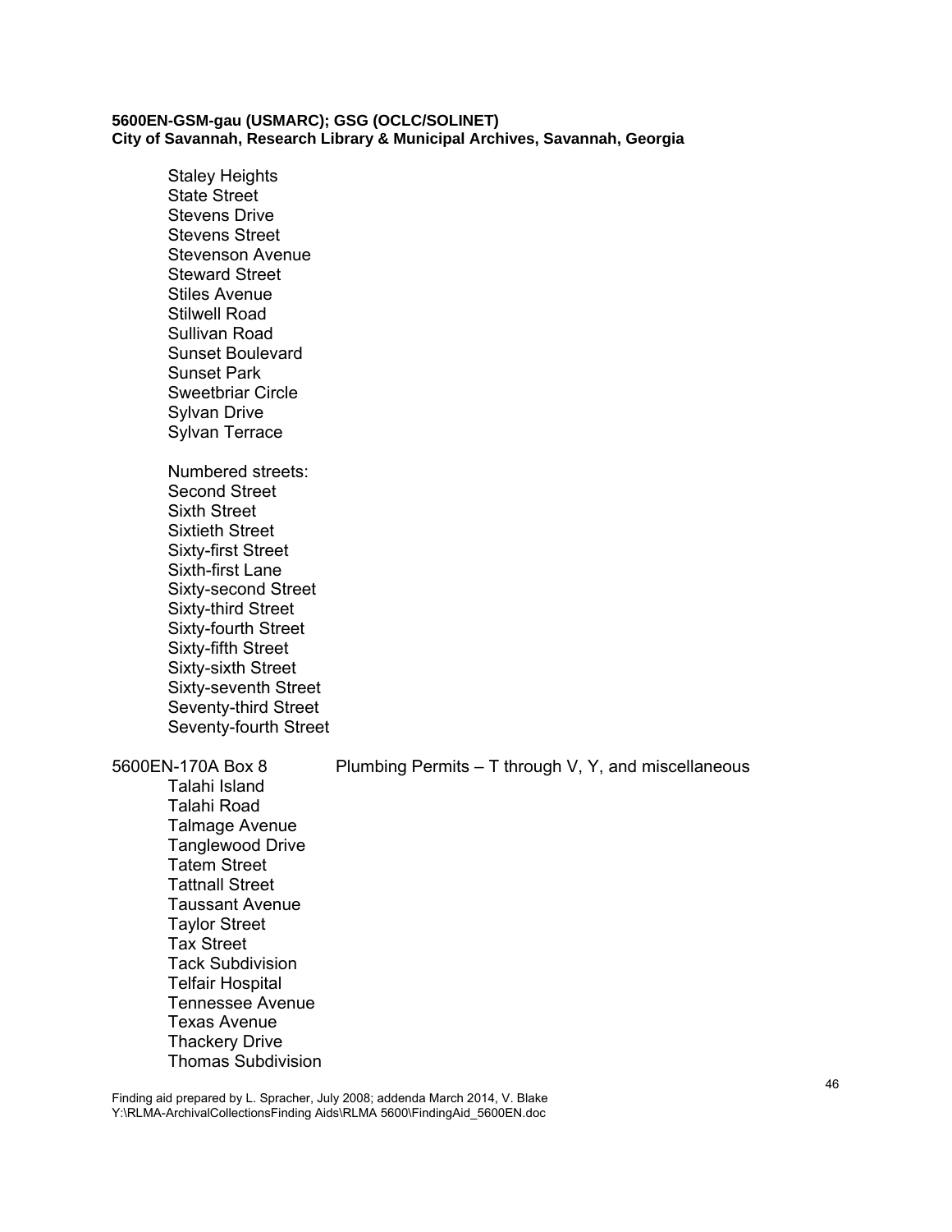Staley Heights
State Street
Stevens Drive
Stevens Street
Stevenson Avenue
Steward Street
Stiles Avenue
Stilwell Road
Sullivan Road
Sunset Boulevard
Sunset Park
Sweetbriar Circle
Sylvan Drive
Sylvan Terrace

Numbered streets:
Second Street
Sixth Street
Sixtieth Street
Sixty-first Street
Sixth-first Lane
Sixty-second Street
Sixty-third Street
Sixty-fourth Street
Sixty-fifth Street
Sixty-sixth Street
Sixty-seventh Street
Seventy-third Street
Seventy-fourth Street

5600EN-170A Box 8 Plumbing Permits – T through V, Y, and miscellaneous

Talahi Island
Talahi Road
Talmage Avenue
Tanglewood Drive
Tatem Street
Tattnall Street
Taussant Avenue
Taylor Street
Tax Street
Tack Subdivision
Telfair Hospital
Tennessee Avenue
Texas Avenue
Thackery Drive
Thomas Subdivision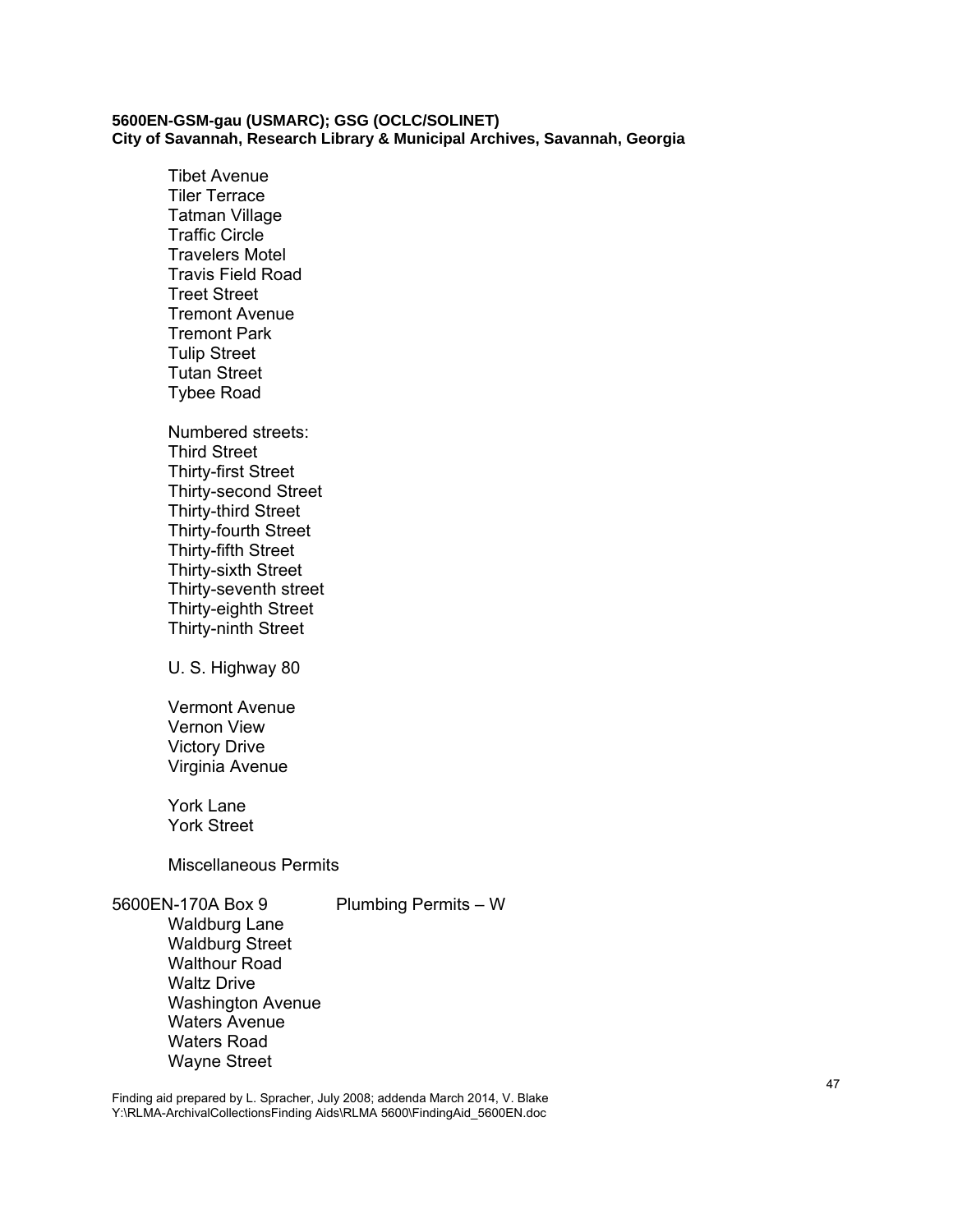Tibet Avenue
Tiler Terrace
Tatman Village
Traffic Circle
Travelers Motel
Travis Field Road
Treet Street
Tremont Avenue
Tremont Park
Tulip Street
Tutan Street
Tybee Road

Numbered streets:
Third Street
Thirty-first Street
Thirty-second Street
Thirty-third Street
Thirty-fourth Street
Thirty-fifth Street
Thirty-sixth Street
Thirty-seventh street
Thirty-eighth Street
Thirty-ninth Street

U. S. Highway 80

Vermont Avenue
Vernon View
Victory Drive
Virginia Avenue

York Lane
York Street

Miscellaneous Permits

5600EN-170A Box 9 Plumbing Permits – W

Waldburg Lane
Waldburg Street
Walthour Road
Waltz Drive
Washington Avenue
Waters Avenue
Waters Road
Wayne Street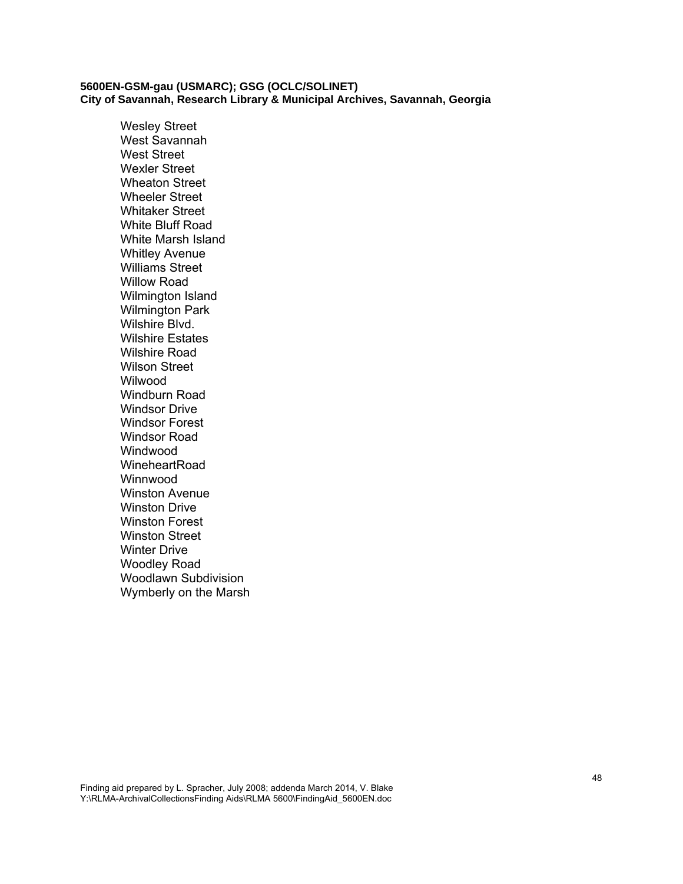Wesley Street
West Savannah
West Street
Wexler Street
Wheaton Street
Wheeler Street
Whitaker Street
White Bluff Road
White Marsh Island
Whitley Avenue
Williams Street
Willow Road
Wilmington Island
Wilmington Park
Wilshire Blvd.
Wilshire Estates
Wilshire Road
Wilson Street
Wilwood
Windburn Road
Windsor Drive
Windsor Forest
Windsor Road
Windwood
WineheartRoad
Winnwood
Winston Avenue
Winston Drive
Winston Forest
Winston Street
Winter Drive
Woodley Road
Woodlawn Subdivision
Wymberly on the Marsh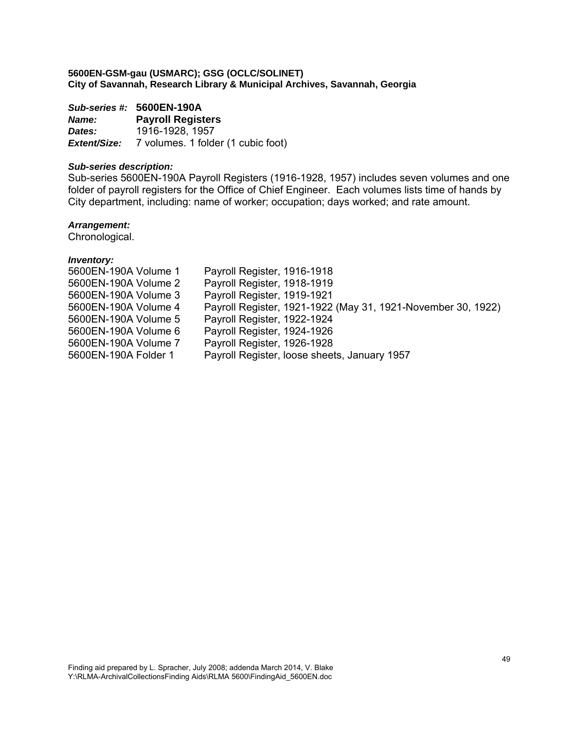**5600EN-GSM-gau (USMARC); GSG (OCLC/SOLINET)**
**City of Savannah, Research Library & Municipal Archives, Savannah, Georgia**

***Sub-series #:*** **5600EN-190A**
***Name:*** **Payroll Registers**
***Dates:*** 1916-1928, 1957
***Extent/Size:*** 7 volumes. 1 folder (1 cubic foot)

***Sub-series description:***
Sub-series 5600EN-190A Payroll Registers (1916-1928, 1957) includes seven volumes and one folder of payroll registers for the Office of Chief Engineer. Each volumes lists time of hands by City department, including: name of worker; occupation; days worked; and rate amount.

***Arrangement:***
Chronological.

***Inventory:***

| | |
|---|---|
| 5600EN-190A Volume 1 | Payroll Register, 1916-1918 |
| 5600EN-190A Volume 2 | Payroll Register, 1918-1919 |
| 5600EN-190A Volume 3 | Payroll Register, 1919-1921 |
| 5600EN-190A Volume 4 | Payroll Register, 1921-1922 (May 31, 1921-November 30, 1922) |
| 5600EN-190A Volume 5 | Payroll Register, 1922-1924 |
| 5600EN-190A Volume 6 | Payroll Register, 1924-1926 |
| 5600EN-190A Volume 7 | Payroll Register, 1926-1928 |
| 5600EN-190A Folder 1 | Payroll Register, loose sheets, January 1957 |

Finding aid prepared by L. Spracher, July 2008; addenda March 2014, V. Blake
Y:\RLMA-ArchivalCollectionsFinding Aids\RLMA 5600\FindingAid_5600EN.doc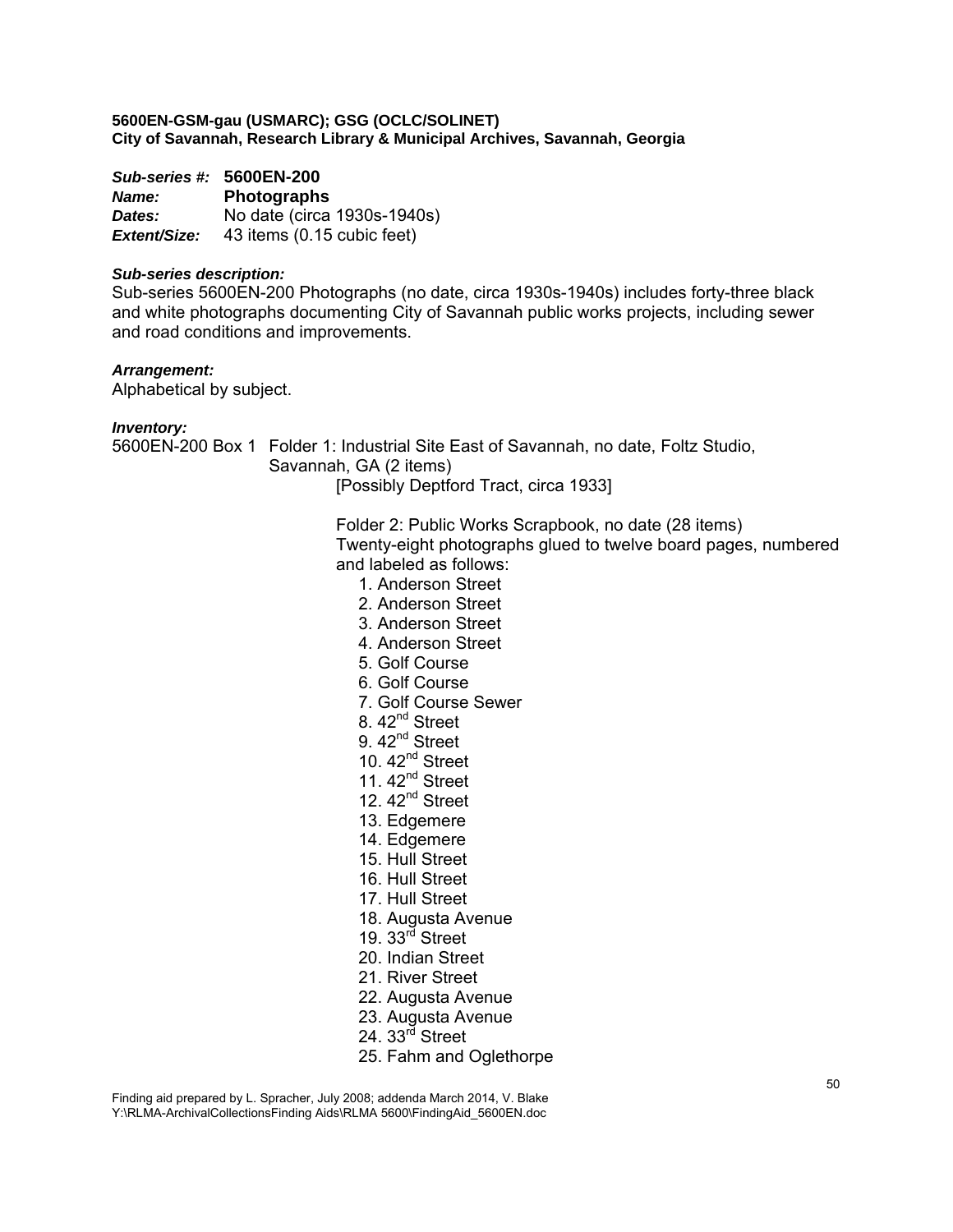**5600EN-GSM-gau (USMARC); GSG (OCLC/SOLINET)**
**City of Savannah, Research Library & Municipal Archives, Savannah, Georgia**

***Sub-series #:*** **5600EN-200**
***Name:*** **Photographs**
***Dates:*** No date (circa 1930s-1940s)
***Extent/Size:*** 43 items (0.15 cubic feet)

***Sub-series description:***
Sub-series 5600EN-200 Photographs (no date, circa 1930s-1940s) includes forty-three black and white photographs documenting City of Savannah public works projects, including sewer and road conditions and improvements.

***Arrangement:***
Alphabetical by subject.

***Inventory:***
5600EN-200 Box 1 Folder 1: Industrial Site East of Savannah, no date, Foltz Studio, Savannah, GA (2 items)
[Possibly Deptford Tract, circa 1933]

Folder 2: Public Works Scrapbook, no date (28 items)
Twenty-eight photographs glued to twelve board pages, numbered and labeled as follows:

1. Anderson Street
2. Anderson Street
3. Anderson Street
4. Anderson Street
5. Golf Course
6. Golf Course
7. Golf Course Sewer
8. 42nd Street
9. 42nd Street
10. 42nd Street
11. 42nd Street
12. 42nd Street
13. Edgemere
14. Edgemere
15. Hull Street
16. Hull Street
17. Hull Street
18. Augusta Avenue
19. 33rd Street
20. Indian Street
21. River Street
22. Augusta Avenue
23. Augusta Avenue
24. 33rd Street
25. Fahm and Oglethorpe

Finding aid prepared by L. Spracher, July 2008; addenda March 2014, V. Blake
Y:\RLMA-ArchivalCollectionsFinding Aids\RLMA 5600\FindingAid_5600EN.doc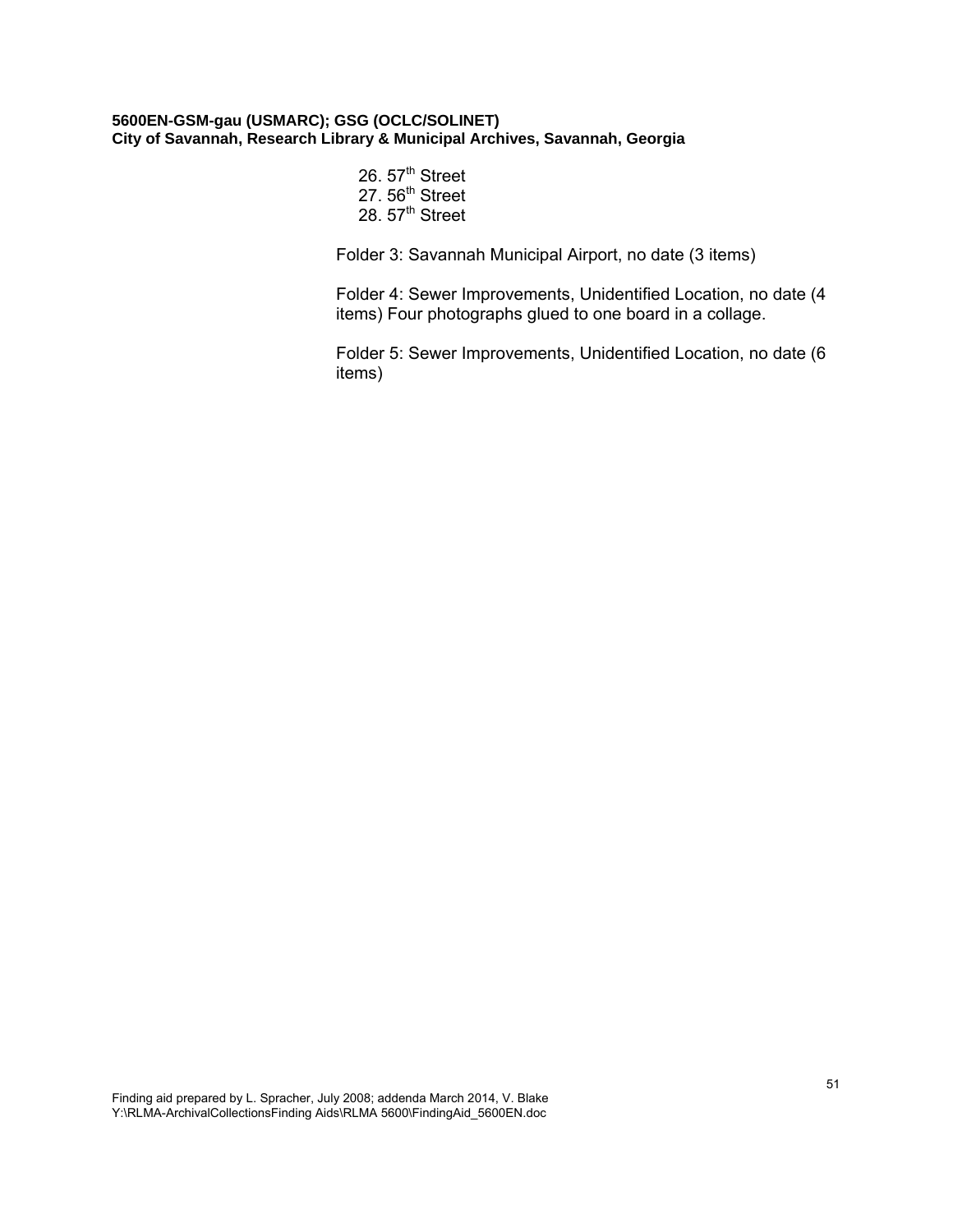26. 57th Street
27. 56th Street
28. 57th Street

Folder 3: Savannah Municipal Airport, no date (3 items)

Folder 4: Sewer Improvements, Unidentified Location, no date (4 items) Four photographs glued to one board in a collage.

Folder 5: Sewer Improvements, Unidentified Location, no date (6 items)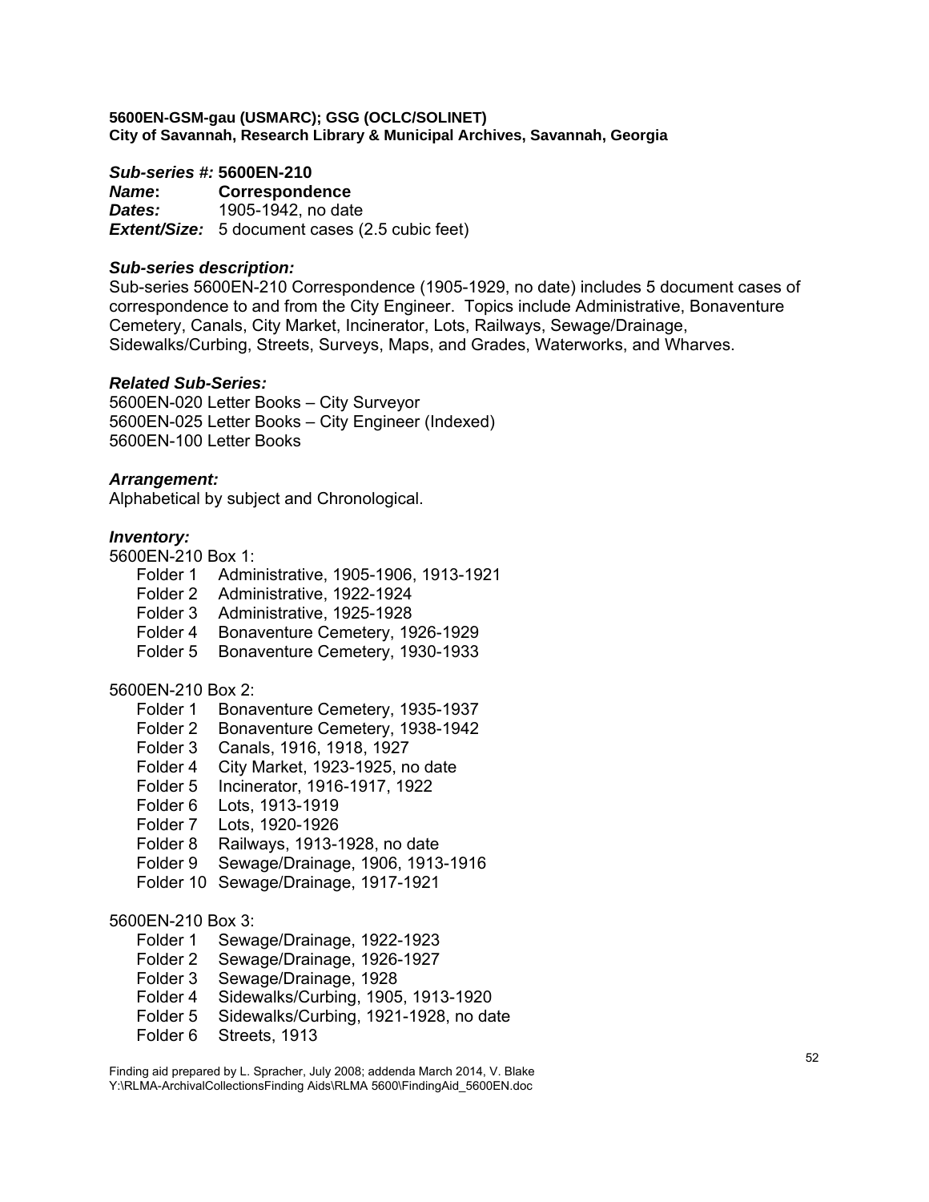**5600EN-GSM-gau (USMARC); GSG (OCLC/SOLINET)**
**City of Savannah, Research Library & Municipal Archives, Savannah, Georgia**

***Sub-series #:*** **5600EN-210**
***Name*:** **Correspondence**
***Dates:*** 1905-1942, no date
***Extent/Size:*** 5 document cases (2.5 cubic feet)

***Sub-series description:***
Sub-series 5600EN-210 Correspondence (1905-1929, no date) includes 5 document cases of correspondence to and from the City Engineer. Topics include Administrative, Bonaventure Cemetery, Canals, City Market, Incinerator, Lots, Railways, Sewage/Drainage, Sidewalks/Curbing, Streets, Surveys, Maps, and Grades, Waterworks, and Wharves.

***Related Sub-Series:***
5600EN-020 Letter Books – City Surveyor
5600EN-025 Letter Books – City Engineer (Indexed)
5600EN-100 Letter Books

***Arrangement:***
Alphabetical by subject and Chronological.

***Inventory:***

5600EN-210 Box 1:
- Folder 1 Administrative, 1905-1906, 1913-1921
- Folder 2 Administrative, 1922-1924
- Folder 3 Administrative, 1925-1928
- Folder 4 Bonaventure Cemetery, 1926-1929
- Folder 5 Bonaventure Cemetery, 1930-1933

5600EN-210 Box 2:
- Folder 1 Bonaventure Cemetery, 1935-1937
- Folder 2 Bonaventure Cemetery, 1938-1942
- Folder 3 Canals, 1916, 1918, 1927
- Folder 4 City Market, 1923-1925, no date
- Folder 5 Incinerator, 1916-1917, 1922
- Folder 6 Lots, 1913-1919
- Folder 7 Lots, 1920-1926
- Folder 8 Railways, 1913-1928, no date
- Folder 9 Sewage/Drainage, 1906, 1913-1916
- Folder 10 Sewage/Drainage, 1917-1921

5600EN-210 Box 3:
- Folder 1 Sewage/Drainage, 1922-1923
- Folder 2 Sewage/Drainage, 1926-1927
- Folder 3 Sewage/Drainage, 1928
- Folder 4 Sidewalks/Curbing, 1905, 1913-1920
- Folder 5 Sidewalks/Curbing, 1921-1928, no date
- Folder 6 Streets, 1913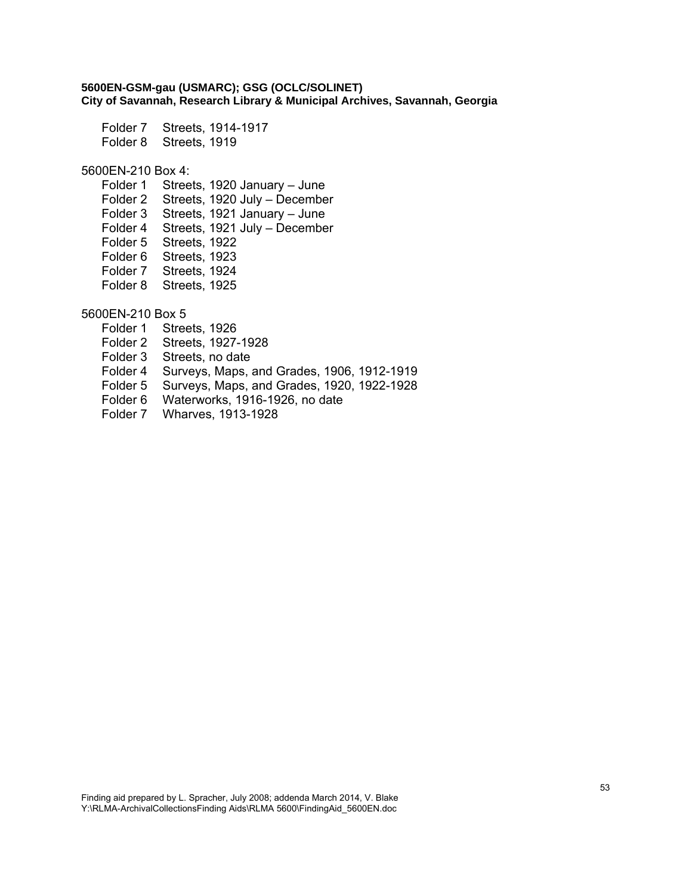Folder 7 Streets, 1914-1917
Folder 8 Streets, 1919

5600EN-210 Box 4:
- Folder 1 Streets, 1920 January – June
- Folder 2 Streets, 1920 July – December
- Folder 3 Streets, 1921 January – June
- Folder 4 Streets, 1921 July – December
- Folder 5 Streets, 1922
- Folder 6 Streets, 1923
- Folder 7 Streets, 1924
- Folder 8 Streets, 1925

5600EN-210 Box 5
- Folder 1 Streets, 1926
- Folder 2 Streets, 1927-1928
- Folder 3 Streets, no date
- Folder 4 Surveys, Maps, and Grades, 1906, 1912-1919
- Folder 5 Surveys, Maps, and Grades, 1920, 1922-1928
- Folder 6 Waterworks, 1916-1926, no date
- Folder 7 Wharves, 1913-1928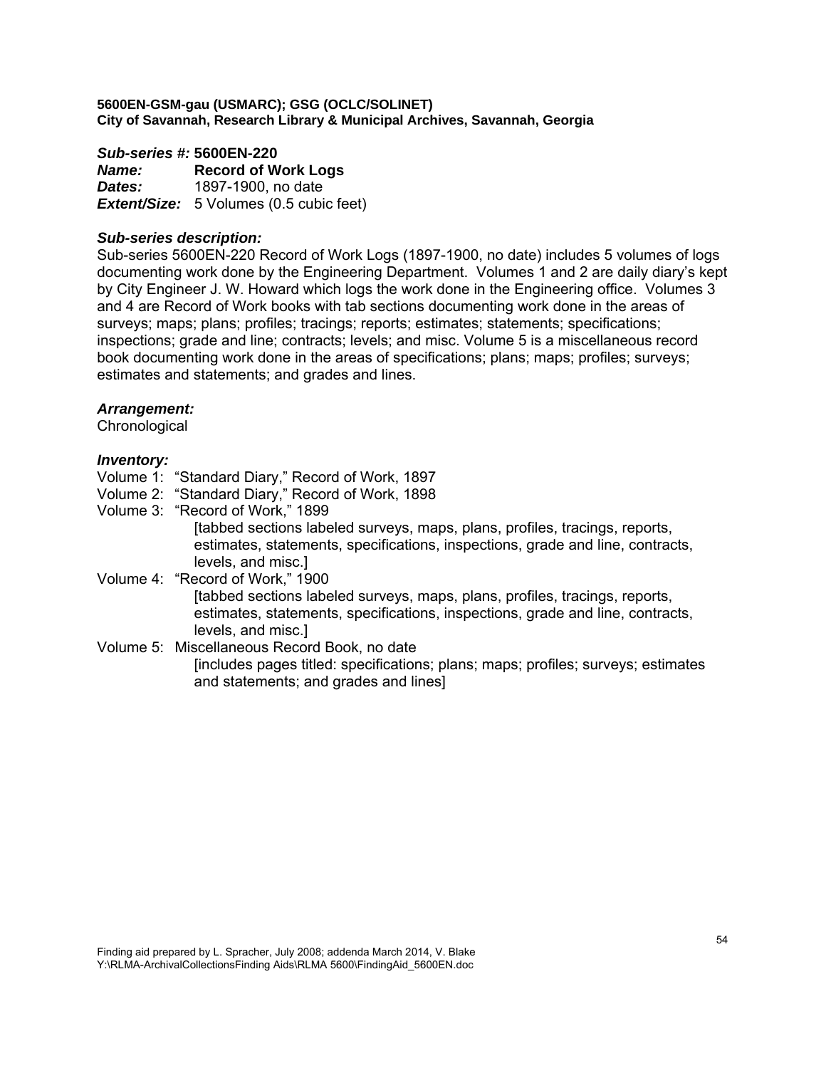**5600EN-GSM-gau (USMARC); GSG (OCLC/SOLINET)**
**City of Savannah, Research Library & Municipal Archives, Savannah, Georgia**

***Sub-series #:*** **5600EN-220**
***Name:*** **Record of Work Logs**
***Dates:*** 1897-1900, no date
***Extent/Size:*** 5 Volumes (0.5 cubic feet)

***Sub-series description:***
Sub-series 5600EN-220 Record of Work Logs (1897-1900, no date) includes 5 volumes of logs documenting work done by the Engineering Department. Volumes 1 and 2 are daily diary's kept by City Engineer J. W. Howard which logs the work done in the Engineering office. Volumes 3 and 4 are Record of Work books with tab sections documenting work done in the areas of surveys; maps; plans; profiles; tracings; reports; estimates; statements; specifications; inspections; grade and line; contracts; levels; and misc. Volume 5 is a miscellaneous record book documenting work done in the areas of specifications; plans; maps; profiles; surveys; estimates and statements; and grades and lines.

***Arrangement:***
Chronological

***Inventory:***
Volume 1: "Standard Diary," Record of Work, 1897
Volume 2: "Standard Diary," Record of Work, 1898
Volume 3: "Record of Work," 1899
[tabbed sections labeled surveys, maps, plans, profiles, tracings, reports, estimates, statements, specifications, inspections, grade and line, contracts, levels, and misc.]
Volume 4: "Record of Work," 1900
[tabbed sections labeled surveys, maps, plans, profiles, tracings, reports, estimates, statements, specifications, inspections, grade and line, contracts, levels, and misc.]
Volume 5: Miscellaneous Record Book, no date
[includes pages titled: specifications; plans; maps; profiles; surveys; estimates and statements; and grades and lines]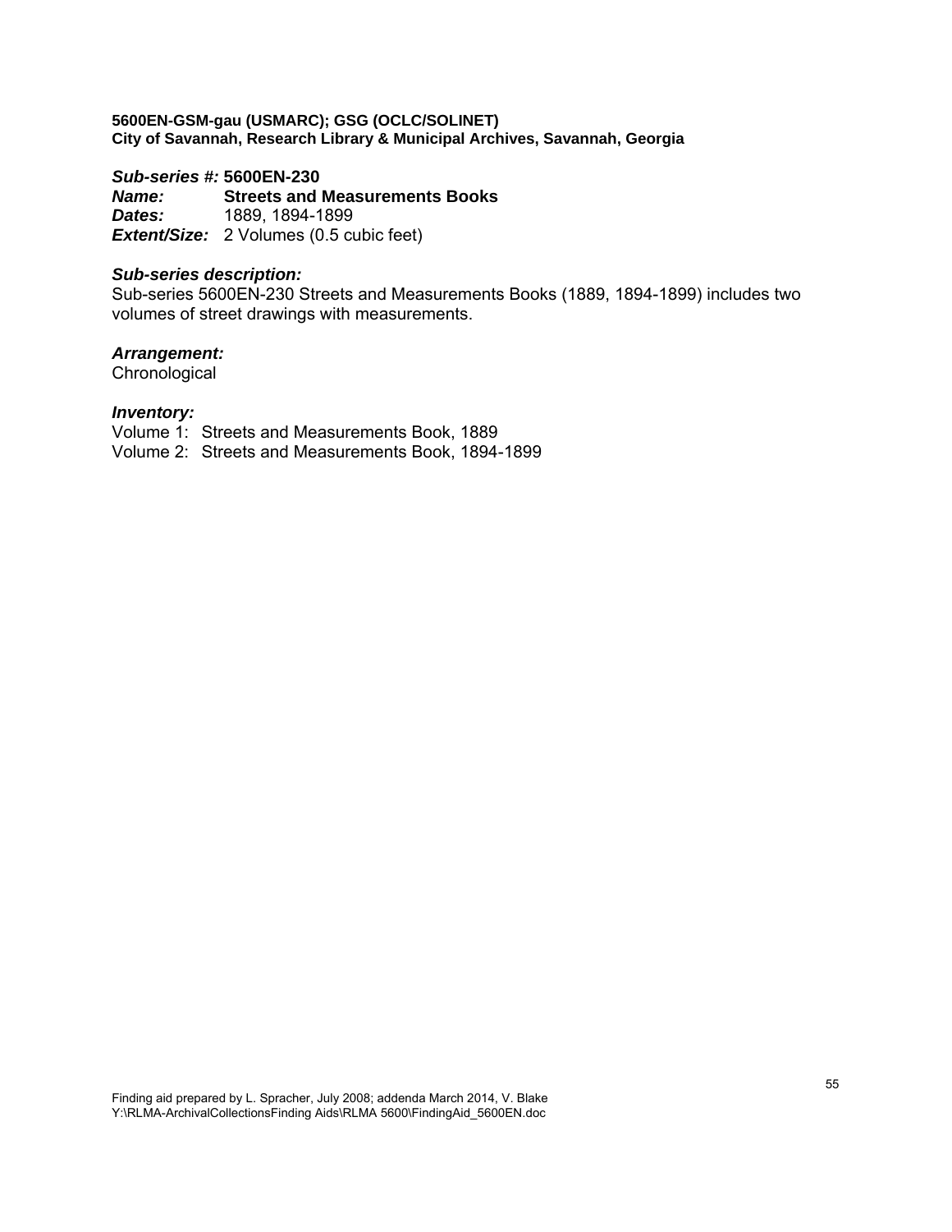**5600EN-GSM-gau (USMARC); GSG (OCLC/SOLINET)**
**City of Savannah, Research Library & Municipal Archives, Savannah, Georgia**

***Sub-series #:*** **5600EN-230**
***Name:*** **Streets and Measurements Books**
***Dates:*** 1889, 1894-1899
***Extent/Size:*** 2 Volumes (0.5 cubic feet)

***Sub-series description:***
Sub-series 5600EN-230 Streets and Measurements Books (1889, 1894-1899) includes two volumes of street drawings with measurements.

***Arrangement:***
Chronological

***Inventory:***
Volume 1: Streets and Measurements Book, 1889
Volume 2: Streets and Measurements Book, 1894-1899

Finding aid prepared by L. Spracher, July 2008; addenda March 2014, V. Blake
Y:\RLMA-ArchivalCollectionsFinding Aids\RLMA 5600\FindingAid_5600EN.doc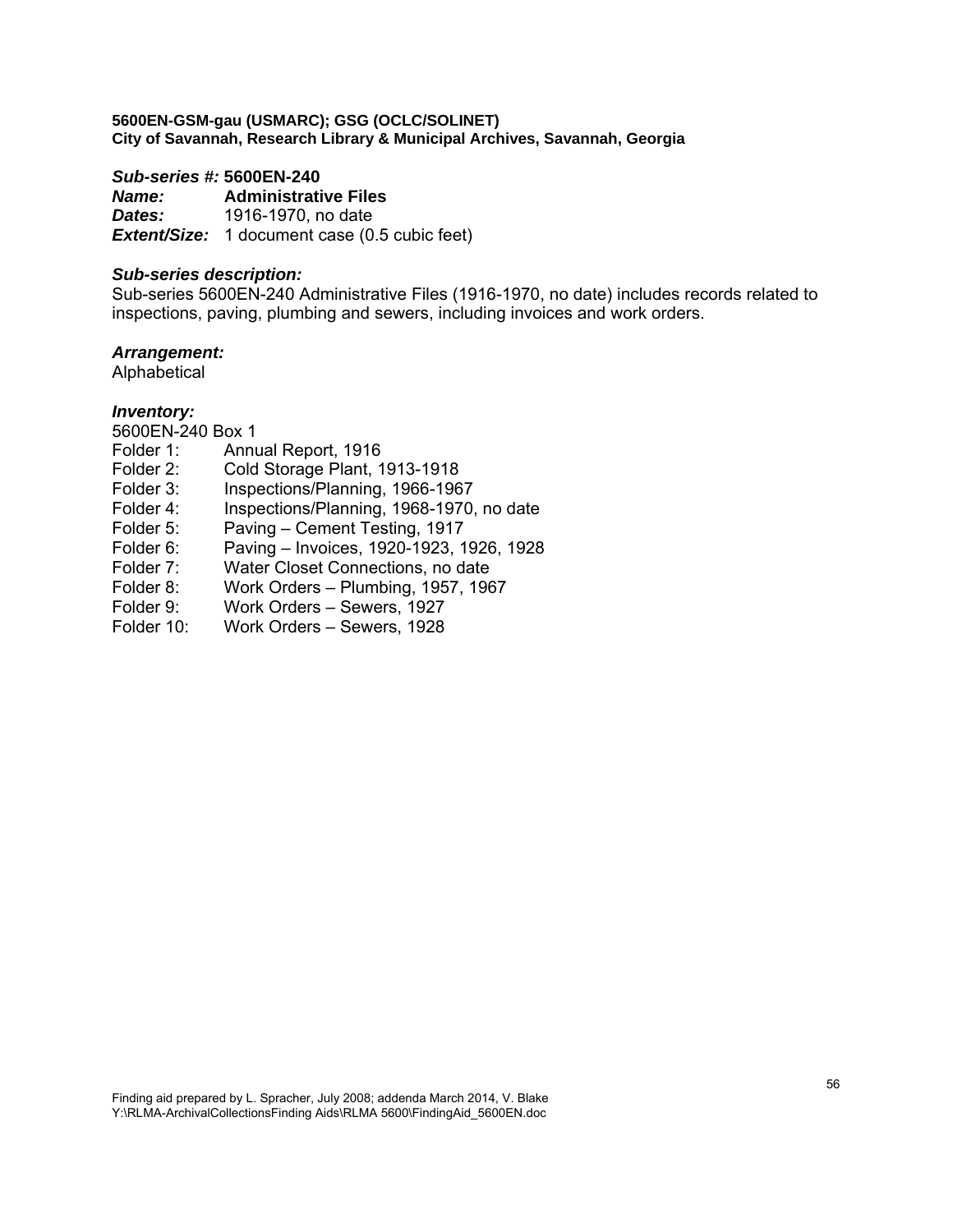**5600EN-GSM-gau (USMARC); GSG (OCLC/SOLINET)**
**City of Savannah, Research Library & Municipal Archives, Savannah, Georgia**

***Sub-series #:*** **5600EN-240**
***Name:*** **Administrative Files**
***Dates:*** 1916-1970, no date
***Extent/Size:*** 1 document case (0.5 cubic feet)

***Sub-series description:***
Sub-series 5600EN-240 Administrative Files (1916-1970, no date) includes records related to inspections, paving, plumbing and sewers, including invoices and work orders.

***Arrangement:***
Alphabetical

***Inventory:***
5600EN-240 Box 1
Folder 1: Annual Report, 1916
Folder 2: Cold Storage Plant, 1913-1918
Folder 3: Inspections/Planning, 1966-1967
Folder 4: Inspections/Planning, 1968-1970, no date
Folder 5: Paving – Cement Testing, 1917
Folder 6: Paving – Invoices, 1920-1923, 1926, 1928
Folder 7: Water Closet Connections, no date
Folder 8: Work Orders – Plumbing, 1957, 1967
Folder 9: Work Orders – Sewers, 1927
Folder 10: Work Orders – Sewers, 1928

Finding aid prepared by L. Spracher, July 2008; addenda March 2014, V. Blake
Y:\RLMA-ArchivalCollectionsFinding Aids\RLMA 5600\FindingAid_5600EN.doc